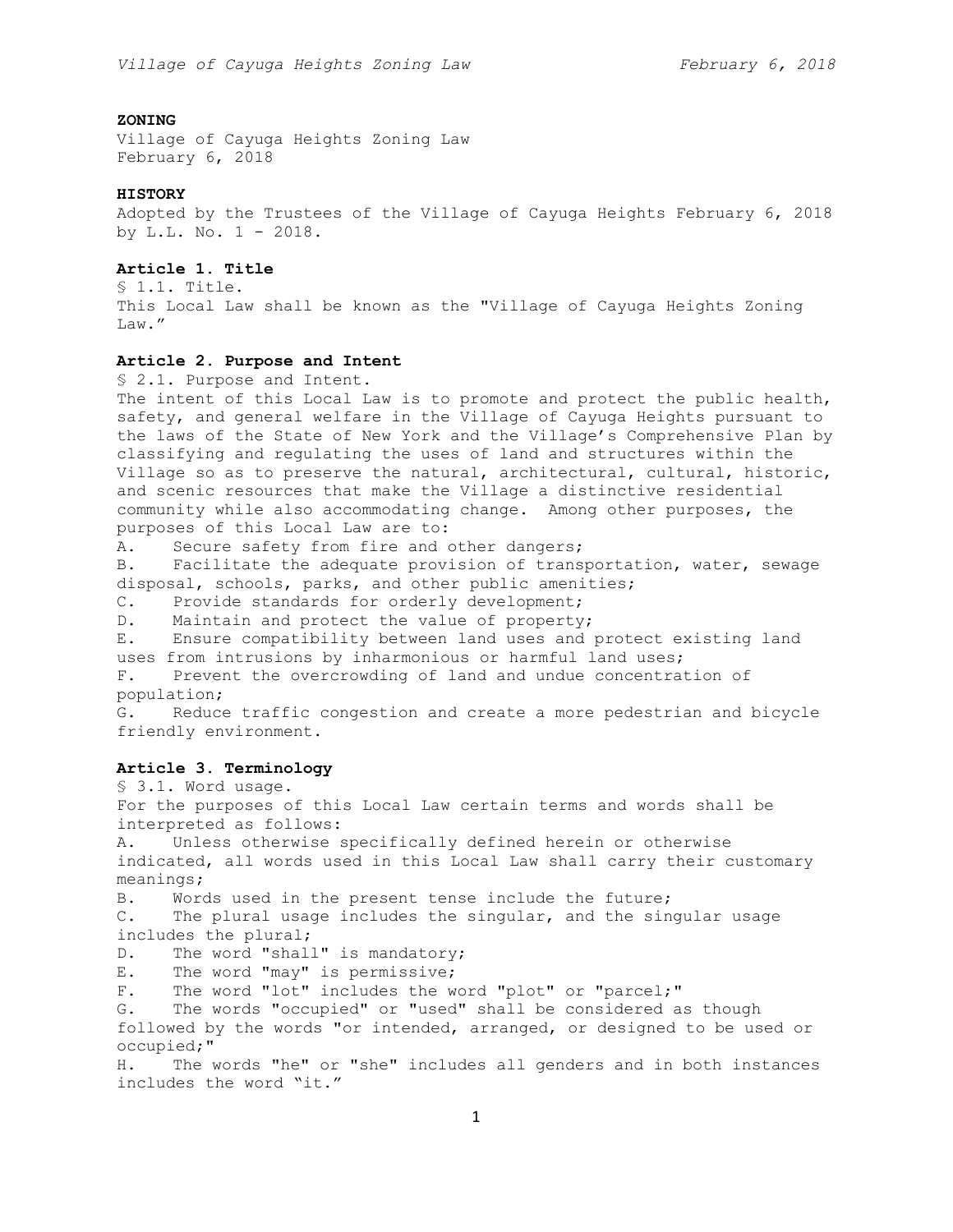**ZONING**

Village of Cayuga Heights Zoning Law
February 6, 2018

**HISTORY**

Adopted by the Trustees of the Village of Cayuga Heights February 6, 2018 by L.L. No. 1 - 2018.

## Article 1. Title

§ 1.1. Title.

This Local Law shall be known as the "Village of Cayuga Heights Zoning Law."

## Article 2. Purpose and Intent

§ 2.1. Purpose and Intent.

The intent of this Local Law is to promote and protect the public health, safety, and general welfare in the Village of Cayuga Heights pursuant to the laws of the State of New York and the Village's Comprehensive Plan by classifying and regulating the uses of land and structures within the Village so as to preserve the natural, architectural, cultural, historic, and scenic resources that make the Village a distinctive residential community while also accommodating change. Among other purposes, the purposes of this Local Law are to:

A. Secure safety from fire and other dangers;

B. Facilitate the adequate provision of transportation, water, sewage disposal, schools, parks, and other public amenities;

C. Provide standards for orderly development;

D. Maintain and protect the value of property;

E. Ensure compatibility between land uses and protect existing land uses from intrusions by inharmonious or harmful land uses;

F. Prevent the overcrowding of land and undue concentration of population;

G. Reduce traffic congestion and create a more pedestrian and bicycle friendly environment.

## Article 3. Terminology

§ 3.1. Word usage.

For the purposes of this Local Law certain terms and words shall be interpreted as follows:

A. Unless otherwise specifically defined herein or otherwise indicated, all words used in this Local Law shall carry their customary meanings;

B. Words used in the present tense include the future;

C. The plural usage includes the singular, and the singular usage includes the plural;

D. The word "shall" is mandatory;

E. The word "may" is permissive;

F. The word "lot" includes the word "plot" or "parcel;"

G. The words "occupied" or "used" shall be considered as though followed by the words "or intended, arranged, or designed to be used or occupied;"

H. The words "he" or "she" includes all genders and in both instances includes the word "it."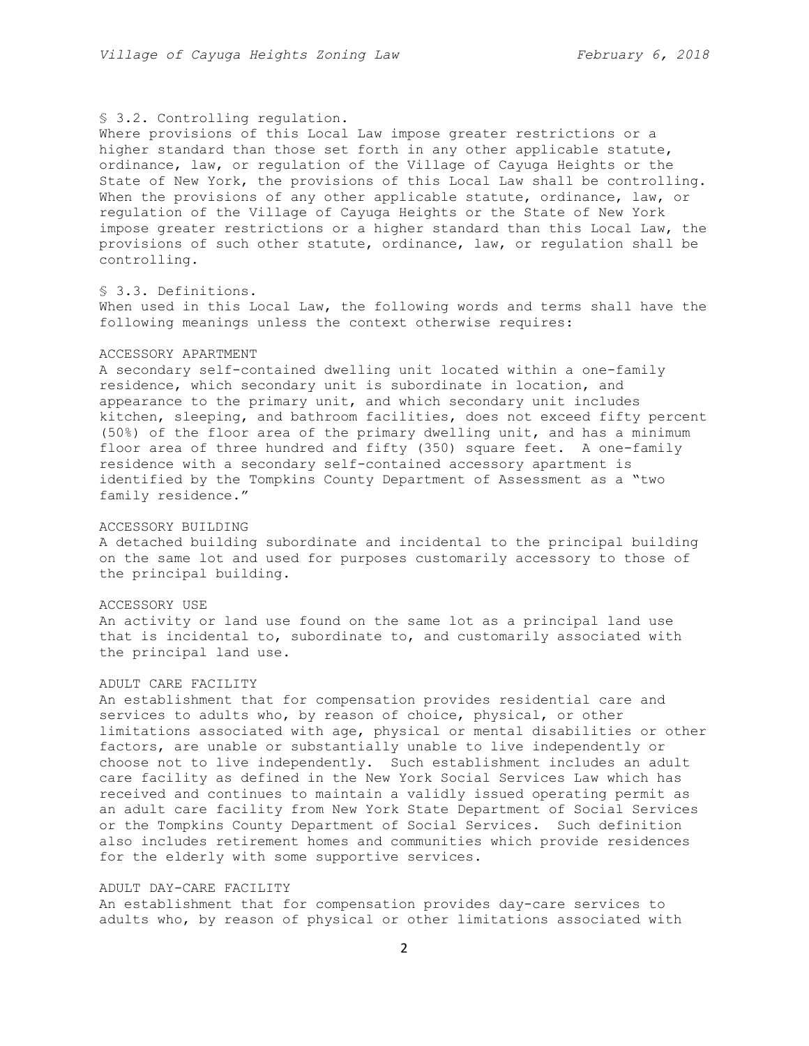§ 3.2. Controlling regulation.

Where provisions of this Local Law impose greater restrictions or a higher standard than those set forth in any other applicable statute, ordinance, law, or regulation of the Village of Cayuga Heights or the State of New York, the provisions of this Local Law shall be controlling. When the provisions of any other applicable statute, ordinance, law, or regulation of the Village of Cayuga Heights or the State of New York impose greater restrictions or a higher standard than this Local Law, the provisions of such other statute, ordinance, law, or regulation shall be controlling.

§ 3.3. Definitions.

When used in this Local Law, the following words and terms shall have the following meanings unless the context otherwise requires:

ACCESSORY APARTMENT

A secondary self-contained dwelling unit located within a one-family residence, which secondary unit is subordinate in location, and appearance to the primary unit, and which secondary unit includes kitchen, sleeping, and bathroom facilities, does not exceed fifty percent (50%) of the floor area of the primary dwelling unit, and has a minimum floor area of three hundred and fifty (350) square feet. A one-family residence with a secondary self-contained accessory apartment is identified by the Tompkins County Department of Assessment as a "two family residence."

ACCESSORY BUILDING

A detached building subordinate and incidental to the principal building on the same lot and used for purposes customarily accessory to those of the principal building.

ACCESSORY USE

An activity or land use found on the same lot as a principal land use that is incidental to, subordinate to, and customarily associated with the principal land use.

ADULT CARE FACILITY

An establishment that for compensation provides residential care and services to adults who, by reason of choice, physical, or other limitations associated with age, physical or mental disabilities or other factors, are unable or substantially unable to live independently or choose not to live independently. Such establishment includes an adult care facility as defined in the New York Social Services Law which has received and continues to maintain a validly issued operating permit as an adult care facility from New York State Department of Social Services or the Tompkins County Department of Social Services. Such definition also includes retirement homes and communities which provide residences for the elderly with some supportive services.

ADULT DAY-CARE FACILITY

An establishment that for compensation provides day-care services to adults who, by reason of physical or other limitations associated with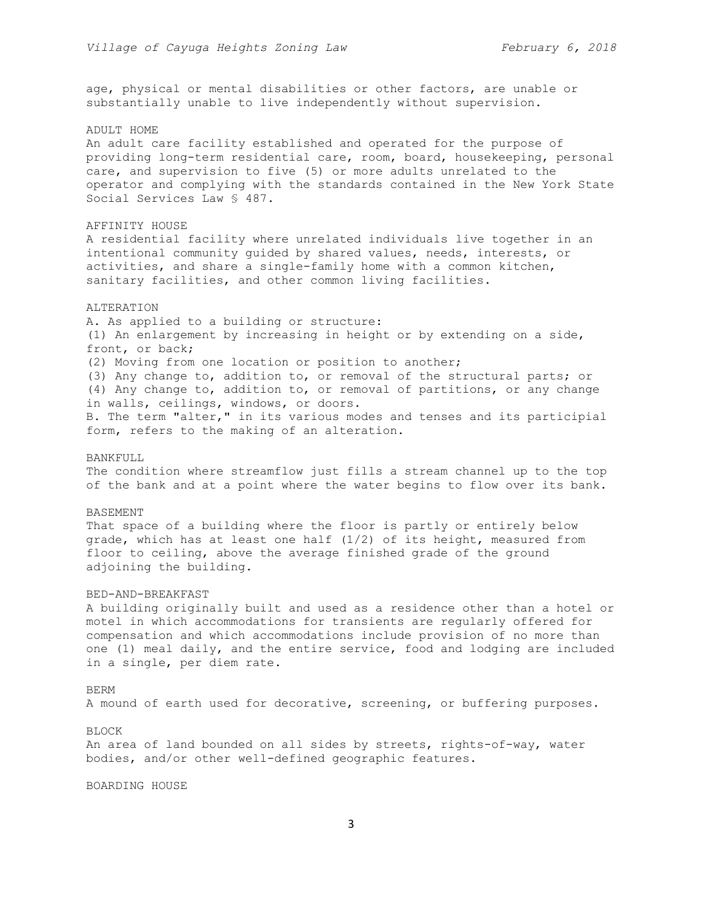age, physical or mental disabilities or other factors, are unable or substantially unable to live independently without supervision.

ADULT HOME

An adult care facility established and operated for the purpose of providing long-term residential care, room, board, housekeeping, personal care, and supervision to five (5) or more adults unrelated to the operator and complying with the standards contained in the New York State Social Services Law § 487.

AFFINITY HOUSE

A residential facility where unrelated individuals live together in an intentional community guided by shared values, needs, interests, or activities, and share a single-family home with a common kitchen, sanitary facilities, and other common living facilities.

ALTERATION

A. As applied to a building or structure:

(1) An enlargement by increasing in height or by extending on a side, front, or back;

(2) Moving from one location or position to another;

(3) Any change to, addition to, or removal of the structural parts; or

(4) Any change to, addition to, or removal of partitions, or any change in walls, ceilings, windows, or doors.

B. The term "alter," in its various modes and tenses and its participial form, refers to the making of an alteration.

BANKFULL

The condition where streamflow just fills a stream channel up to the top of the bank and at a point where the water begins to flow over its bank.

BASEMENT

That space of a building where the floor is partly or entirely below grade, which has at least one half (1/2) of its height, measured from floor to ceiling, above the average finished grade of the ground adjoining the building.

BED-AND-BREAKFAST

A building originally built and used as a residence other than a hotel or motel in which accommodations for transients are regularly offered for compensation and which accommodations include provision of no more than one (1) meal daily, and the entire service, food and lodging are included in a single, per diem rate.

BERM

A mound of earth used for decorative, screening, or buffering purposes.

BLOCK

An area of land bounded on all sides by streets, rights-of-way, water bodies, and/or other well-defined geographic features.

BOARDING HOUSE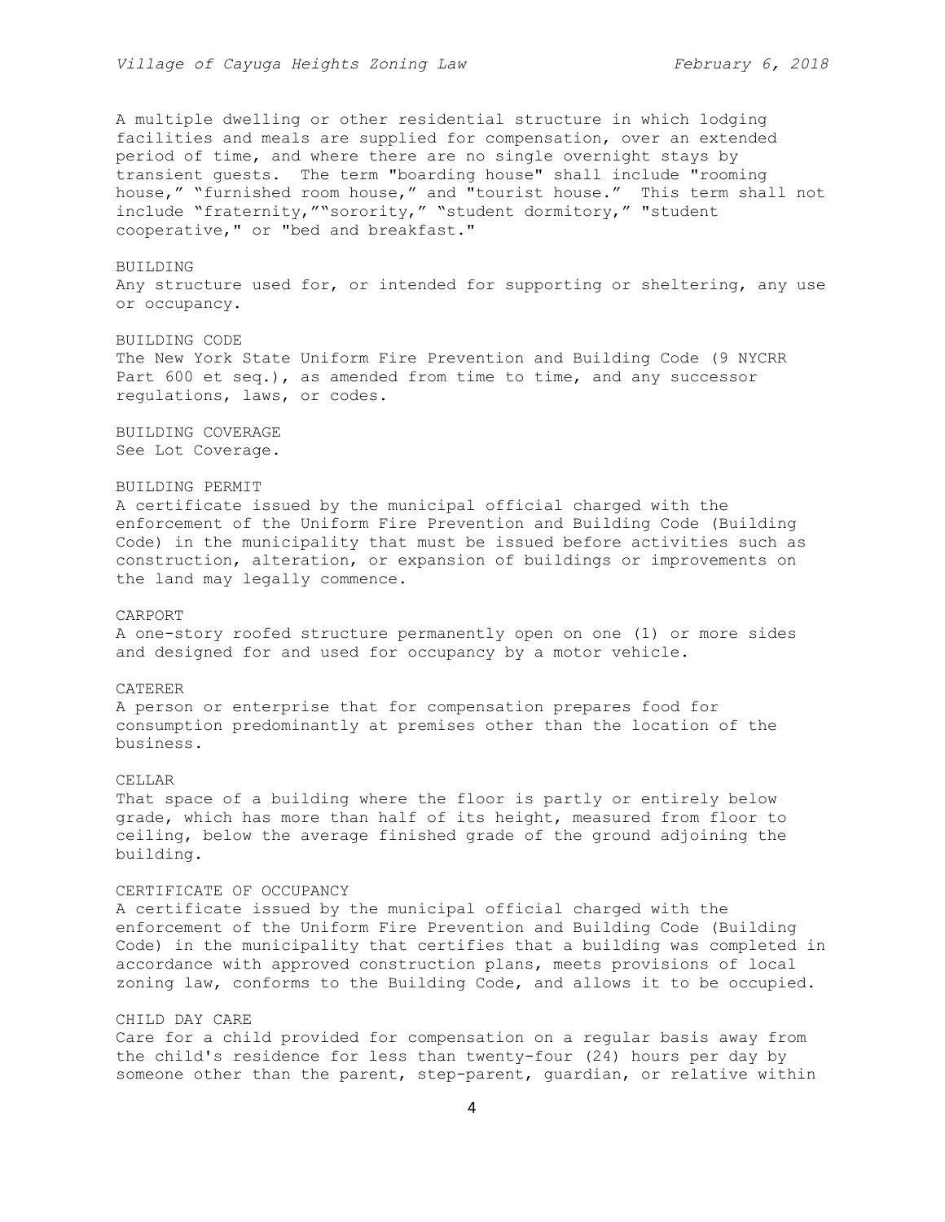A multiple dwelling or other residential structure in which lodging facilities and meals are supplied for compensation, over an extended period of time, and where there are no single overnight stays by transient guests. The term "boarding house" shall include "rooming house," "furnished room house," and "tourist house." This term shall not include "fraternity,""sorority," "student dormitory," "student cooperative," or "bed and breakfast."

BUILDING

Any structure used for, or intended for supporting or sheltering, any use or occupancy.

BUILDING CODE

The New York State Uniform Fire Prevention and Building Code (9 NYCRR Part 600 et seq.), as amended from time to time, and any successor regulations, laws, or codes.

BUILDING COVERAGE

See Lot Coverage.

BUILDING PERMIT

A certificate issued by the municipal official charged with the enforcement of the Uniform Fire Prevention and Building Code (Building Code) in the municipality that must be issued before activities such as construction, alteration, or expansion of buildings or improvements on the land may legally commence.

CARPORT

A one-story roofed structure permanently open on one (1) or more sides and designed for and used for occupancy by a motor vehicle.

CATERER

A person or enterprise that for compensation prepares food for consumption predominantly at premises other than the location of the business.

CELLAR

That space of a building where the floor is partly or entirely below grade, which has more than half of its height, measured from floor to ceiling, below the average finished grade of the ground adjoining the building.

CERTIFICATE OF OCCUPANCY

A certificate issued by the municipal official charged with the enforcement of the Uniform Fire Prevention and Building Code (Building Code) in the municipality that certifies that a building was completed in accordance with approved construction plans, meets provisions of local zoning law, conforms to the Building Code, and allows it to be occupied.

CHILD DAY CARE

Care for a child provided for compensation on a regular basis away from the child's residence for less than twenty-four (24) hours per day by someone other than the parent, step-parent, guardian, or relative within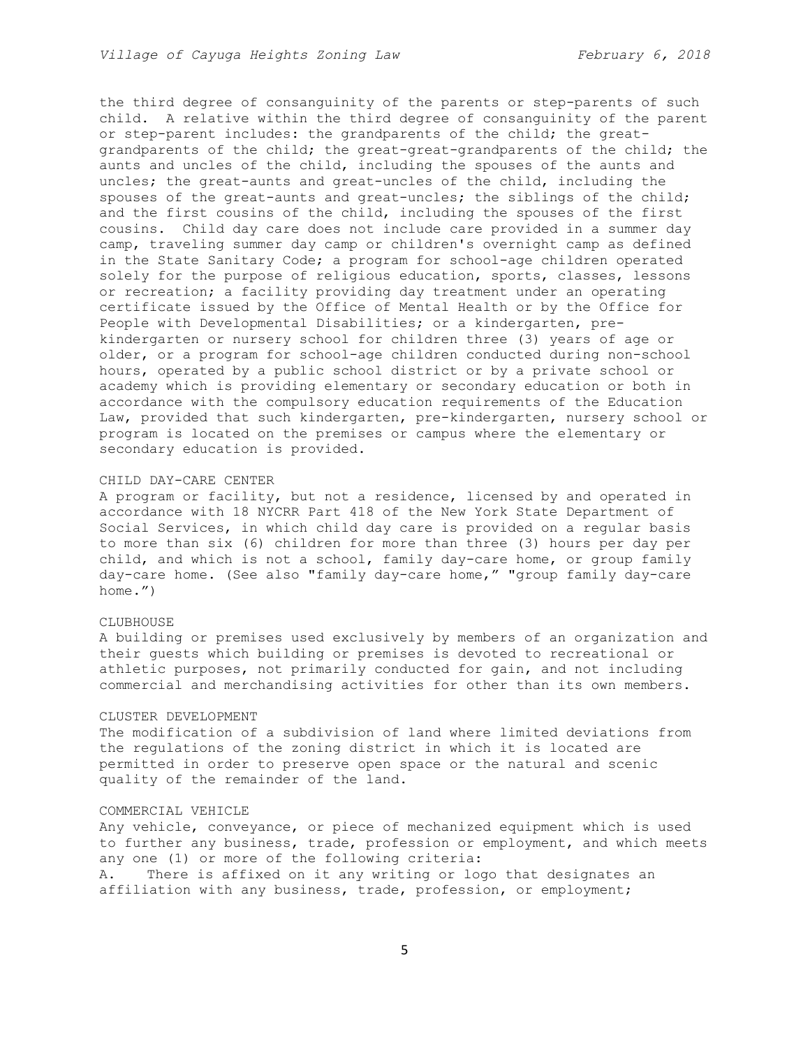the third degree of consanguinity of the parents or step-parents of such child. A relative within the third degree of consanguinity of the parent or step-parent includes: the grandparents of the child; the great-grandparents of the child; the great-great-grandparents of the child; the aunts and uncles of the child, including the spouses of the aunts and uncles; the great-aunts and great-uncles of the child, including the spouses of the great-aunts and great-uncles; the siblings of the child; and the first cousins of the child, including the spouses of the first cousins. Child day care does not include care provided in a summer day camp, traveling summer day camp or children's overnight camp as defined in the State Sanitary Code; a program for school-age children operated solely for the purpose of religious education, sports, classes, lessons or recreation; a facility providing day treatment under an operating certificate issued by the Office of Mental Health or by the Office for People with Developmental Disabilities; or a kindergarten, pre-kindergarten or nursery school for children three (3) years of age or older, or a program for school-age children conducted during non-school hours, operated by a public school district or by a private school or academy which is providing elementary or secondary education or both in accordance with the compulsory education requirements of the Education Law, provided that such kindergarten, pre-kindergarten, nursery school or program is located on the premises or campus where the elementary or secondary education is provided.

CHILD DAY-CARE CENTER

A program or facility, but not a residence, licensed by and operated in accordance with 18 NYCRR Part 418 of the New York State Department of Social Services, in which child day care is provided on a regular basis to more than six (6) children for more than three (3) hours per day per child, and which is not a school, family day-care home, or group family day-care home. (See also "family day-care home," "group family day-care home.")

CLUBHOUSE

A building or premises used exclusively by members of an organization and their guests which building or premises is devoted to recreational or athletic purposes, not primarily conducted for gain, and not including commercial and merchandising activities for other than its own members.

CLUSTER DEVELOPMENT

The modification of a subdivision of land where limited deviations from the regulations of the zoning district in which it is located are permitted in order to preserve open space or the natural and scenic quality of the remainder of the land.

COMMERCIAL VEHICLE

Any vehicle, conveyance, or piece of mechanized equipment which is used to further any business, trade, profession or employment, and which meets any one (1) or more of the following criteria:

A. There is affixed on it any writing or logo that designates an affiliation with any business, trade, profession, or employment;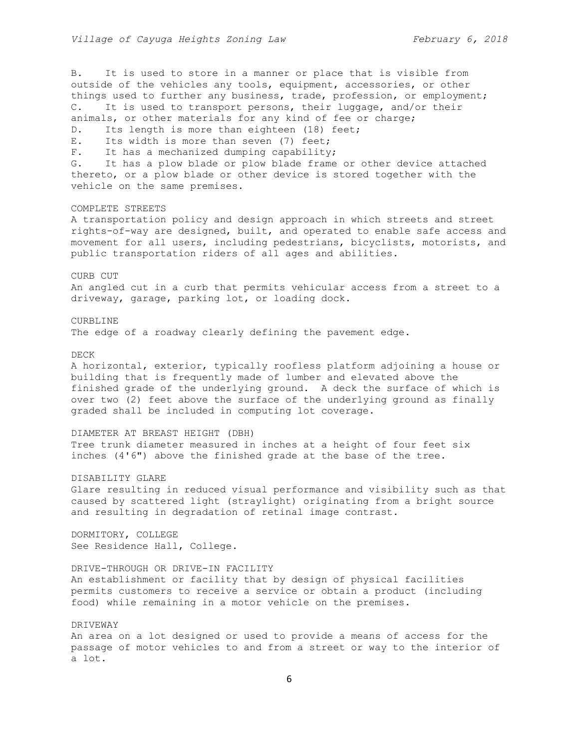B. It is used to store in a manner or place that is visible from outside of the vehicles any tools, equipment, accessories, or other things used to further any business, trade, profession, or employment;
C. It is used to transport persons, their luggage, and/or their animals, or other materials for any kind of fee or charge;
D. Its length is more than eighteen (18) feet;
E. Its width is more than seven (7) feet;
F. It has a mechanized dumping capability;
G. It has a plow blade or plow blade frame or other device attached thereto, or a plow blade or other device is stored together with the vehicle on the same premises.

COMPLETE STREETS
A transportation policy and design approach in which streets and street rights-of-way are designed, built, and operated to enable safe access and movement for all users, including pedestrians, bicyclists, motorists, and public transportation riders of all ages and abilities.

CURB CUT
An angled cut in a curb that permits vehicular access from a street to a driveway, garage, parking lot, or loading dock.

CURBLINE
The edge of a roadway clearly defining the pavement edge.

DECK
A horizontal, exterior, typically roofless platform adjoining a house or building that is frequently made of lumber and elevated above the finished grade of the underlying ground. A deck the surface of which is over two (2) feet above the surface of the underlying ground as finally graded shall be included in computing lot coverage.

DIAMETER AT BREAST HEIGHT (DBH)
Tree trunk diameter measured in inches at a height of four feet six inches (4'6") above the finished grade at the base of the tree.

DISABILITY GLARE
Glare resulting in reduced visual performance and visibility such as that caused by scattered light (straylight) originating from a bright source and resulting in degradation of retinal image contrast.

DORMITORY, COLLEGE
See Residence Hall, College.

DRIVE-THROUGH OR DRIVE-IN FACILITY
An establishment or facility that by design of physical facilities permits customers to receive a service or obtain a product (including food) while remaining in a motor vehicle on the premises.

DRIVEWAY
An area on a lot designed or used to provide a means of access for the passage of motor vehicles to and from a street or way to the interior of a lot.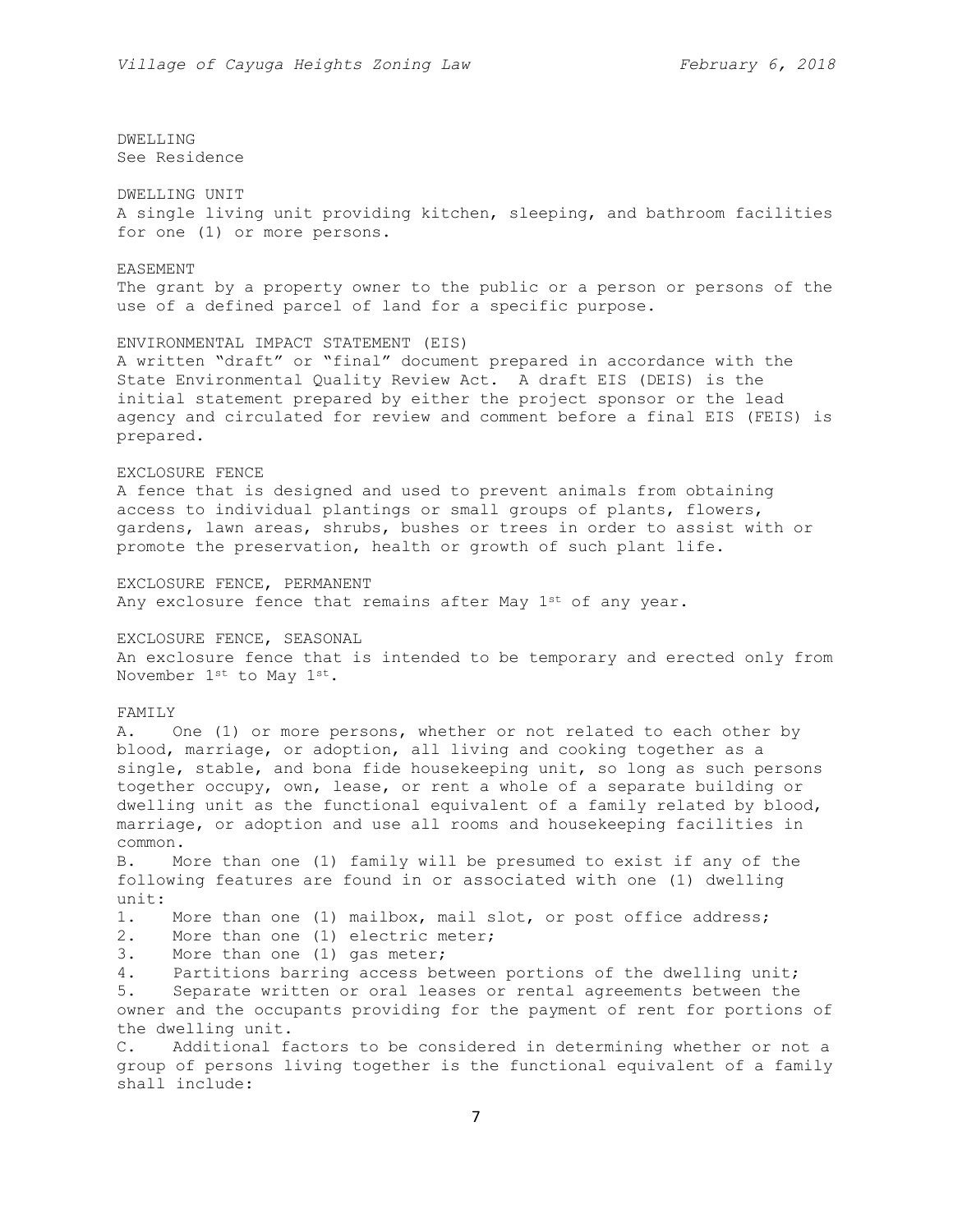DWELLING
See Residence

DWELLING UNIT
A single living unit providing kitchen, sleeping, and bathroom facilities for one (1) or more persons.

EASEMENT
The grant by a property owner to the public or a person or persons of the use of a defined parcel of land for a specific purpose.

ENVIRONMENTAL IMPACT STATEMENT (EIS)
A written "draft" or "final" document prepared in accordance with the State Environmental Quality Review Act. A draft EIS (DEIS) is the initial statement prepared by either the project sponsor or the lead agency and circulated for review and comment before a final EIS (FEIS) is prepared.

EXCLOSURE FENCE
A fence that is designed and used to prevent animals from obtaining access to individual plantings or small groups of plants, flowers, gardens, lawn areas, shrubs, bushes or trees in order to assist with or promote the preservation, health or growth of such plant life.

EXCLOSURE FENCE, PERMANENT
Any exclosure fence that remains after May 1st of any year.

EXCLOSURE FENCE, SEASONAL
An exclosure fence that is intended to be temporary and erected only from November 1st to May 1st.

FAMILY
A. One (1) or more persons, whether or not related to each other by blood, marriage, or adoption, all living and cooking together as a single, stable, and bona fide housekeeping unit, so long as such persons together occupy, own, lease, or rent a whole of a separate building or dwelling unit as the functional equivalent of a family related by blood, marriage, or adoption and use all rooms and housekeeping facilities in common.
B. More than one (1) family will be presumed to exist if any of the following features are found in or associated with one (1) dwelling unit:
1. More than one (1) mailbox, mail slot, or post office address;
2. More than one (1) electric meter;
3. More than one (1) gas meter;
4. Partitions barring access between portions of the dwelling unit;
5. Separate written or oral leases or rental agreements between the owner and the occupants providing for the payment of rent for portions of the dwelling unit.
C. Additional factors to be considered in determining whether or not a group of persons living together is the functional equivalent of a family shall include: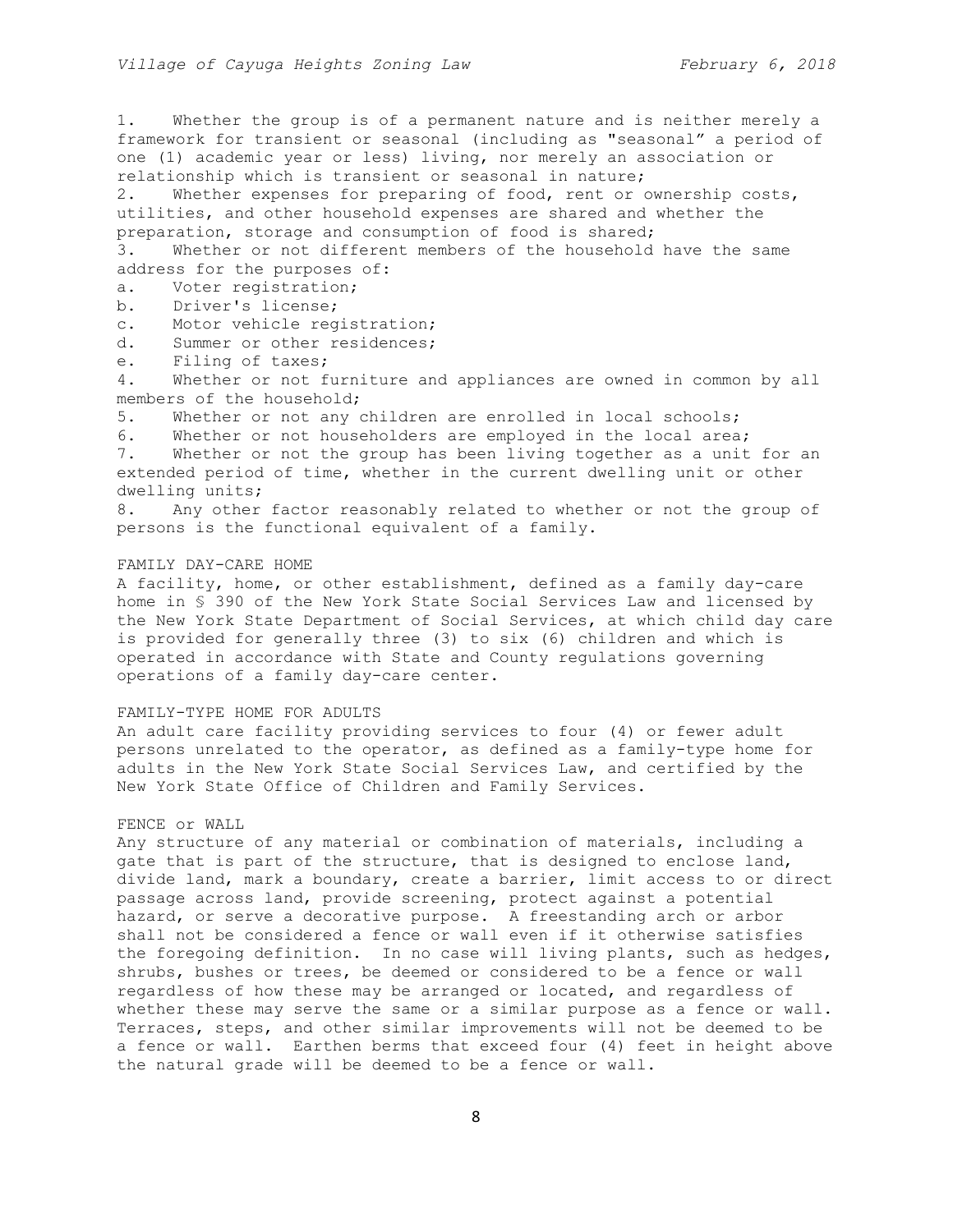1. Whether the group is of a permanent nature and is neither merely a framework for transient or seasonal (including as "seasonal" a period of one (1) academic year or less) living, nor merely an association or relationship which is transient or seasonal in nature;
2. Whether expenses for preparing of food, rent or ownership costs, utilities, and other household expenses are shared and whether the preparation, storage and consumption of food is shared;
3. Whether or not different members of the household have the same address for the purposes of:
   a. Voter registration;
   b. Driver's license;
   c. Motor vehicle registration;
   d. Summer or other residences;
   e. Filing of taxes;
4. Whether or not furniture and appliances are owned in common by all members of the household;
5. Whether or not any children are enrolled in local schools;
6. Whether or not householders are employed in the local area;
7. Whether or not the group has been living together as a unit for an extended period of time, whether in the current dwelling unit or other dwelling units;
8. Any other factor reasonably related to whether or not the group of persons is the functional equivalent of a family.

FAMILY DAY-CARE HOME

A facility, home, or other establishment, defined as a family day-care home in § 390 of the New York State Social Services Law and licensed by the New York State Department of Social Services, at which child day care is provided for generally three (3) to six (6) children and which is operated in accordance with State and County regulations governing operations of a family day-care center.

FAMILY-TYPE HOME FOR ADULTS

An adult care facility providing services to four (4) or fewer adult persons unrelated to the operator, as defined as a family-type home for adults in the New York State Social Services Law, and certified by the New York State Office of Children and Family Services.

FENCE or WALL

Any structure of any material or combination of materials, including a gate that is part of the structure, that is designed to enclose land, divide land, mark a boundary, create a barrier, limit access to or direct passage across land, provide screening, protect against a potential hazard, or serve a decorative purpose. A freestanding arch or arbor shall not be considered a fence or wall even if it otherwise satisfies the foregoing definition. In no case will living plants, such as hedges, shrubs, bushes or trees, be deemed or considered to be a fence or wall regardless of how these may be arranged or located, and regardless of whether these may serve the same or a similar purpose as a fence or wall. Terraces, steps, and other similar improvements will not be deemed to be a fence or wall. Earthen berms that exceed four (4) feet in height above the natural grade will be deemed to be a fence or wall.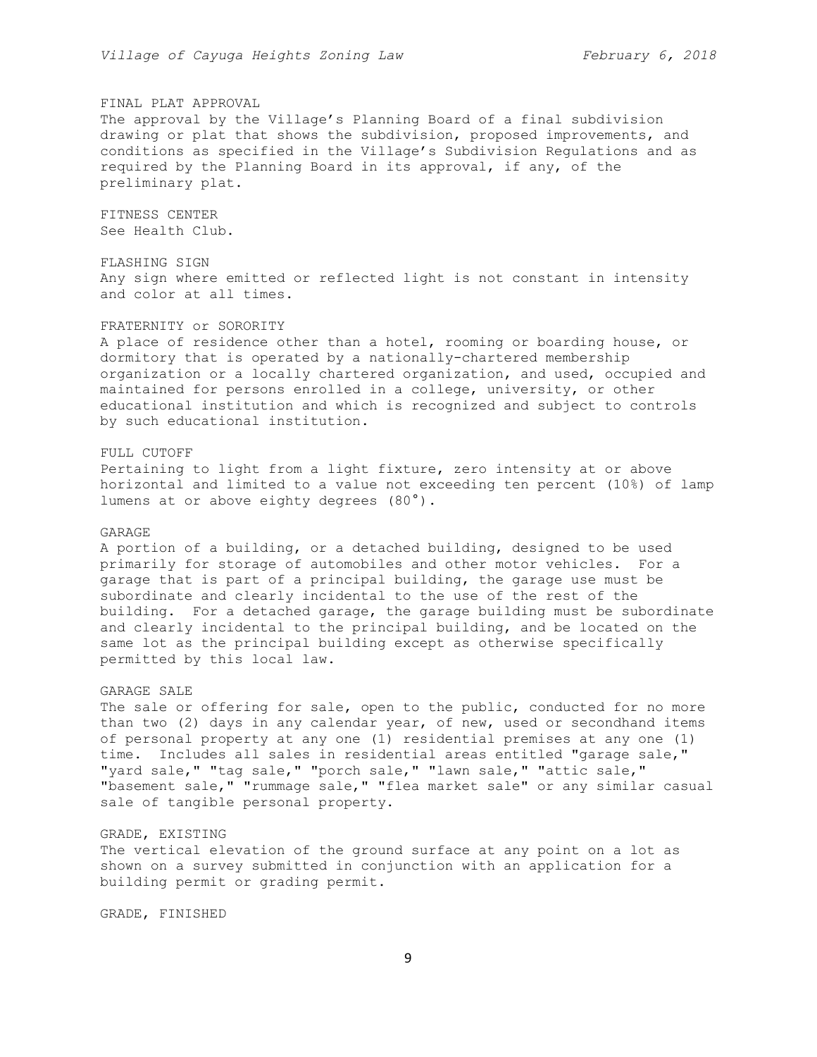FINAL PLAT APPROVAL

The approval by the Village's Planning Board of a final subdivision drawing or plat that shows the subdivision, proposed improvements, and conditions as specified in the Village's Subdivision Regulations and as required by the Planning Board in its approval, if any, of the preliminary plat.

FITNESS CENTER

See Health Club.

FLASHING SIGN

Any sign where emitted or reflected light is not constant in intensity and color at all times.

FRATERNITY or SORORITY

A place of residence other than a hotel, rooming or boarding house, or dormitory that is operated by a nationally-chartered membership organization or a locally chartered organization, and used, occupied and maintained for persons enrolled in a college, university, or other educational institution and which is recognized and subject to controls by such educational institution.

FULL CUTOFF

Pertaining to light from a light fixture, zero intensity at or above horizontal and limited to a value not exceeding ten percent (10%) of lamp lumens at or above eighty degrees (80°).

GARAGE

A portion of a building, or a detached building, designed to be used primarily for storage of automobiles and other motor vehicles. For a garage that is part of a principal building, the garage use must be subordinate and clearly incidental to the use of the rest of the building. For a detached garage, the garage building must be subordinate and clearly incidental to the principal building, and be located on the same lot as the principal building except as otherwise specifically permitted by this local law.

GARAGE SALE

The sale or offering for sale, open to the public, conducted for no more than two (2) days in any calendar year, of new, used or secondhand items of personal property at any one (1) residential premises at any one (1) time. Includes all sales in residential areas entitled "garage sale," "yard sale," "tag sale," "porch sale," "lawn sale," "attic sale," "basement sale," "rummage sale," "flea market sale" or any similar casual sale of tangible personal property.

GRADE, EXISTING

The vertical elevation of the ground surface at any point on a lot as shown on a survey submitted in conjunction with an application for a building permit or grading permit.

GRADE, FINISHED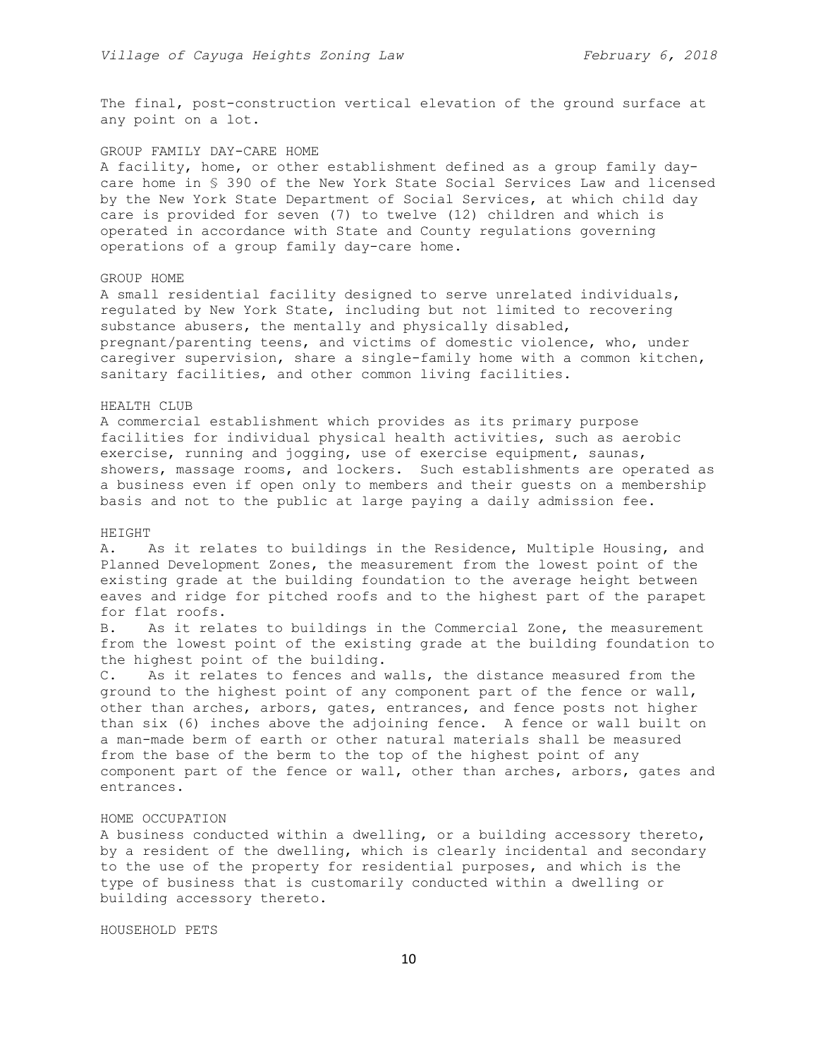The final, post-construction vertical elevation of the ground surface at any point on a lot.

GROUP FAMILY DAY-CARE HOME

A facility, home, or other establishment defined as a group family day-care home in § 390 of the New York State Social Services Law and licensed by the New York State Department of Social Services, at which child day care is provided for seven (7) to twelve (12) children and which is operated in accordance with State and County regulations governing operations of a group family day-care home.

GROUP HOME

A small residential facility designed to serve unrelated individuals, regulated by New York State, including but not limited to recovering substance abusers, the mentally and physically disabled, pregnant/parenting teens, and victims of domestic violence, who, under caregiver supervision, share a single-family home with a common kitchen, sanitary facilities, and other common living facilities.

HEALTH CLUB

A commercial establishment which provides as its primary purpose facilities for individual physical health activities, such as aerobic exercise, running and jogging, use of exercise equipment, saunas, showers, massage rooms, and lockers. Such establishments are operated as a business even if open only to members and their guests on a membership basis and not to the public at large paying a daily admission fee.

HEIGHT

A. As it relates to buildings in the Residence, Multiple Housing, and Planned Development Zones, the measurement from the lowest point of the existing grade at the building foundation to the average height between eaves and ridge for pitched roofs and to the highest part of the parapet for flat roofs.

B. As it relates to buildings in the Commercial Zone, the measurement from the lowest point of the existing grade at the building foundation to the highest point of the building.

C. As it relates to fences and walls, the distance measured from the ground to the highest point of any component part of the fence or wall, other than arches, arbors, gates, entrances, and fence posts not higher than six (6) inches above the adjoining fence. A fence or wall built on a man-made berm of earth or other natural materials shall be measured from the base of the berm to the top of the highest point of any component part of the fence or wall, other than arches, arbors, gates and entrances.

HOME OCCUPATION

A business conducted within a dwelling, or a building accessory thereto, by a resident of the dwelling, which is clearly incidental and secondary to the use of the property for residential purposes, and which is the type of business that is customarily conducted within a dwelling or building accessory thereto.

HOUSEHOLD PETS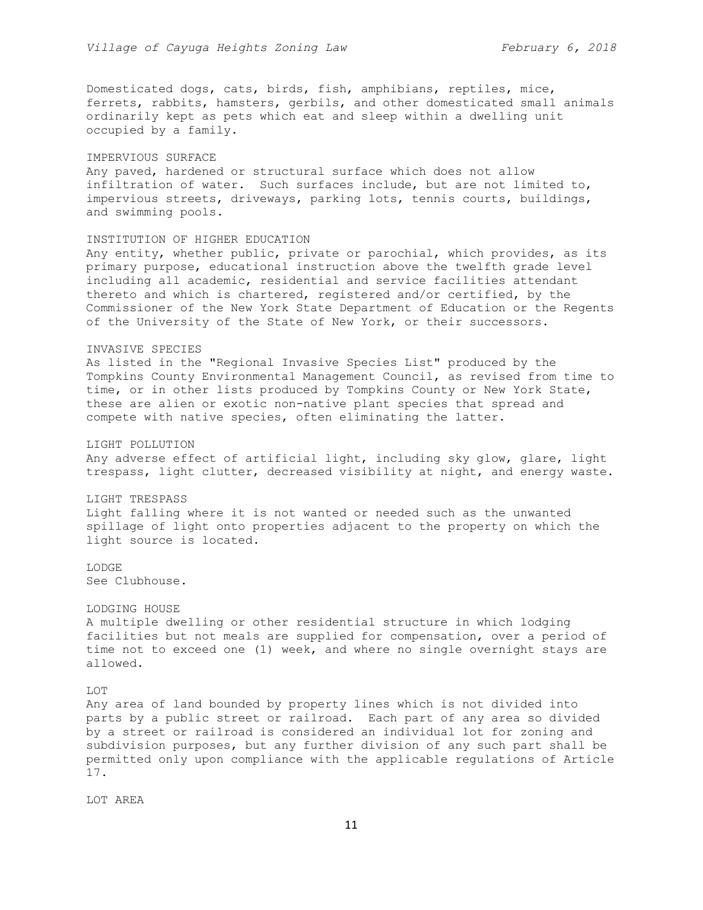Domesticated dogs, cats, birds, fish, amphibians, reptiles, mice, ferrets, rabbits, hamsters, gerbils, and other domesticated small animals ordinarily kept as pets which eat and sleep within a dwelling unit occupied by a family.

IMPERVIOUS SURFACE
Any paved, hardened or structural surface which does not allow infiltration of water. Such surfaces include, but are not limited to, impervious streets, driveways, parking lots, tennis courts, buildings, and swimming pools.

INSTITUTION OF HIGHER EDUCATION
Any entity, whether public, private or parochial, which provides, as its primary purpose, educational instruction above the twelfth grade level including all academic, residential and service facilities attendant thereto and which is chartered, registered and/or certified, by the Commissioner of the New York State Department of Education or the Regents of the University of the State of New York, or their successors.

INVASIVE SPECIES
As listed in the "Regional Invasive Species List" produced by the Tompkins County Environmental Management Council, as revised from time to time, or in other lists produced by Tompkins County or New York State, these are alien or exotic non-native plant species that spread and compete with native species, often eliminating the latter.

LIGHT POLLUTION
Any adverse effect of artificial light, including sky glow, glare, light trespass, light clutter, decreased visibility at night, and energy waste.

LIGHT TRESPASS
Light falling where it is not wanted or needed such as the unwanted spillage of light onto properties adjacent to the property on which the light source is located.

LODGE
See Clubhouse.

LODGING HOUSE
A multiple dwelling or other residential structure in which lodging facilities but not meals are supplied for compensation, over a period of time not to exceed one (1) week, and where no single overnight stays are allowed.

LOT
Any area of land bounded by property lines which is not divided into parts by a public street or railroad. Each part of any area so divided by a street or railroad is considered an individual lot for zoning and subdivision purposes, but any further division of any such part shall be permitted only upon compliance with the applicable regulations of Article 17.

LOT AREA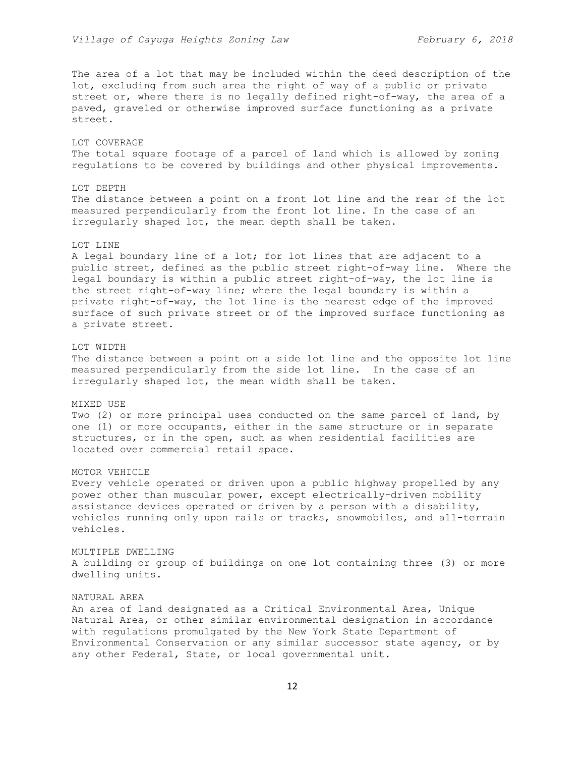The area of a lot that may be included within the deed description of the lot, excluding from such area the right of way of a public or private street or, where there is no legally defined right-of-way, the area of a paved, graveled or otherwise improved surface functioning as a private street.

LOT COVERAGE

The total square footage of a parcel of land which is allowed by zoning regulations to be covered by buildings and other physical improvements.

LOT DEPTH

The distance between a point on a front lot line and the rear of the lot measured perpendicularly from the front lot line. In the case of an irregularly shaped lot, the mean depth shall be taken.

LOT LINE

A legal boundary line of a lot; for lot lines that are adjacent to a public street, defined as the public street right-of-way line. Where the legal boundary is within a public street right-of-way, the lot line is the street right-of-way line; where the legal boundary is within a private right-of-way, the lot line is the nearest edge of the improved surface of such private street or of the improved surface functioning as a private street.

LOT WIDTH

The distance between a point on a side lot line and the opposite lot line measured perpendicularly from the side lot line. In the case of an irregularly shaped lot, the mean width shall be taken.

MIXED USE

Two (2) or more principal uses conducted on the same parcel of land, by one (1) or more occupants, either in the same structure or in separate structures, or in the open, such as when residential facilities are located over commercial retail space.

MOTOR VEHICLE

Every vehicle operated or driven upon a public highway propelled by any power other than muscular power, except electrically-driven mobility assistance devices operated or driven by a person with a disability, vehicles running only upon rails or tracks, snowmobiles, and all-terrain vehicles.

MULTIPLE DWELLING

A building or group of buildings on one lot containing three (3) or more dwelling units.

NATURAL AREA

An area of land designated as a Critical Environmental Area, Unique Natural Area, or other similar environmental designation in accordance with regulations promulgated by the New York State Department of Environmental Conservation or any similar successor state agency, or by any other Federal, State, or local governmental unit.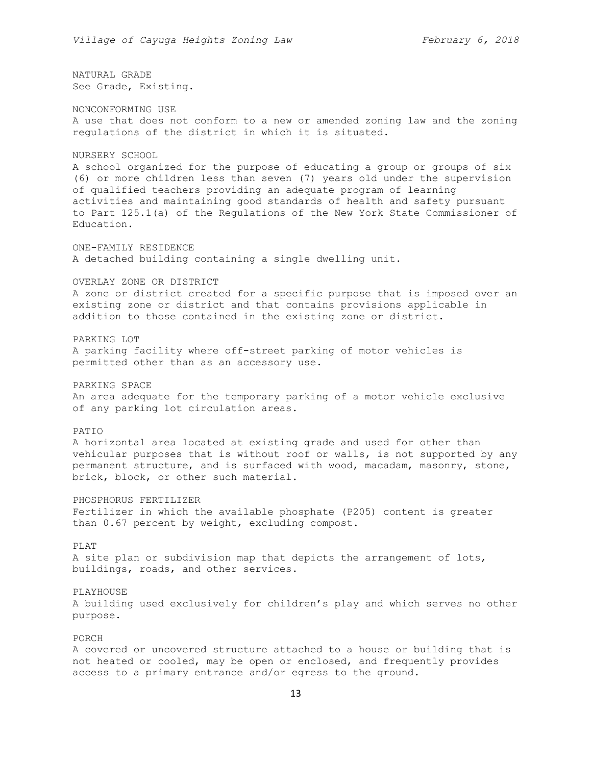NATURAL GRADE
See Grade, Existing.

NONCONFORMING USE
A use that does not conform to a new or amended zoning law and the zoning regulations of the district in which it is situated.

NURSERY SCHOOL
A school organized for the purpose of educating a group or groups of six (6) or more children less than seven (7) years old under the supervision of qualified teachers providing an adequate program of learning activities and maintaining good standards of health and safety pursuant to Part 125.1(a) of the Regulations of the New York State Commissioner of Education.

ONE-FAMILY RESIDENCE
A detached building containing a single dwelling unit.

OVERLAY ZONE OR DISTRICT
A zone or district created for a specific purpose that is imposed over an existing zone or district and that contains provisions applicable in addition to those contained in the existing zone or district.

PARKING LOT
A parking facility where off-street parking of motor vehicles is permitted other than as an accessory use.

PARKING SPACE
An area adequate for the temporary parking of a motor vehicle exclusive of any parking lot circulation areas.

PATIO
A horizontal area located at existing grade and used for other than vehicular purposes that is without roof or walls, is not supported by any permanent structure, and is surfaced with wood, macadam, masonry, stone, brick, block, or other such material.

PHOSPHORUS FERTILIZER
Fertilizer in which the available phosphate (P205) content is greater than 0.67 percent by weight, excluding compost.

PLAT
A site plan or subdivision map that depicts the arrangement of lots, buildings, roads, and other services.

PLAYHOUSE
A building used exclusively for children's play and which serves no other purpose.

PORCH
A covered or uncovered structure attached to a house or building that is not heated or cooled, may be open or enclosed, and frequently provides access to a primary entrance and/or egress to the ground.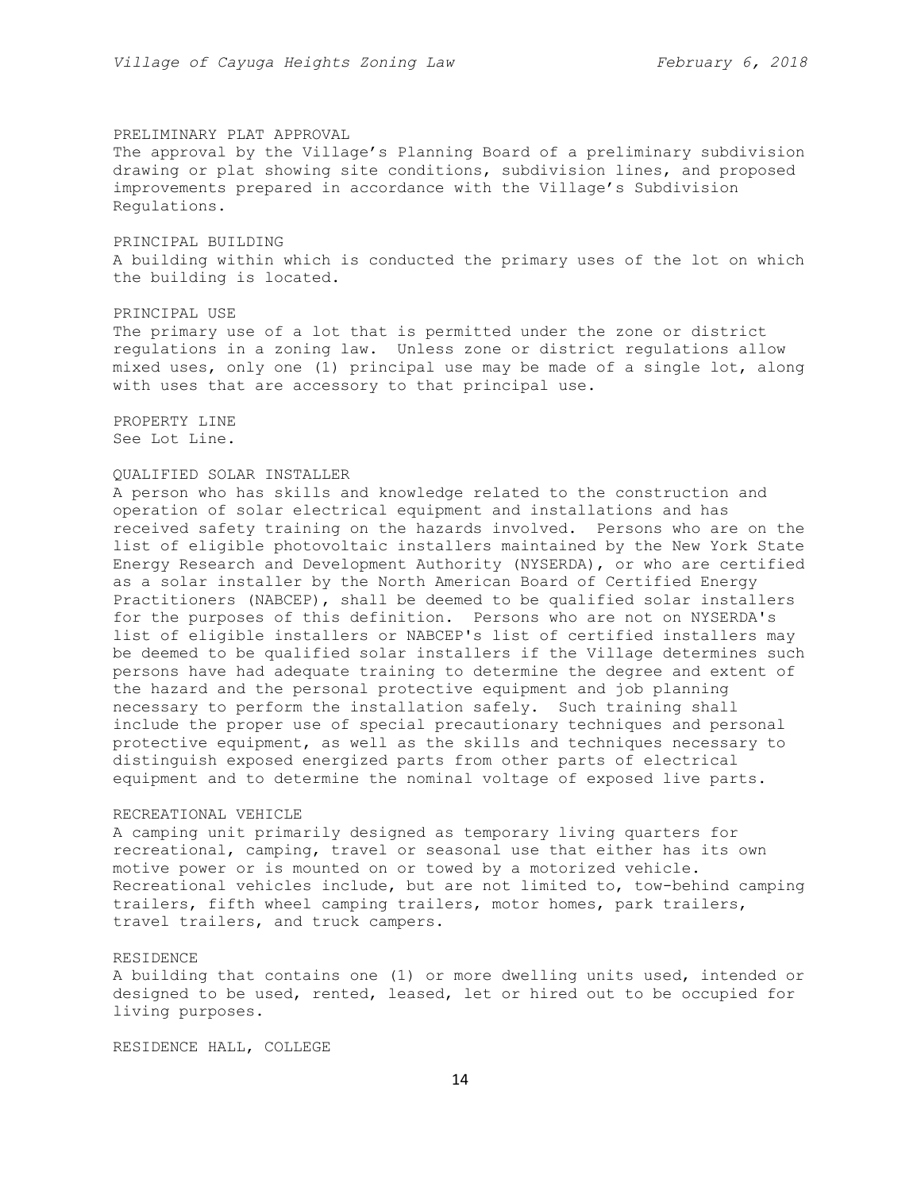PRELIMINARY PLAT APPROVAL

The approval by the Village's Planning Board of a preliminary subdivision drawing or plat showing site conditions, subdivision lines, and proposed improvements prepared in accordance with the Village's Subdivision Regulations.

PRINCIPAL BUILDING

A building within which is conducted the primary uses of the lot on which the building is located.

PRINCIPAL USE

The primary use of a lot that is permitted under the zone or district regulations in a zoning law. Unless zone or district regulations allow mixed uses, only one (1) principal use may be made of a single lot, along with uses that are accessory to that principal use.

PROPERTY LINE

See Lot Line.

QUALIFIED SOLAR INSTALLER

A person who has skills and knowledge related to the construction and operation of solar electrical equipment and installations and has received safety training on the hazards involved. Persons who are on the list of eligible photovoltaic installers maintained by the New York State Energy Research and Development Authority (NYSERDA), or who are certified as a solar installer by the North American Board of Certified Energy Practitioners (NABCEP), shall be deemed to be qualified solar installers for the purposes of this definition. Persons who are not on NYSERDA's list of eligible installers or NABCEP's list of certified installers may be deemed to be qualified solar installers if the Village determines such persons have had adequate training to determine the degree and extent of the hazard and the personal protective equipment and job planning necessary to perform the installation safely. Such training shall include the proper use of special precautionary techniques and personal protective equipment, as well as the skills and techniques necessary to distinguish exposed energized parts from other parts of electrical equipment and to determine the nominal voltage of exposed live parts.

RECREATIONAL VEHICLE

A camping unit primarily designed as temporary living quarters for recreational, camping, travel or seasonal use that either has its own motive power or is mounted on or towed by a motorized vehicle. Recreational vehicles include, but are not limited to, tow-behind camping trailers, fifth wheel camping trailers, motor homes, park trailers, travel trailers, and truck campers.

RESIDENCE

A building that contains one (1) or more dwelling units used, intended or designed to be used, rented, leased, let or hired out to be occupied for living purposes.

RESIDENCE HALL, COLLEGE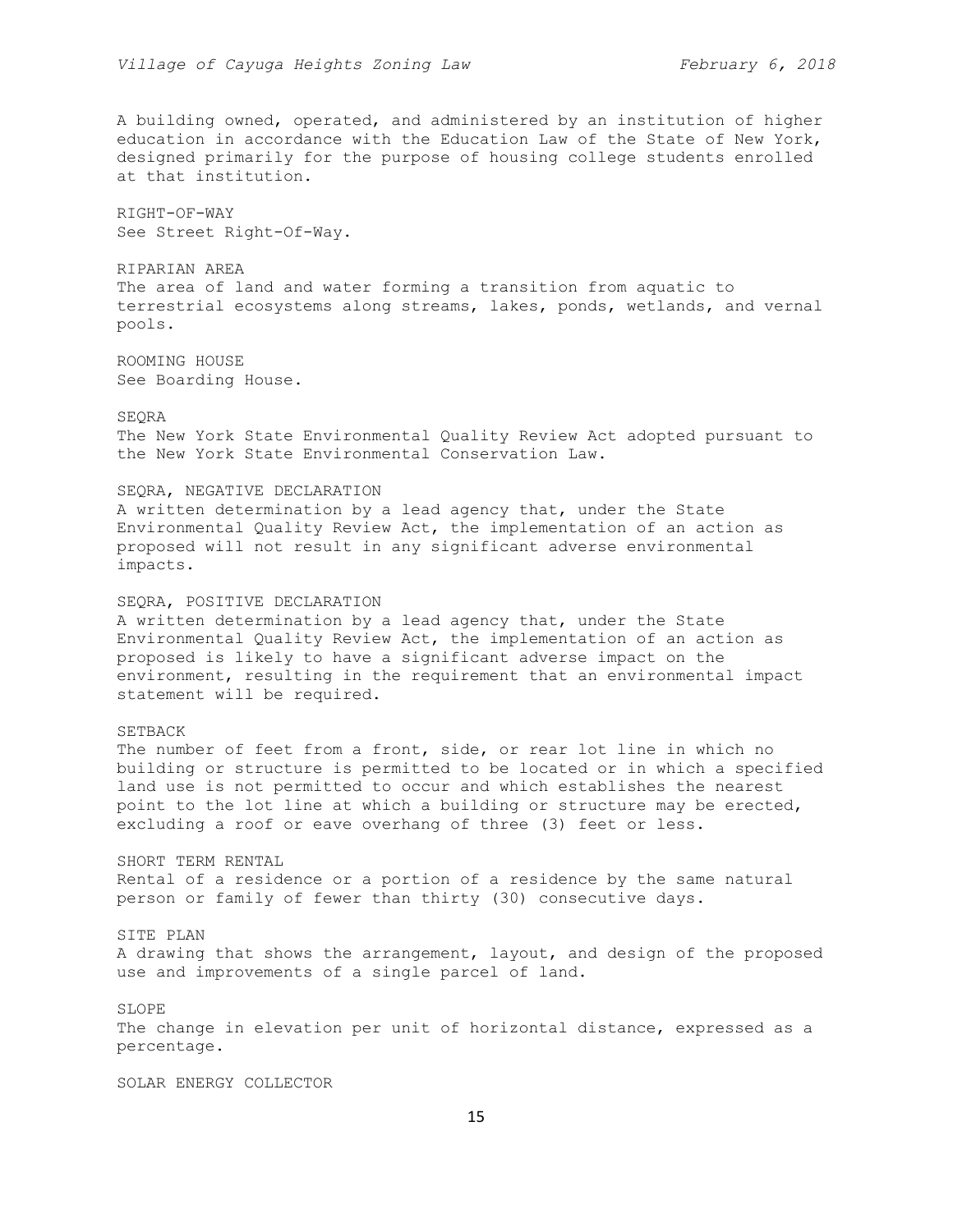A building owned, operated, and administered by an institution of higher education in accordance with the Education Law of the State of New York, designed primarily for the purpose of housing college students enrolled at that institution.

RIGHT-OF-WAY
See Street Right-Of-Way.

RIPARIAN AREA
The area of land and water forming a transition from aquatic to terrestrial ecosystems along streams, lakes, ponds, wetlands, and vernal pools.

ROOMING HOUSE
See Boarding House.

SEQRA
The New York State Environmental Quality Review Act adopted pursuant to the New York State Environmental Conservation Law.

SEQRA, NEGATIVE DECLARATION
A written determination by a lead agency that, under the State Environmental Quality Review Act, the implementation of an action as proposed will not result in any significant adverse environmental impacts.

SEQRA, POSITIVE DECLARATION
A written determination by a lead agency that, under the State Environmental Quality Review Act, the implementation of an action as proposed is likely to have a significant adverse impact on the environment, resulting in the requirement that an environmental impact statement will be required.

SETBACK
The number of feet from a front, side, or rear lot line in which no building or structure is permitted to be located or in which a specified land use is not permitted to occur and which establishes the nearest point to the lot line at which a building or structure may be erected, excluding a roof or eave overhang of three (3) feet or less.

SHORT TERM RENTAL
Rental of a residence or a portion of a residence by the same natural person or family of fewer than thirty (30) consecutive days.

SITE PLAN
A drawing that shows the arrangement, layout, and design of the proposed use and improvements of a single parcel of land.

SLOPE
The change in elevation per unit of horizontal distance, expressed as a percentage.

SOLAR ENERGY COLLECTOR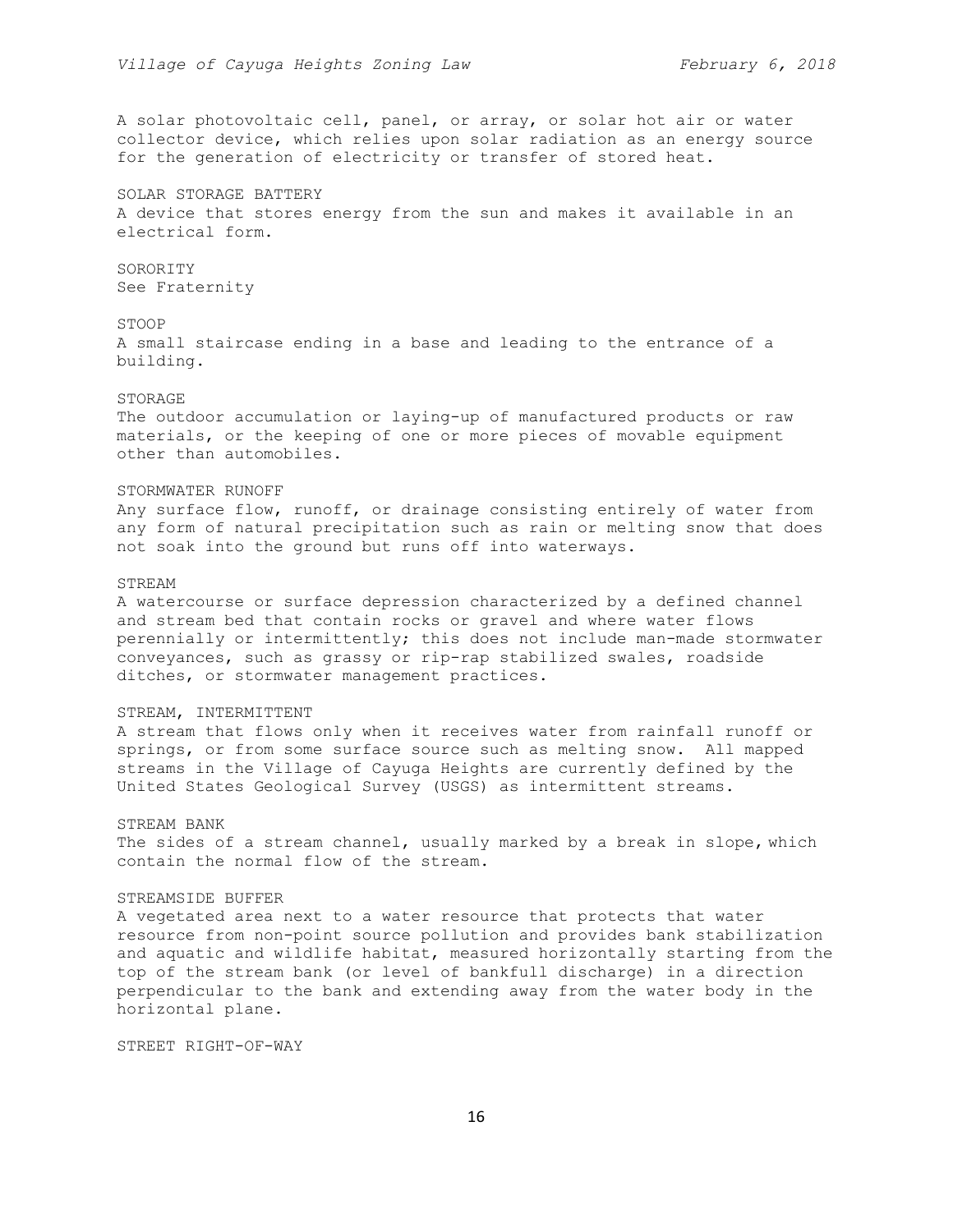A solar photovoltaic cell, panel, or array, or solar hot air or water collector device, which relies upon solar radiation as an energy source for the generation of electricity or transfer of stored heat.

SOLAR STORAGE BATTERY
A device that stores energy from the sun and makes it available in an electrical form.

SORORITY
See Fraternity

STOOP
A small staircase ending in a base and leading to the entrance of a building.

STORAGE
The outdoor accumulation or laying-up of manufactured products or raw materials, or the keeping of one or more pieces of movable equipment other than automobiles.

STORMWATER RUNOFF
Any surface flow, runoff, or drainage consisting entirely of water from any form of natural precipitation such as rain or melting snow that does not soak into the ground but runs off into waterways.

STREAM
A watercourse or surface depression characterized by a defined channel and stream bed that contain rocks or gravel and where water flows perennially or intermittently; this does not include man-made stormwater conveyances, such as grassy or rip-rap stabilized swales, roadside ditches, or stormwater management practices.

STREAM, INTERMITTENT
A stream that flows only when it receives water from rainfall runoff or springs, or from some surface source such as melting snow. All mapped streams in the Village of Cayuga Heights are currently defined by the United States Geological Survey (USGS) as intermittent streams.

STREAM BANK
The sides of a stream channel, usually marked by a break in slope, which contain the normal flow of the stream.

STREAMSIDE BUFFER
A vegetated area next to a water resource that protects that water resource from non-point source pollution and provides bank stabilization and aquatic and wildlife habitat, measured horizontally starting from the top of the stream bank (or level of bankfull discharge) in a direction perpendicular to the bank and extending away from the water body in the horizontal plane.

STREET RIGHT-OF-WAY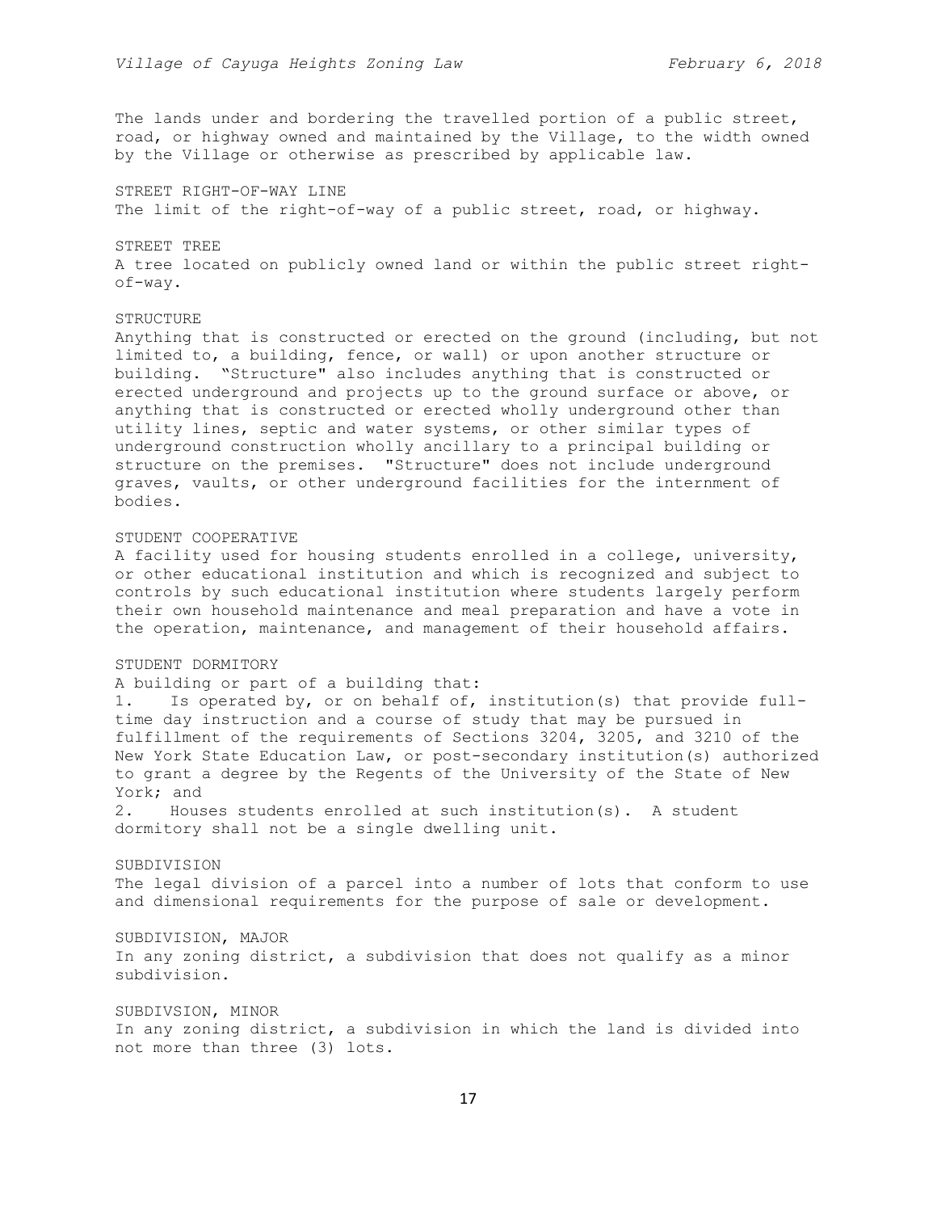The lands under and bordering the travelled portion of a public street, road, or highway owned and maintained by the Village, to the width owned by the Village or otherwise as prescribed by applicable law.

STREET RIGHT-OF-WAY LINE
The limit of the right-of-way of a public street, road, or highway.

STREET TREE
A tree located on publicly owned land or within the public street right-of-way.

STRUCTURE
Anything that is constructed or erected on the ground (including, but not limited to, a building, fence, or wall) or upon another structure or building. "Structure" also includes anything that is constructed or erected underground and projects up to the ground surface or above, or anything that is constructed or erected wholly underground other than utility lines, septic and water systems, or other similar types of underground construction wholly ancillary to a principal building or structure on the premises. "Structure" does not include underground graves, vaults, or other underground facilities for the internment of bodies.

STUDENT COOPERATIVE
A facility used for housing students enrolled in a college, university, or other educational institution and which is recognized and subject to controls by such educational institution where students largely perform their own household maintenance and meal preparation and have a vote in the operation, maintenance, and management of their household affairs.

STUDENT DORMITORY
A building or part of a building that:

1. Is operated by, or on behalf of, institution(s) that provide full-time day instruction and a course of study that may be pursued in fulfillment of the requirements of Sections 3204, 3205, and 3210 of the New York State Education Law, or post-secondary institution(s) authorized to grant a degree by the Regents of the University of the State of New York; and
2. Houses students enrolled at such institution(s). A student dormitory shall not be a single dwelling unit.

SUBDIVISION
The legal division of a parcel into a number of lots that conform to use and dimensional requirements for the purpose of sale or development.

SUBDIVISION, MAJOR
In any zoning district, a subdivision that does not qualify as a minor subdivision.

SUBDIVSION, MINOR
In any zoning district, a subdivision in which the land is divided into not more than three (3) lots.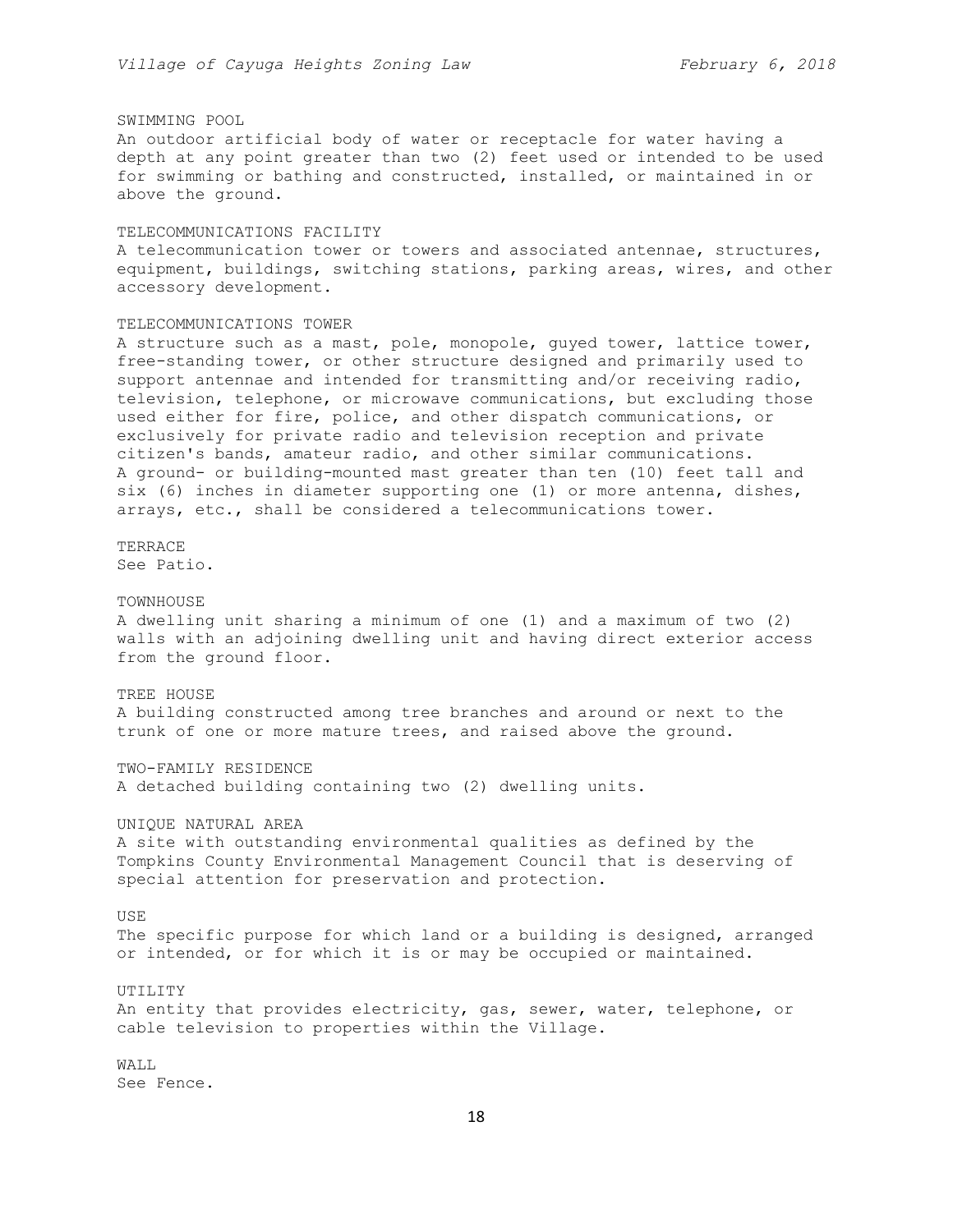SWIMMING POOL
An outdoor artificial body of water or receptacle for water having a depth at any point greater than two (2) feet used or intended to be used for swimming or bathing and constructed, installed, or maintained in or above the ground.

TELECOMMUNICATIONS FACILITY
A telecommunication tower or towers and associated antennae, structures, equipment, buildings, switching stations, parking areas, wires, and other accessory development.

TELECOMMUNICATIONS TOWER
A structure such as a mast, pole, monopole, guyed tower, lattice tower, free-standing tower, or other structure designed and primarily used to support antennae and intended for transmitting and/or receiving radio, television, telephone, or microwave communications, but excluding those used either for fire, police, and other dispatch communications, or exclusively for private radio and television reception and private citizen's bands, amateur radio, and other similar communications. A ground- or building-mounted mast greater than ten (10) feet tall and six (6) inches in diameter supporting one (1) or more antenna, dishes, arrays, etc., shall be considered a telecommunications tower.

TERRACE
See Patio.

TOWNHOUSE
A dwelling unit sharing a minimum of one (1) and a maximum of two (2) walls with an adjoining dwelling unit and having direct exterior access from the ground floor.

TREE HOUSE
A building constructed among tree branches and around or next to the trunk of one or more mature trees, and raised above the ground.

TWO-FAMILY RESIDENCE
A detached building containing two (2) dwelling units.

UNIQUE NATURAL AREA
A site with outstanding environmental qualities as defined by the Tompkins County Environmental Management Council that is deserving of special attention for preservation and protection.

USE
The specific purpose for which land or a building is designed, arranged or intended, or for which it is or may be occupied or maintained.

UTILITY
An entity that provides electricity, gas, sewer, water, telephone, or cable television to properties within the Village.

WALL
See Fence.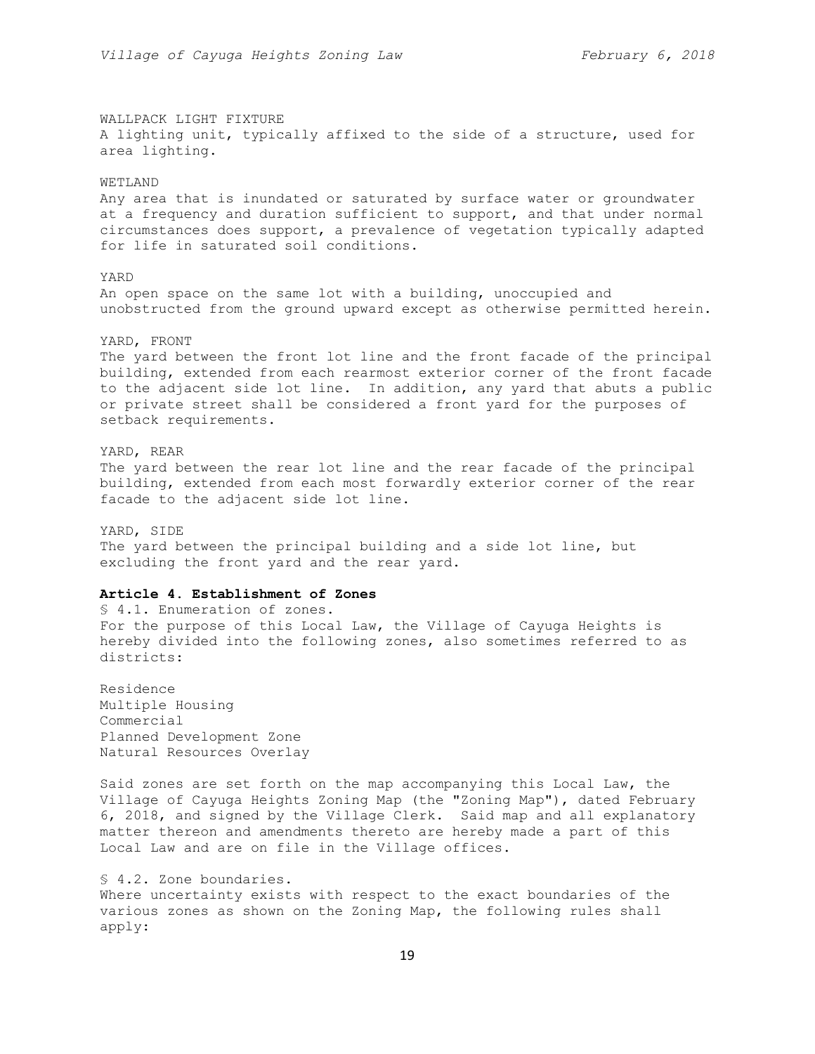WALLPACK LIGHT FIXTURE
A lighting unit, typically affixed to the side of a structure, used for area lighting.

WETLAND
Any area that is inundated or saturated by surface water or groundwater at a frequency and duration sufficient to support, and that under normal circumstances does support, a prevalence of vegetation typically adapted for life in saturated soil conditions.

YARD
An open space on the same lot with a building, unoccupied and unobstructed from the ground upward except as otherwise permitted herein.

YARD, FRONT
The yard between the front lot line and the front facade of the principal building, extended from each rearmost exterior corner of the front facade to the adjacent side lot line. In addition, any yard that abuts a public or private street shall be considered a front yard for the purposes of setback requirements.

YARD, REAR
The yard between the rear lot line and the rear facade of the principal building, extended from each most forwardly exterior corner of the rear facade to the adjacent side lot line.

YARD, SIDE
The yard between the principal building and a side lot line, but excluding the front yard and the rear yard.

## Article 4. Establishment of Zones

§ 4.1. Enumeration of zones.
For the purpose of this Local Law, the Village of Cayuga Heights is hereby divided into the following zones, also sometimes referred to as districts:

Residence
Multiple Housing
Commercial
Planned Development Zone
Natural Resources Overlay

Said zones are set forth on the map accompanying this Local Law, the Village of Cayuga Heights Zoning Map (the "Zoning Map"), dated February 6, 2018, and signed by the Village Clerk. Said map and all explanatory matter thereon and amendments thereto are hereby made a part of this Local Law and are on file in the Village offices.

§ 4.2. Zone boundaries.
Where uncertainty exists with respect to the exact boundaries of the various zones as shown on the Zoning Map, the following rules shall apply: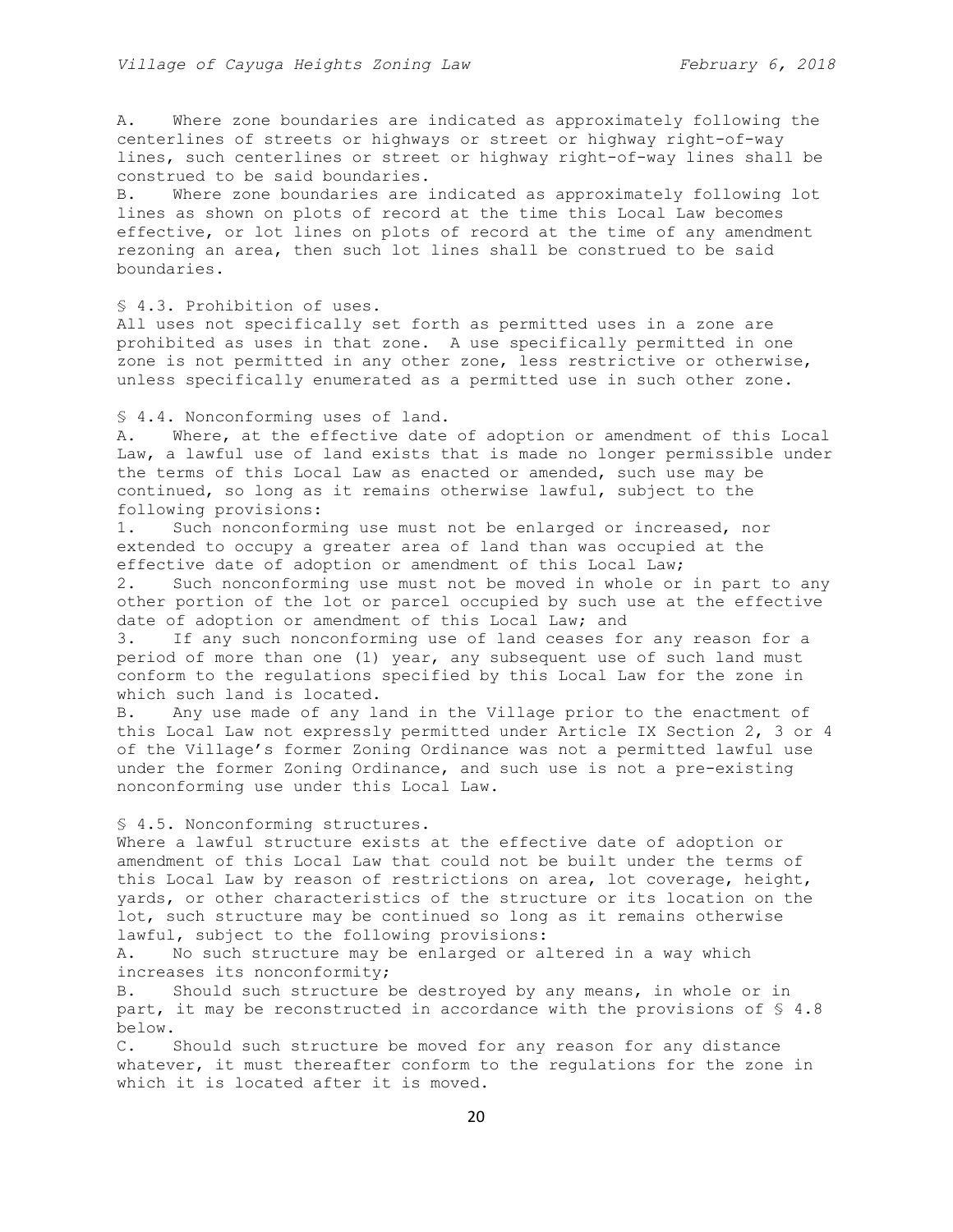A. Where zone boundaries are indicated as approximately following the centerlines of streets or highways or street or highway right-of-way lines, such centerlines or street or highway right-of-way lines shall be construed to be said boundaries.

B. Where zone boundaries are indicated as approximately following lot lines as shown on plots of record at the time this Local Law becomes effective, or lot lines on plots of record at the time of any amendment rezoning an area, then such lot lines shall be construed to be said boundaries.

§ 4.3. Prohibition of uses.

All uses not specifically set forth as permitted uses in a zone are prohibited as uses in that zone. A use specifically permitted in one zone is not permitted in any other zone, less restrictive or otherwise, unless specifically enumerated as a permitted use in such other zone.

§ 4.4. Nonconforming uses of land.

A. Where, at the effective date of adoption or amendment of this Local Law, a lawful use of land exists that is made no longer permissible under the terms of this Local Law as enacted or amended, such use may be continued, so long as it remains otherwise lawful, subject to the following provisions:

1. Such nonconforming use must not be enlarged or increased, nor extended to occupy a greater area of land than was occupied at the effective date of adoption or amendment of this Local Law;
2. Such nonconforming use must not be moved in whole or in part to any other portion of the lot or parcel occupied by such use at the effective date of adoption or amendment of this Local Law; and
3. If any such nonconforming use of land ceases for any reason for a period of more than one (1) year, any subsequent use of such land must conform to the regulations specified by this Local Law for the zone in which such land is located.

B. Any use made of any land in the Village prior to the enactment of this Local Law not expressly permitted under Article IX Section 2, 3 or 4 of the Village's former Zoning Ordinance was not a permitted lawful use under the former Zoning Ordinance, and such use is not a pre-existing nonconforming use under this Local Law.

§ 4.5. Nonconforming structures.

Where a lawful structure exists at the effective date of adoption or amendment of this Local Law that could not be built under the terms of this Local Law by reason of restrictions on area, lot coverage, height, yards, or other characteristics of the structure or its location on the lot, such structure may be continued so long as it remains otherwise lawful, subject to the following provisions:

A. No such structure may be enlarged or altered in a way which increases its nonconformity;

B. Should such structure be destroyed by any means, in whole or in part, it may be reconstructed in accordance with the provisions of § 4.8 below.

C. Should such structure be moved for any reason for any distance whatever, it must thereafter conform to the regulations for the zone in which it is located after it is moved.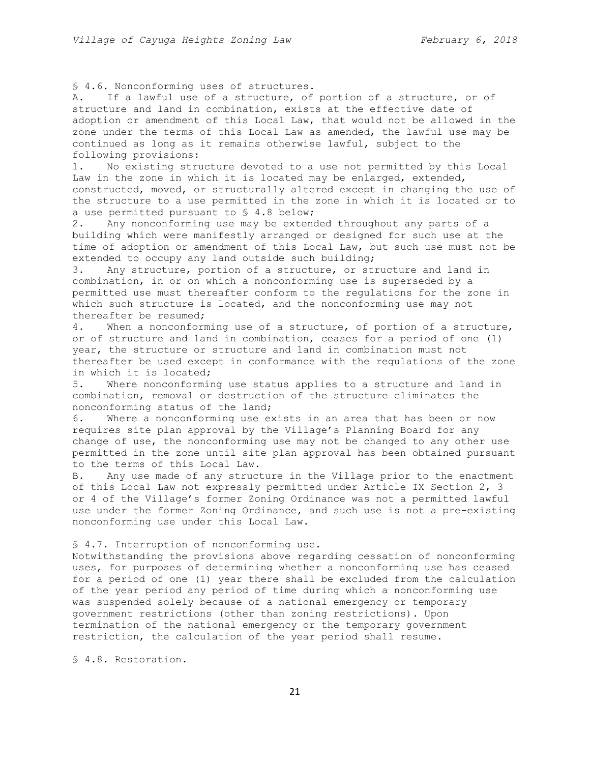§ 4.6. Nonconforming uses of structures.

A. If a lawful use of a structure, of portion of a structure, or of structure and land in combination, exists at the effective date of adoption or amendment of this Local Law, that would not be allowed in the zone under the terms of this Local Law as amended, the lawful use may be continued as long as it remains otherwise lawful, subject to the following provisions:

1. No existing structure devoted to a use not permitted by this Local Law in the zone in which it is located may be enlarged, extended, constructed, moved, or structurally altered except in changing the use of the structure to a use permitted in the zone in which it is located or to a use permitted pursuant to § 4.8 below;
2. Any nonconforming use may be extended throughout any parts of a building which were manifestly arranged or designed for such use at the time of adoption or amendment of this Local Law, but such use must not be extended to occupy any land outside such building;
3. Any structure, portion of a structure, or structure and land in combination, in or on which a nonconforming use is superseded by a permitted use must thereafter conform to the regulations for the zone in which such structure is located, and the nonconforming use may not thereafter be resumed;
4. When a nonconforming use of a structure, of portion of a structure, or of structure and land in combination, ceases for a period of one (1) year, the structure or structure and land in combination must not thereafter be used except in conformance with the regulations of the zone in which it is located;
5. Where nonconforming use status applies to a structure and land in combination, removal or destruction of the structure eliminates the nonconforming status of the land;
6. Where a nonconforming use exists in an area that has been or now requires site plan approval by the Village's Planning Board for any change of use, the nonconforming use may not be changed to any other use permitted in the zone until site plan approval has been obtained pursuant to the terms of this Local Law.

B. Any use made of any structure in the Village prior to the enactment of this Local Law not expressly permitted under Article IX Section 2, 3 or 4 of the Village's former Zoning Ordinance was not a permitted lawful use under the former Zoning Ordinance, and such use is not a pre-existing nonconforming use under this Local Law.

§ 4.7. Interruption of nonconforming use.

Notwithstanding the provisions above regarding cessation of nonconforming uses, for purposes of determining whether a nonconforming use has ceased for a period of one (1) year there shall be excluded from the calculation of the year period any period of time during which a nonconforming use was suspended solely because of a national emergency or temporary government restrictions (other than zoning restrictions). Upon termination of the national emergency or the temporary government restriction, the calculation of the year period shall resume.

§ 4.8. Restoration.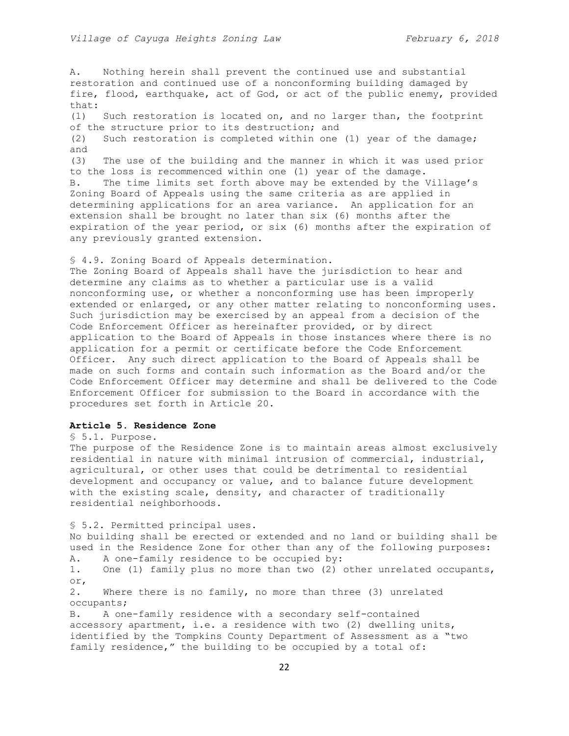A. Nothing herein shall prevent the continued use and substantial restoration and continued use of a nonconforming building damaged by fire, flood, earthquake, act of God, or act of the public enemy, provided that:

(1) Such restoration is located on, and no larger than, the footprint of the structure prior to its destruction; and

(2) Such restoration is completed within one (1) year of the damage; and

(3) The use of the building and the manner in which it was used prior to the loss is recommenced within one (1) year of the damage.

B. The time limits set forth above may be extended by the Village's Zoning Board of Appeals using the same criteria as are applied in determining applications for an area variance. An application for an extension shall be brought no later than six (6) months after the expiration of the year period, or six (6) months after the expiration of any previously granted extension.

§ 4.9. Zoning Board of Appeals determination.

The Zoning Board of Appeals shall have the jurisdiction to hear and determine any claims as to whether a particular use is a valid nonconforming use, or whether a nonconforming use has been improperly extended or enlarged, or any other matter relating to nonconforming uses. Such jurisdiction may be exercised by an appeal from a decision of the Code Enforcement Officer as hereinafter provided, or by direct application to the Board of Appeals in those instances where there is no application for a permit or certificate before the Code Enforcement Officer. Any such direct application to the Board of Appeals shall be made on such forms and contain such information as the Board and/or the Code Enforcement Officer may determine and shall be delivered to the Code Enforcement Officer for submission to the Board in accordance with the procedures set forth in Article 20.

## Article 5. Residence Zone

§ 5.1. Purpose.

The purpose of the Residence Zone is to maintain areas almost exclusively residential in nature with minimal intrusion of commercial, industrial, agricultural, or other uses that could be detrimental to residential development and occupancy or value, and to balance future development with the existing scale, density, and character of traditionally residential neighborhoods.

§ 5.2. Permitted principal uses.

No building shall be erected or extended and no land or building shall be used in the Residence Zone for other than any of the following purposes:

A. A one-family residence to be occupied by:

1. One (1) family plus no more than two (2) other unrelated occupants, or,
2. Where there is no family, no more than three (3) unrelated occupants;

B. A one-family residence with a secondary self-contained accessory apartment, i.e. a residence with two (2) dwelling units, identified by the Tompkins County Department of Assessment as a "two family residence," the building to be occupied by a total of: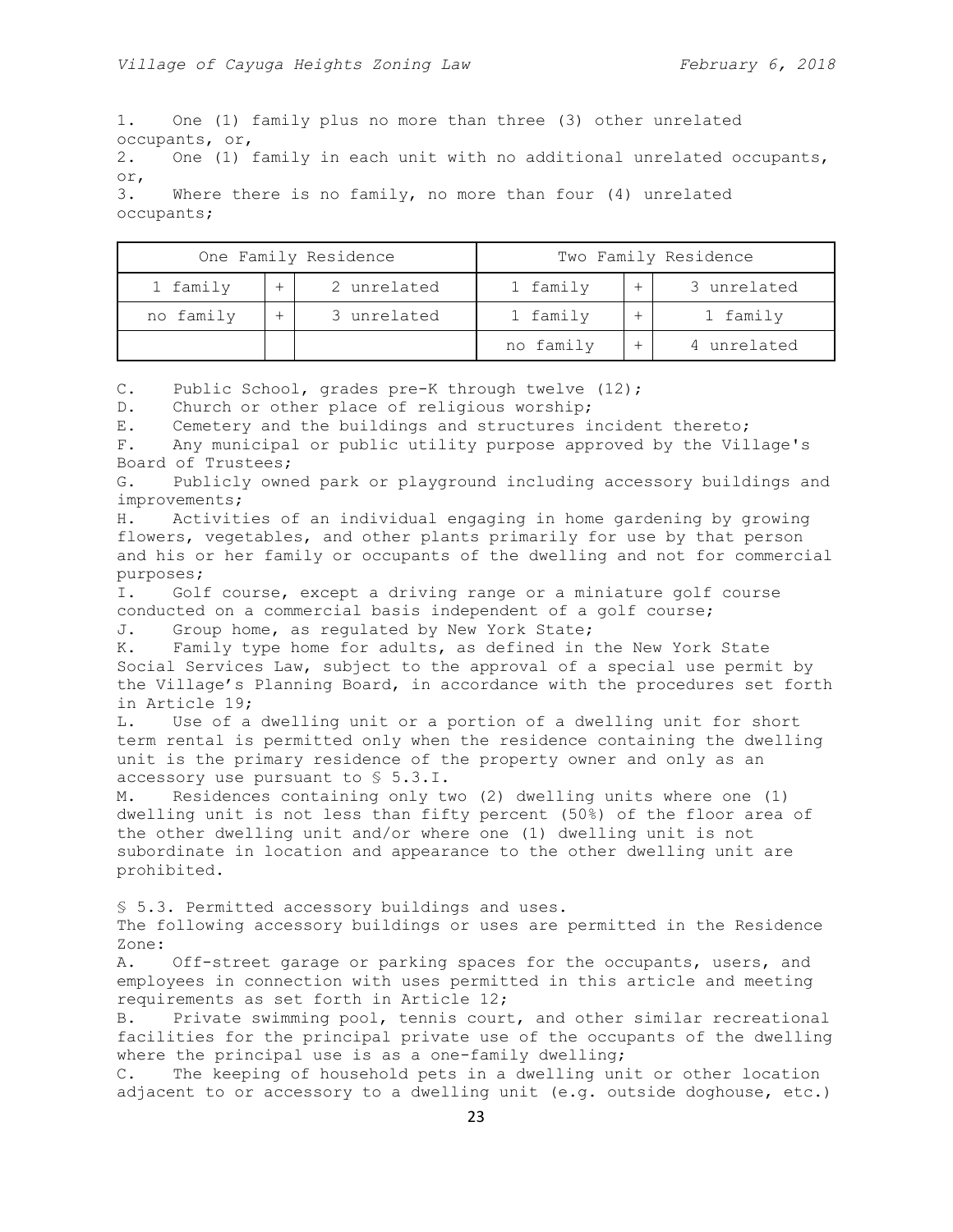1. One (1) family plus no more than three (3) other unrelated occupants, or,
2. One (1) family in each unit with no additional unrelated occupants, or,
3. Where there is no family, no more than four (4) unrelated occupants;

| One Family Residence | | | Two Family Residence | | |
|---|---|---|---|---|---|
| 1 family | + | 2 unrelated | 1 family | + | 3 unrelated |
| no family | + | 3 unrelated | 1 family | + | 1 family |
| | | | no family | + | 4 unrelated |

C. Public School, grades pre-K through twelve (12);
D. Church or other place of religious worship;
E. Cemetery and the buildings and structures incident thereto;
F. Any municipal or public utility purpose approved by the Village's Board of Trustees;
G. Publicly owned park or playground including accessory buildings and improvements;
H. Activities of an individual engaging in home gardening by growing flowers, vegetables, and other plants primarily for use by that person and his or her family or occupants of the dwelling and not for commercial purposes;
I. Golf course, except a driving range or a miniature golf course conducted on a commercial basis independent of a golf course;
J. Group home, as regulated by New York State;
K. Family type home for adults, as defined in the New York State Social Services Law, subject to the approval of a special use permit by the Village's Planning Board, in accordance with the procedures set forth in Article 19;
L. Use of a dwelling unit or a portion of a dwelling unit for short term rental is permitted only when the residence containing the dwelling unit is the primary residence of the property owner and only as an accessory use pursuant to § 5.3.I.
M. Residences containing only two (2) dwelling units where one (1) dwelling unit is not less than fifty percent (50%) of the floor area of the other dwelling unit and/or where one (1) dwelling unit is not subordinate in location and appearance to the other dwelling unit are prohibited.

§ 5.3. Permitted accessory buildings and uses.

The following accessory buildings or uses are permitted in the Residence Zone:

A. Off-street garage or parking spaces for the occupants, users, and employees in connection with uses permitted in this article and meeting requirements as set forth in Article 12;
B. Private swimming pool, tennis court, and other similar recreational facilities for the principal private use of the occupants of the dwelling where the principal use is as a one-family dwelling;
C. The keeping of household pets in a dwelling unit or other location adjacent to or accessory to a dwelling unit (e.g. outside doghouse, etc.)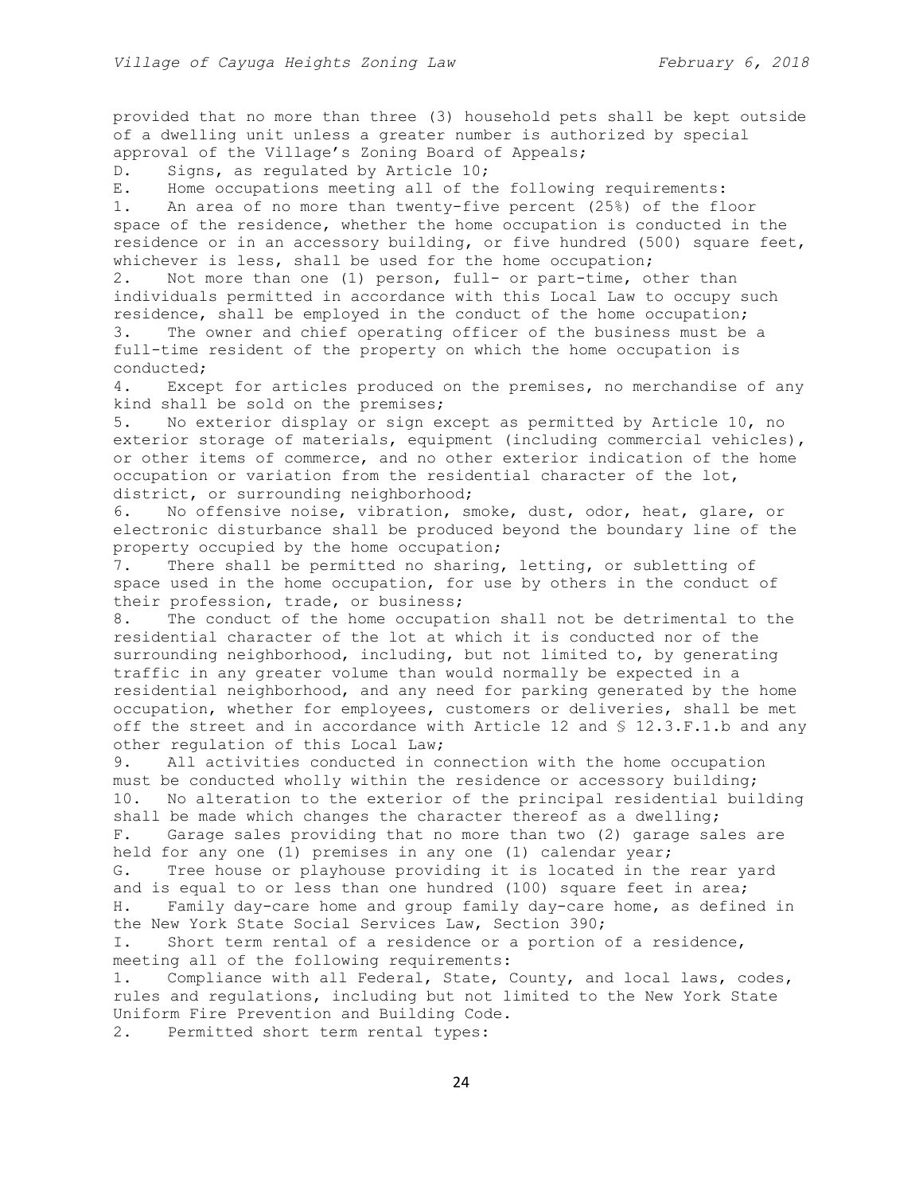provided that no more than three (3) household pets shall be kept outside of a dwelling unit unless a greater number is authorized by special approval of the Village's Zoning Board of Appeals;

D. Signs, as regulated by Article 10;

E. Home occupations meeting all of the following requirements:

1. An area of no more than twenty-five percent (25%) of the floor space of the residence, whether the home occupation is conducted in the residence or in an accessory building, or five hundred (500) square feet, whichever is less, shall be used for the home occupation;
2. Not more than one (1) person, full- or part-time, other than individuals permitted in accordance with this Local Law to occupy such residence, shall be employed in the conduct of the home occupation;
3. The owner and chief operating officer of the business must be a full-time resident of the property on which the home occupation is conducted;
4. Except for articles produced on the premises, no merchandise of any kind shall be sold on the premises;
5. No exterior display or sign except as permitted by Article 10, no exterior storage of materials, equipment (including commercial vehicles), or other items of commerce, and no other exterior indication of the home occupation or variation from the residential character of the lot, district, or surrounding neighborhood;
6. No offensive noise, vibration, smoke, dust, odor, heat, glare, or electronic disturbance shall be produced beyond the boundary line of the property occupied by the home occupation;
7. There shall be permitted no sharing, letting, or subletting of space used in the home occupation, for use by others in the conduct of their profession, trade, or business;
8. The conduct of the home occupation shall not be detrimental to the residential character of the lot at which it is conducted nor of the surrounding neighborhood, including, but not limited to, by generating traffic in any greater volume than would normally be expected in a residential neighborhood, and any need for parking generated by the home occupation, whether for employees, customers or deliveries, shall be met off the street and in accordance with Article 12 and § 12.3.F.1.b and any other regulation of this Local Law;
9. All activities conducted in connection with the home occupation must be conducted wholly within the residence or accessory building;
10. No alteration to the exterior of the principal residential building shall be made which changes the character thereof as a dwelling;

F. Garage sales providing that no more than two (2) garage sales are held for any one (1) premises in any one (1) calendar year;

G. Tree house or playhouse providing it is located in the rear yard and is equal to or less than one hundred (100) square feet in area;

H. Family day-care home and group family day-care home, as defined in the New York State Social Services Law, Section 390;

I. Short term rental of a residence or a portion of a residence, meeting all of the following requirements:

1. Compliance with all Federal, State, County, and local laws, codes, rules and regulations, including but not limited to the New York State Uniform Fire Prevention and Building Code.
2. Permitted short term rental types: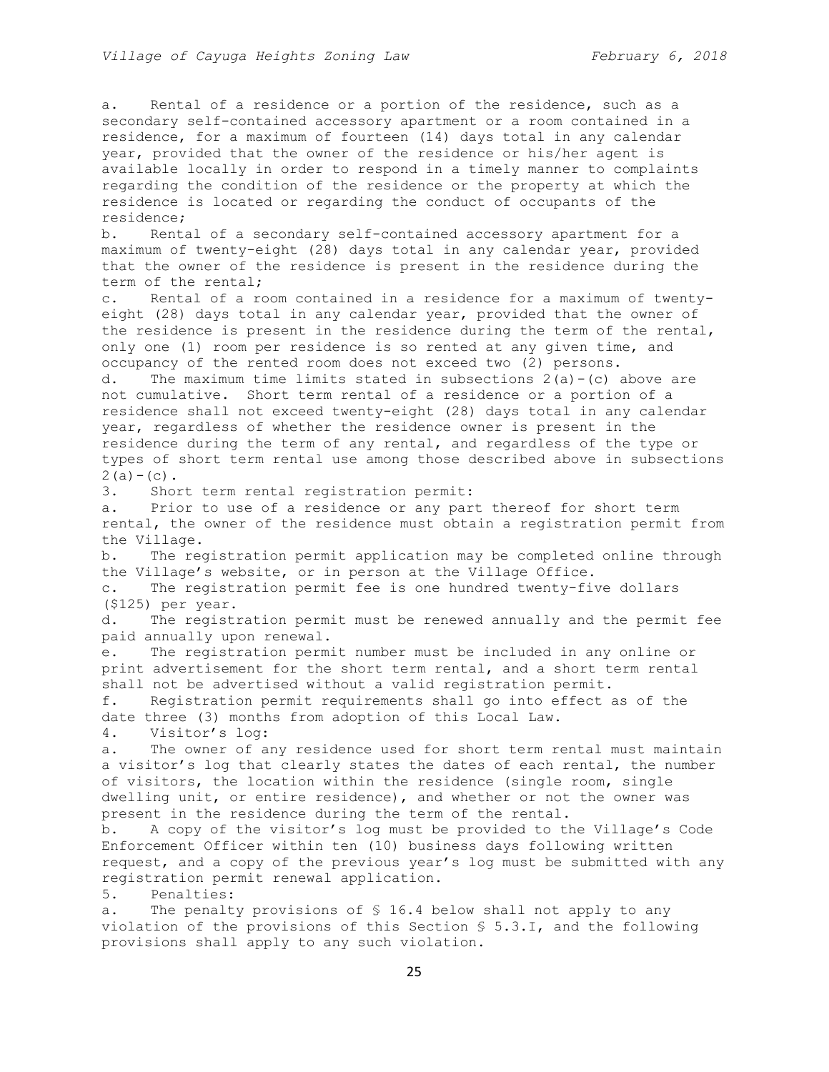a. Rental of a residence or a portion of the residence, such as a secondary self-contained accessory apartment or a room contained in a residence, for a maximum of fourteen (14) days total in any calendar year, provided that the owner of the residence or his/her agent is available locally in order to respond in a timely manner to complaints regarding the condition of the residence or the property at which the residence is located or regarding the conduct of occupants of the residence;

b. Rental of a secondary self-contained accessory apartment for a maximum of twenty-eight (28) days total in any calendar year, provided that the owner of the residence is present in the residence during the term of the rental;

c. Rental of a room contained in a residence for a maximum of twenty-eight (28) days total in any calendar year, provided that the owner of the residence is present in the residence during the term of the rental, only one (1) room per residence is so rented at any given time, and occupancy of the rented room does not exceed two (2) persons.

d. The maximum time limits stated in subsections 2(a)-(c) above are not cumulative. Short term rental of a residence or a portion of a residence shall not exceed twenty-eight (28) days total in any calendar year, regardless of whether the residence owner is present in the residence during the term of any rental, and regardless of the type or types of short term rental use among those described above in subsections 2(a)-(c).

3. Short term rental registration permit:

a. Prior to use of a residence or any part thereof for short term rental, the owner of the residence must obtain a registration permit from the Village.

b. The registration permit application may be completed online through the Village's website, or in person at the Village Office.

c. The registration permit fee is one hundred twenty-five dollars ($125) per year.

d. The registration permit must be renewed annually and the permit fee paid annually upon renewal.

e. The registration permit number must be included in any online or print advertisement for the short term rental, and a short term rental shall not be advertised without a valid registration permit.

f. Registration permit requirements shall go into effect as of the date three (3) months from adoption of this Local Law.

4. Visitor's log:

a. The owner of any residence used for short term rental must maintain a visitor's log that clearly states the dates of each rental, the number of visitors, the location within the residence (single room, single dwelling unit, or entire residence), and whether or not the owner was present in the residence during the term of the rental.

b. A copy of the visitor's log must be provided to the Village's Code Enforcement Officer within ten (10) business days following written request, and a copy of the previous year's log must be submitted with any registration permit renewal application.

5. Penalties:

a. The penalty provisions of § 16.4 below shall not apply to any violation of the provisions of this Section § 5.3.I, and the following provisions shall apply to any such violation.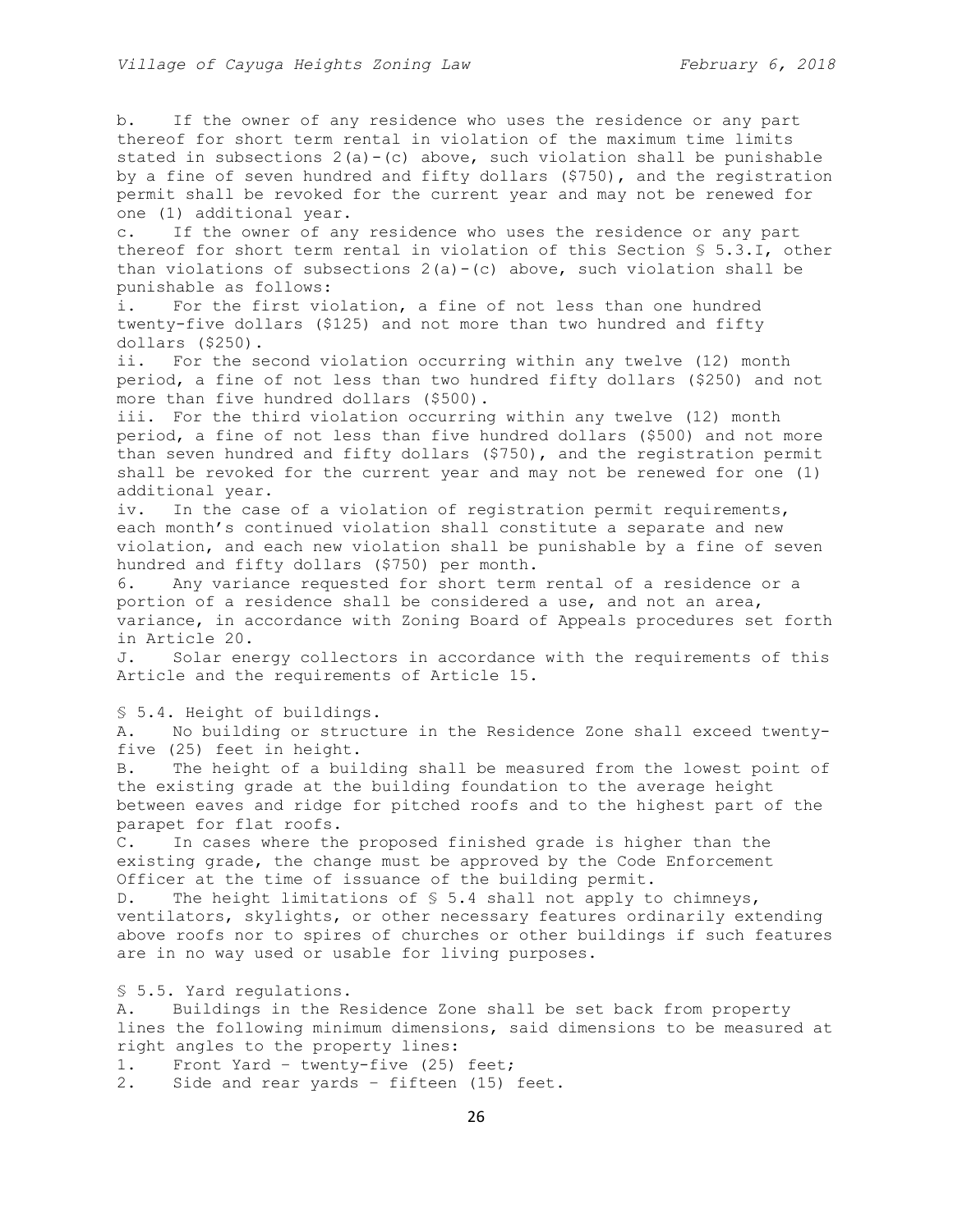b. If the owner of any residence who uses the residence or any part thereof for short term rental in violation of the maximum time limits stated in subsections 2(a)-(c) above, such violation shall be punishable by a fine of seven hundred and fifty dollars ($750), and the registration permit shall be revoked for the current year and may not be renewed for one (1) additional year.

c. If the owner of any residence who uses the residence or any part thereof for short term rental in violation of this Section § 5.3.I, other than violations of subsections 2(a)-(c) above, such violation shall be punishable as follows:

i. For the first violation, a fine of not less than one hundred twenty-five dollars ($125) and not more than two hundred and fifty dollars ($250).

ii. For the second violation occurring within any twelve (12) month period, a fine of not less than two hundred fifty dollars ($250) and not more than five hundred dollars ($500).

iii. For the third violation occurring within any twelve (12) month period, a fine of not less than five hundred dollars ($500) and not more than seven hundred and fifty dollars ($750), and the registration permit shall be revoked for the current year and may not be renewed for one (1) additional year.

iv. In the case of a violation of registration permit requirements, each month's continued violation shall constitute a separate and new violation, and each new violation shall be punishable by a fine of seven hundred and fifty dollars ($750) per month.

6. Any variance requested for short term rental of a residence or a portion of a residence shall be considered a use, and not an area, variance, in accordance with Zoning Board of Appeals procedures set forth in Article 20.

J. Solar energy collectors in accordance with the requirements of this Article and the requirements of Article 15.

§ 5.4. Height of buildings.

A. No building or structure in the Residence Zone shall exceed twenty-five (25) feet in height.

B. The height of a building shall be measured from the lowest point of the existing grade at the building foundation to the average height between eaves and ridge for pitched roofs and to the highest part of the parapet for flat roofs.

C. In cases where the proposed finished grade is higher than the existing grade, the change must be approved by the Code Enforcement Officer at the time of issuance of the building permit.

D. The height limitations of § 5.4 shall not apply to chimneys, ventilators, skylights, or other necessary features ordinarily extending above roofs nor to spires of churches or other buildings if such features are in no way used or usable for living purposes.

§ 5.5. Yard regulations.

A. Buildings in the Residence Zone shall be set back from property lines the following minimum dimensions, said dimensions to be measured at right angles to the property lines:

1. Front Yard – twenty-five (25) feet;
2. Side and rear yards – fifteen (15) feet.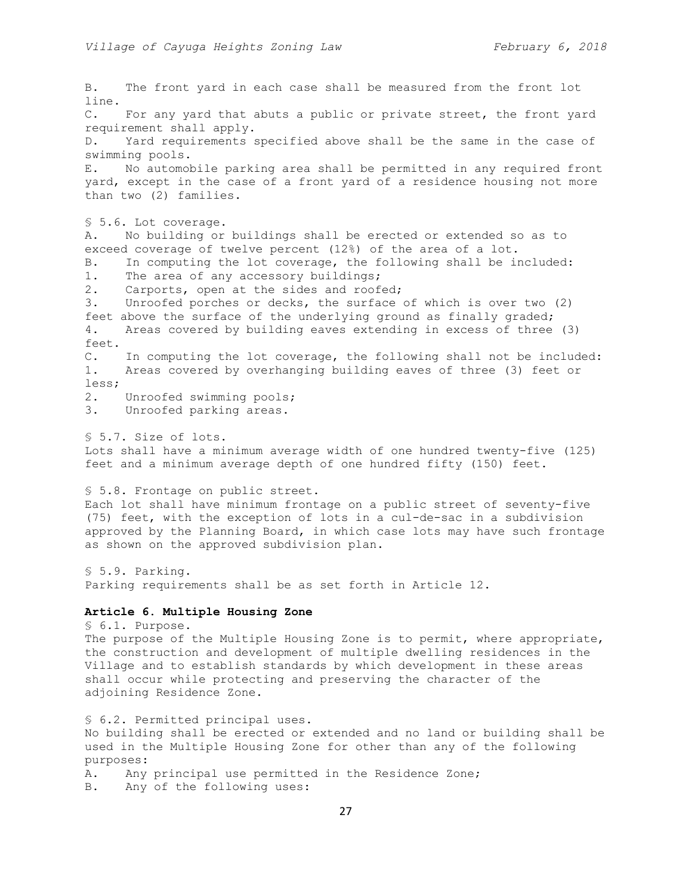B. The front yard in each case shall be measured from the front lot line.

C. For any yard that abuts a public or private street, the front yard requirement shall apply.

D. Yard requirements specified above shall be the same in the case of swimming pools.

E. No automobile parking area shall be permitted in any required front yard, except in the case of a front yard of a residence housing not more than two (2) families.

§ 5.6. Lot coverage.

A. No building or buildings shall be erected or extended so as to exceed coverage of twelve percent (12%) of the area of a lot.

B. In computing the lot coverage, the following shall be included:

1. The area of any accessory buildings;
2. Carports, open at the sides and roofed;
3. Unroofed porches or decks, the surface of which is over two (2) feet above the surface of the underlying ground as finally graded;
4. Areas covered by building eaves extending in excess of three (3) feet.

C. In computing the lot coverage, the following shall not be included:

1. Areas covered by overhanging building eaves of three (3) feet or less;
2. Unroofed swimming pools;
3. Unroofed parking areas.

§ 5.7. Size of lots.

Lots shall have a minimum average width of one hundred twenty-five (125) feet and a minimum average depth of one hundred fifty (150) feet.

§ 5.8. Frontage on public street.

Each lot shall have minimum frontage on a public street of seventy-five (75) feet, with the exception of lots in a cul-de-sac in a subdivision approved by the Planning Board, in which case lots may have such frontage as shown on the approved subdivision plan.

§ 5.9. Parking.

Parking requirements shall be as set forth in Article 12.

## Article 6. Multiple Housing Zone

§ 6.1. Purpose.

The purpose of the Multiple Housing Zone is to permit, where appropriate, the construction and development of multiple dwelling residences in the Village and to establish standards by which development in these areas shall occur while protecting and preserving the character of the adjoining Residence Zone.

§ 6.2. Permitted principal uses.

No building shall be erected or extended and no land or building shall be used in the Multiple Housing Zone for other than any of the following purposes:

A. Any principal use permitted in the Residence Zone;

B. Any of the following uses: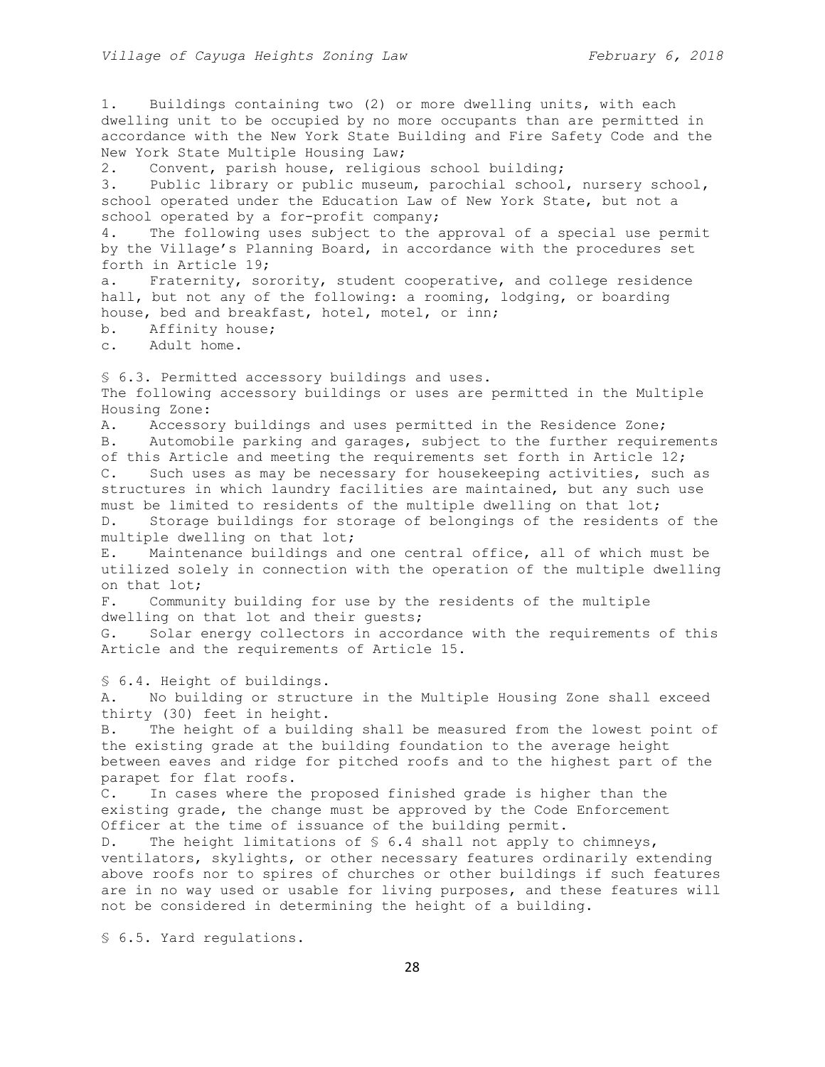1. Buildings containing two (2) or more dwelling units, with each dwelling unit to be occupied by no more occupants than are permitted in accordance with the New York State Building and Fire Safety Code and the New York State Multiple Housing Law;
2. Convent, parish house, religious school building;
3. Public library or public museum, parochial school, nursery school, school operated under the Education Law of New York State, but not a school operated by a for-profit company;
4. The following uses subject to the approval of a special use permit by the Village's Planning Board, in accordance with the procedures set forth in Article 19;
   a. Fraternity, sorority, student cooperative, and college residence hall, but not any of the following: a rooming, lodging, or boarding house, bed and breakfast, hotel, motel, or inn;
   b. Affinity house;
   c. Adult home.

## § 6.3. Permitted accessory buildings and uses.

The following accessory buildings or uses are permitted in the Multiple Housing Zone:

A. Accessory buildings and uses permitted in the Residence Zone;
B. Automobile parking and garages, subject to the further requirements of this Article and meeting the requirements set forth in Article 12;
C. Such uses as may be necessary for housekeeping activities, such as structures in which laundry facilities are maintained, but any such use must be limited to residents of the multiple dwelling on that lot;
D. Storage buildings for storage of belongings of the residents of the multiple dwelling on that lot;
E. Maintenance buildings and one central office, all of which must be utilized solely in connection with the operation of the multiple dwelling on that lot;
F. Community building for use by the residents of the multiple dwelling on that lot and their guests;
G. Solar energy collectors in accordance with the requirements of this Article and the requirements of Article 15.

## § 6.4. Height of buildings.

A. No building or structure in the Multiple Housing Zone shall exceed thirty (30) feet in height.
B. The height of a building shall be measured from the lowest point of the existing grade at the building foundation to the average height between eaves and ridge for pitched roofs and to the highest part of the parapet for flat roofs.
C. In cases where the proposed finished grade is higher than the existing grade, the change must be approved by the Code Enforcement Officer at the time of issuance of the building permit.
D. The height limitations of § 6.4 shall not apply to chimneys, ventilators, skylights, or other necessary features ordinarily extending above roofs nor to spires of churches or other buildings if such features are in no way used or usable for living purposes, and these features will not be considered in determining the height of a building.

## § 6.5. Yard regulations.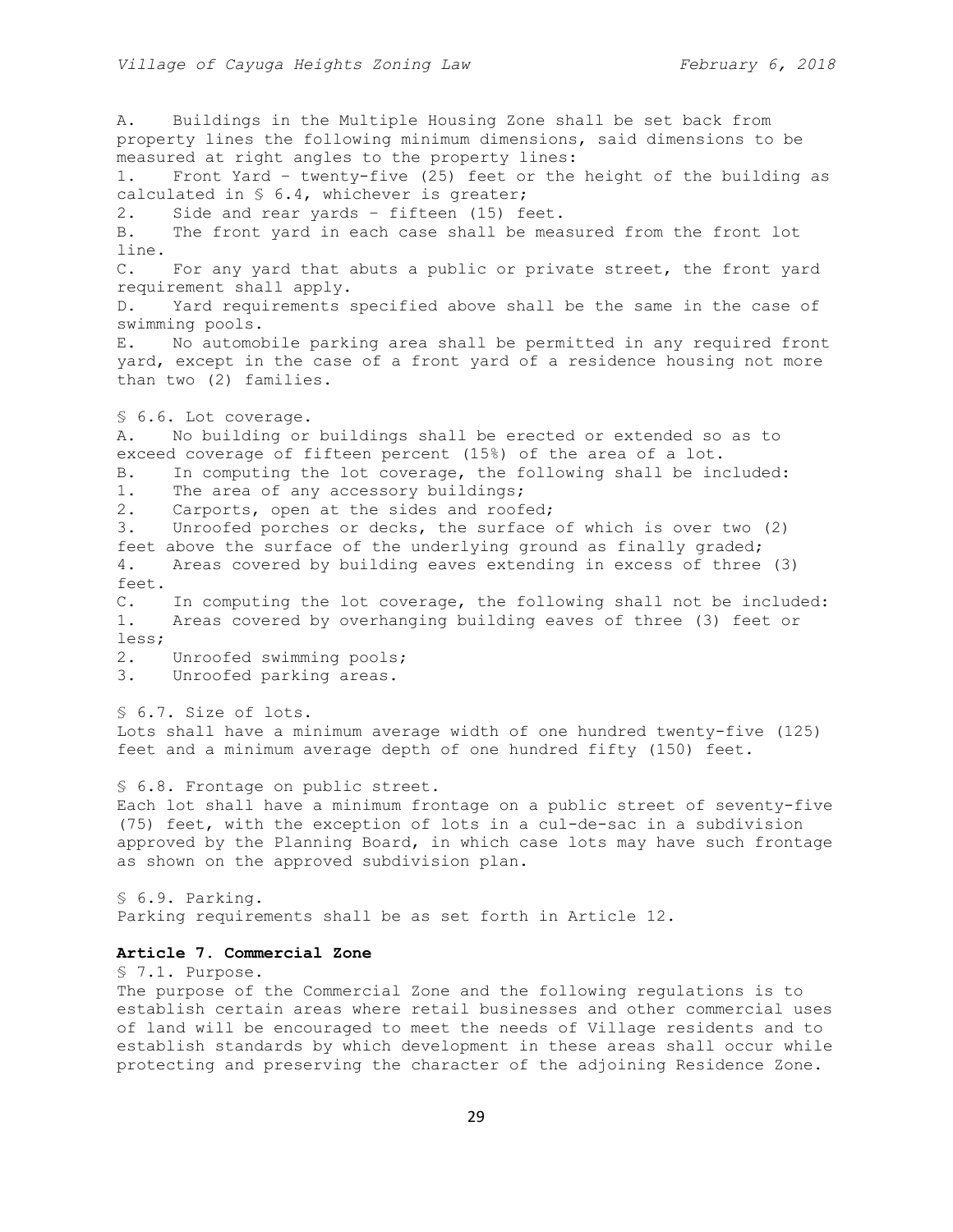A. Buildings in the Multiple Housing Zone shall be set back from property lines the following minimum dimensions, said dimensions to be measured at right angles to the property lines:

1. Front Yard – twenty-five (25) feet or the height of the building as calculated in § 6.4, whichever is greater;
2. Side and rear yards – fifteen (15) feet.

B. The front yard in each case shall be measured from the front lot line.

C. For any yard that abuts a public or private street, the front yard requirement shall apply.

D. Yard requirements specified above shall be the same in the case of swimming pools.

E. No automobile parking area shall be permitted in any required front yard, except in the case of a front yard of a residence housing not more than two (2) families.

§ 6.6. Lot coverage.

A. No building or buildings shall be erected or extended so as to exceed coverage of fifteen percent (15%) of the area of a lot.

B. In computing the lot coverage, the following shall be included:

1. The area of any accessory buildings;
2. Carports, open at the sides and roofed;
3. Unroofed porches or decks, the surface of which is over two (2) feet above the surface of the underlying ground as finally graded;
4. Areas covered by building eaves extending in excess of three (3) feet.

C. In computing the lot coverage, the following shall not be included:

1. Areas covered by overhanging building eaves of three (3) feet or less;
2. Unroofed swimming pools;
3. Unroofed parking areas.

§ 6.7. Size of lots.

Lots shall have a minimum average width of one hundred twenty-five (125) feet and a minimum average depth of one hundred fifty (150) feet.

§ 6.8. Frontage on public street.

Each lot shall have a minimum frontage on a public street of seventy-five (75) feet, with the exception of lots in a cul-de-sac in a subdivision approved by the Planning Board, in which case lots may have such frontage as shown on the approved subdivision plan.

§ 6.9. Parking.

Parking requirements shall be as set forth in Article 12.

## Article 7. Commercial Zone

§ 7.1. Purpose.

The purpose of the Commercial Zone and the following regulations is to establish certain areas where retail businesses and other commercial uses of land will be encouraged to meet the needs of Village residents and to establish standards by which development in these areas shall occur while protecting and preserving the character of the adjoining Residence Zone.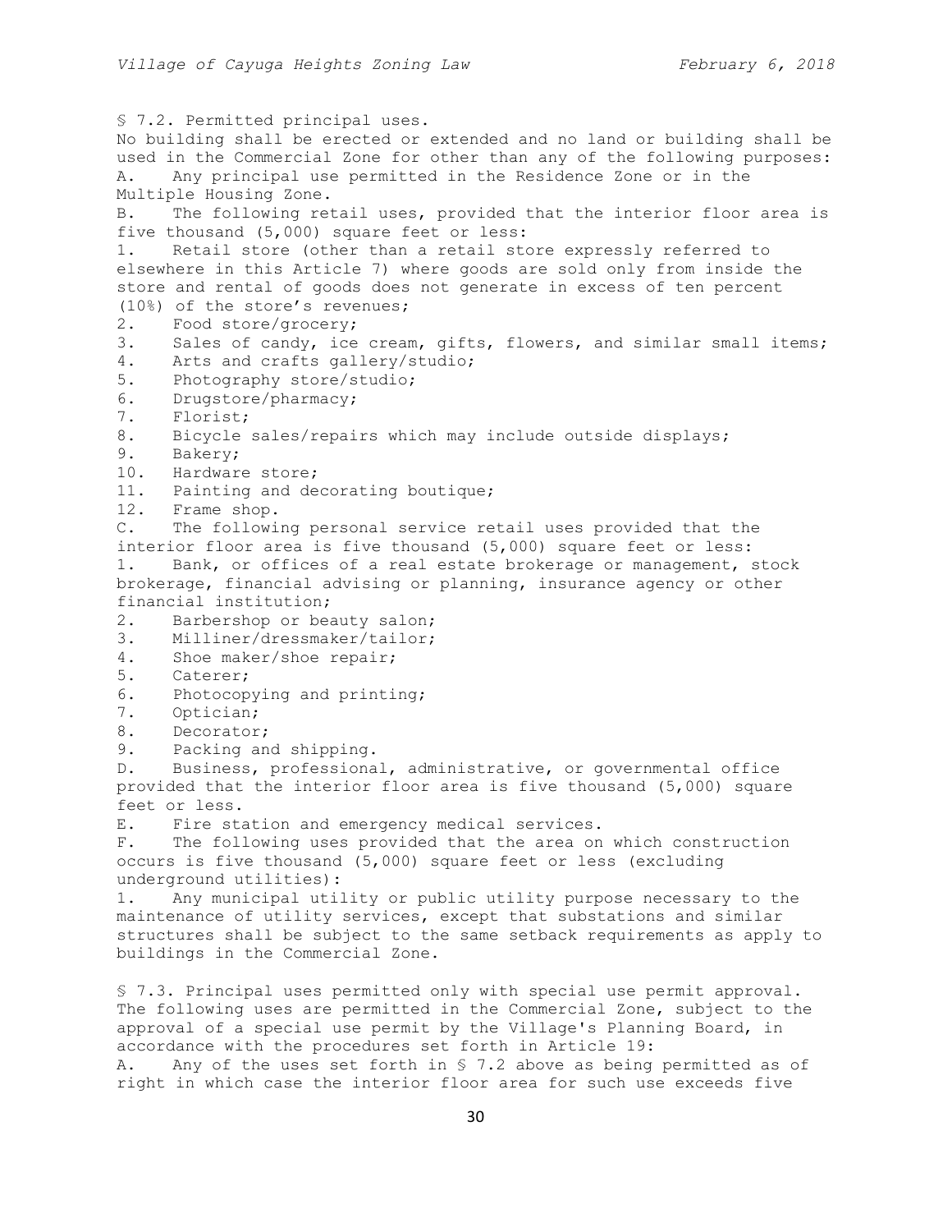## § 7.2. Permitted principal uses.

No building shall be erected or extended and no land or building shall be used in the Commercial Zone for other than any of the following purposes:

A. Any principal use permitted in the Residence Zone or in the Multiple Housing Zone.

B. The following retail uses, provided that the interior floor area is five thousand (5,000) square feet or less:

1. Retail store (other than a retail store expressly referred to elsewhere in this Article 7) where goods are sold only from inside the store and rental of goods does not generate in excess of ten percent (10%) of the store's revenues;
2. Food store/grocery;
3. Sales of candy, ice cream, gifts, flowers, and similar small items;
4. Arts and crafts gallery/studio;
5. Photography store/studio;
6. Drugstore/pharmacy;
7. Florist;
8. Bicycle sales/repairs which may include outside displays;
9. Bakery;
10. Hardware store;
11. Painting and decorating boutique;
12. Frame shop.

C. The following personal service retail uses provided that the interior floor area is five thousand (5,000) square feet or less:

1. Bank, or offices of a real estate brokerage or management, stock brokerage, financial advising or planning, insurance agency or other financial institution;
2. Barbershop or beauty salon;
3. Milliner/dressmaker/tailor;
4. Shoe maker/shoe repair;
5. Caterer;
6. Photocopying and printing;
7. Optician;
8. Decorator;
9. Packing and shipping.

D. Business, professional, administrative, or governmental office provided that the interior floor area is five thousand (5,000) square feet or less.

E. Fire station and emergency medical services.

F. The following uses provided that the area on which construction occurs is five thousand (5,000) square feet or less (excluding underground utilities):

1. Any municipal utility or public utility purpose necessary to the maintenance of utility services, except that substations and similar structures shall be subject to the same setback requirements as apply to buildings in the Commercial Zone.

## § 7.3. Principal uses permitted only with special use permit approval.

The following uses are permitted in the Commercial Zone, subject to the approval of a special use permit by the Village's Planning Board, in accordance with the procedures set forth in Article 19:

A. Any of the uses set forth in § 7.2 above as being permitted as of right in which case the interior floor area for such use exceeds five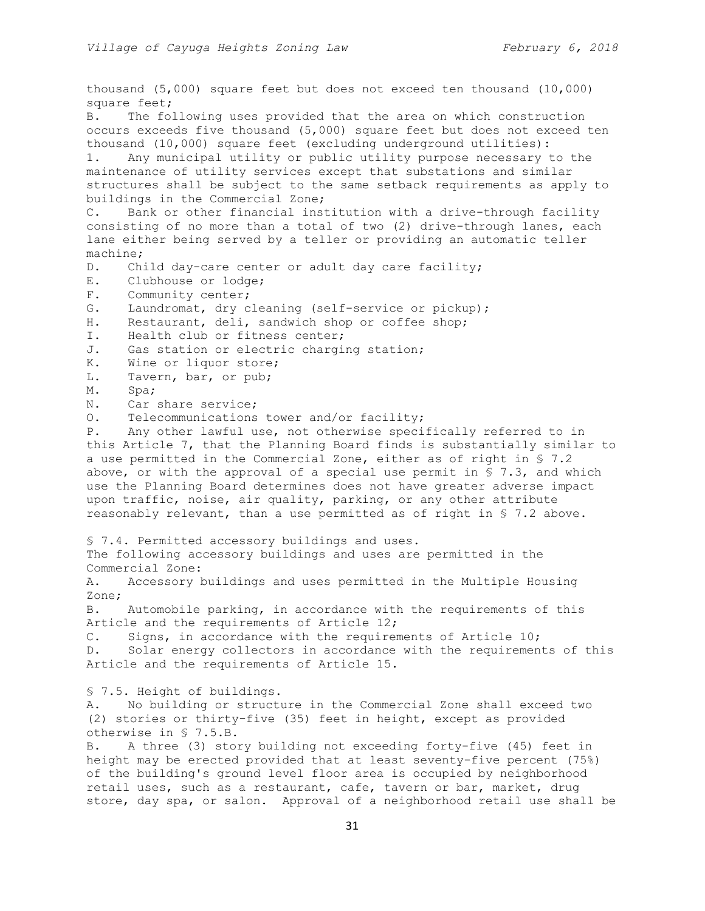thousand (5,000) square feet but does not exceed ten thousand (10,000) square feet;

B. The following uses provided that the area on which construction occurs exceeds five thousand (5,000) square feet but does not exceed ten thousand (10,000) square feet (excluding underground utilities):

1. Any municipal utility or public utility purpose necessary to the maintenance of utility services except that substations and similar structures shall be subject to the same setback requirements as apply to buildings in the Commercial Zone;

C. Bank or other financial institution with a drive-through facility consisting of no more than a total of two (2) drive-through lanes, each lane either being served by a teller or providing an automatic teller machine;

D. Child day-care center or adult day care facility;

E. Clubhouse or lodge;

F. Community center;

G. Laundromat, dry cleaning (self-service or pickup);

H. Restaurant, deli, sandwich shop or coffee shop;

I. Health club or fitness center;

J. Gas station or electric charging station;

K. Wine or liquor store;

L. Tavern, bar, or pub;

M. Spa;

N. Car share service;

O. Telecommunications tower and/or facility;

P. Any other lawful use, not otherwise specifically referred to in this Article 7, that the Planning Board finds is substantially similar to a use permitted in the Commercial Zone, either as of right in § 7.2 above, or with the approval of a special use permit in § 7.3, and which use the Planning Board determines does not have greater adverse impact upon traffic, noise, air quality, parking, or any other attribute reasonably relevant, than a use permitted as of right in § 7.2 above.

§ 7.4. Permitted accessory buildings and uses.

The following accessory buildings and uses are permitted in the Commercial Zone:

A. Accessory buildings and uses permitted in the Multiple Housing Zone;

B. Automobile parking, in accordance with the requirements of this Article and the requirements of Article 12;

C. Signs, in accordance with the requirements of Article 10;

D. Solar energy collectors in accordance with the requirements of this Article and the requirements of Article 15.

§ 7.5. Height of buildings.

A. No building or structure in the Commercial Zone shall exceed two (2) stories or thirty-five (35) feet in height, except as provided otherwise in § 7.5.B.

B. A three (3) story building not exceeding forty-five (45) feet in height may be erected provided that at least seventy-five percent (75%) of the building's ground level floor area is occupied by neighborhood retail uses, such as a restaurant, cafe, tavern or bar, market, drug store, day spa, or salon. Approval of a neighborhood retail use shall be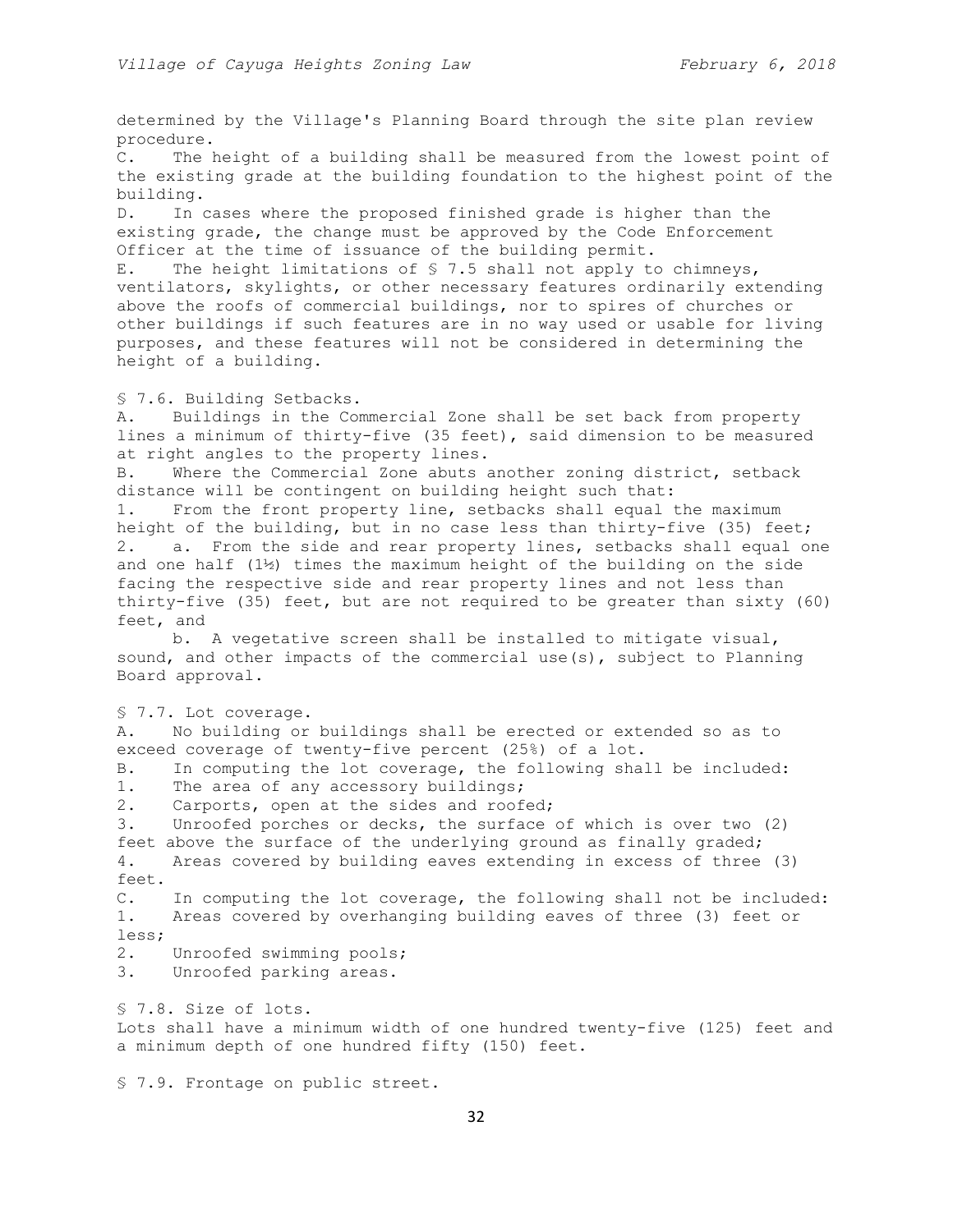determined by the Village's Planning Board through the site plan review procedure.

C. The height of a building shall be measured from the lowest point of the existing grade at the building foundation to the highest point of the building.

D. In cases where the proposed finished grade is higher than the existing grade, the change must be approved by the Code Enforcement Officer at the time of issuance of the building permit.

E. The height limitations of § 7.5 shall not apply to chimneys, ventilators, skylights, or other necessary features ordinarily extending above the roofs of commercial buildings, nor to spires of churches or other buildings if such features are in no way used or usable for living purposes, and these features will not be considered in determining the height of a building.

§ 7.6. Building Setbacks.

A. Buildings in the Commercial Zone shall be set back from property lines a minimum of thirty-five (35 feet), said dimension to be measured at right angles to the property lines.

B. Where the Commercial Zone abuts another zoning district, setback distance will be contingent on building height such that:

1. From the front property line, setbacks shall equal the maximum height of the building, but in no case less than thirty-five (35) feet;

2. a. From the side and rear property lines, setbacks shall equal one and one half (1½) times the maximum height of the building on the side facing the respective side and rear property lines and not less than thirty-five (35) feet, but are not required to be greater than sixty (60) feet, and

   b. A vegetative screen shall be installed to mitigate visual, sound, and other impacts of the commercial use(s), subject to Planning Board approval.

§ 7.7. Lot coverage.

A. No building or buildings shall be erected or extended so as to exceed coverage of twenty-five percent (25%) of a lot.

B. In computing the lot coverage, the following shall be included:

1. The area of any accessory buildings;
2. Carports, open at the sides and roofed;
3. Unroofed porches or decks, the surface of which is over two (2) feet above the surface of the underlying ground as finally graded;
4. Areas covered by building eaves extending in excess of three (3) feet.

C. In computing the lot coverage, the following shall not be included:

1. Areas covered by overhanging building eaves of three (3) feet or less;
2. Unroofed swimming pools;
3. Unroofed parking areas.

§ 7.8. Size of lots.

Lots shall have a minimum width of one hundred twenty-five (125) feet and a minimum depth of one hundred fifty (150) feet.

§ 7.9. Frontage on public street.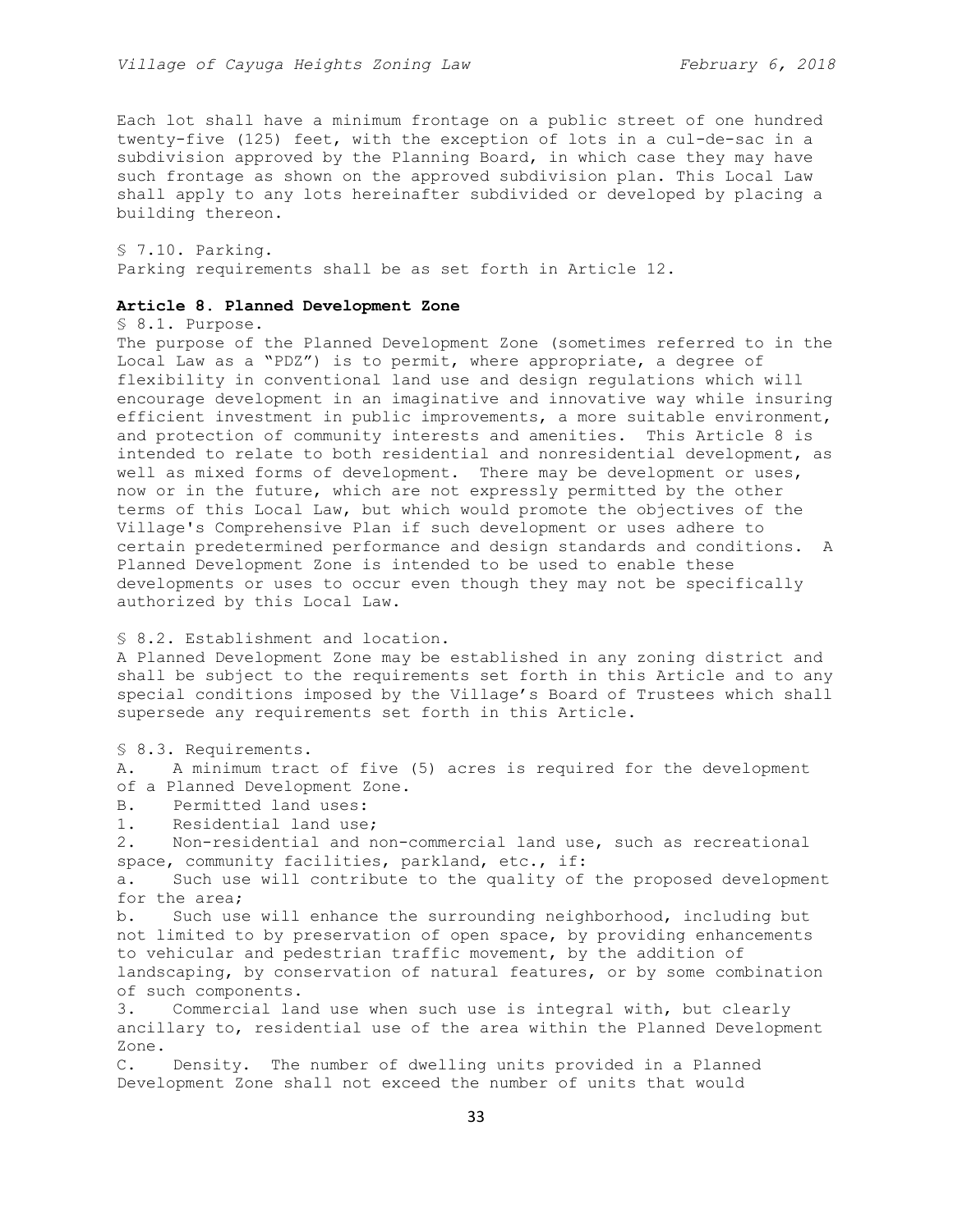Each lot shall have a minimum frontage on a public street of one hundred twenty-five (125) feet, with the exception of lots in a cul-de-sac in a subdivision approved by the Planning Board, in which case they may have such frontage as shown on the approved subdivision plan. This Local Law shall apply to any lots hereinafter subdivided or developed by placing a building thereon.

§ 7.10. Parking.
Parking requirements shall be as set forth in Article 12.

## Article 8. Planned Development Zone

§ 8.1. Purpose.
The purpose of the Planned Development Zone (sometimes referred to in the Local Law as a "PDZ") is to permit, where appropriate, a degree of flexibility in conventional land use and design regulations which will encourage development in an imaginative and innovative way while insuring efficient investment in public improvements, a more suitable environment, and protection of community interests and amenities. This Article 8 is intended to relate to both residential and nonresidential development, as well as mixed forms of development. There may be development or uses, now or in the future, which are not expressly permitted by the other terms of this Local Law, but which would promote the objectives of the Village's Comprehensive Plan if such development or uses adhere to certain predetermined performance and design standards and conditions. A Planned Development Zone is intended to be used to enable these developments or uses to occur even though they may not be specifically authorized by this Local Law.

§ 8.2. Establishment and location.
A Planned Development Zone may be established in any zoning district and shall be subject to the requirements set forth in this Article and to any special conditions imposed by the Village's Board of Trustees which shall supersede any requirements set forth in this Article.

§ 8.3. Requirements.

A. A minimum tract of five (5) acres is required for the development of a Planned Development Zone.

B. Permitted land uses:

1. Residential land use;
2. Non-residential and non-commercial land use, such as recreational space, community facilities, parkland, etc., if:
   a. Such use will contribute to the quality of the proposed development for the area;
   b. Such use will enhance the surrounding neighborhood, including but not limited to by preservation of open space, by providing enhancements to vehicular and pedestrian traffic movement, by the addition of landscaping, by conservation of natural features, or by some combination of such components.
3. Commercial land use when such use is integral with, but clearly ancillary to, residential use of the area within the Planned Development Zone.

C. Density. The number of dwelling units provided in a Planned Development Zone shall not exceed the number of units that would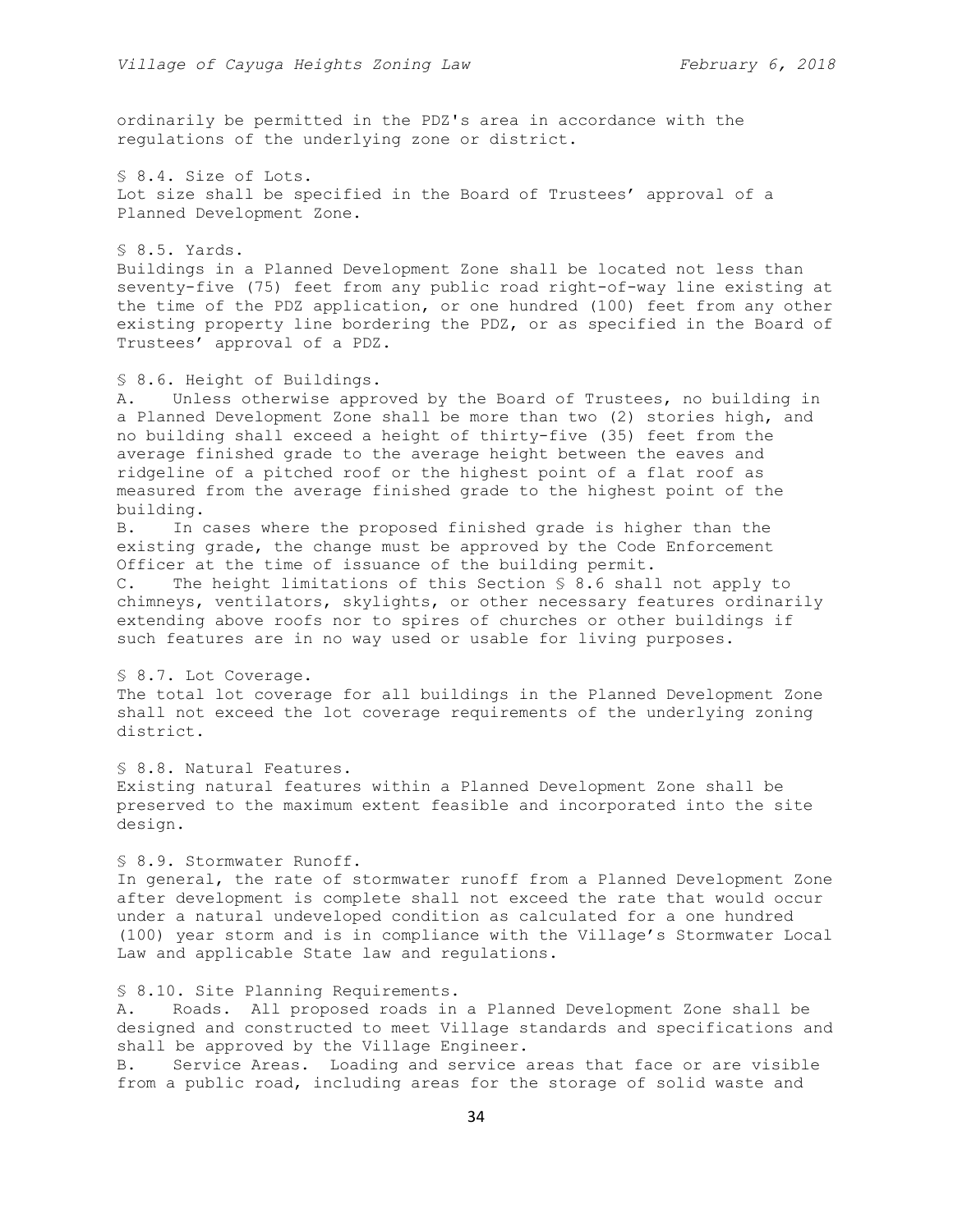ordinarily be permitted in the PDZ's area in accordance with the regulations of the underlying zone or district.

### § 8.4. Size of Lots.

Lot size shall be specified in the Board of Trustees' approval of a Planned Development Zone.

### § 8.5. Yards.

Buildings in a Planned Development Zone shall be located not less than seventy-five (75) feet from any public road right-of-way line existing at the time of the PDZ application, or one hundred (100) feet from any other existing property line bordering the PDZ, or as specified in the Board of Trustees' approval of a PDZ.

### § 8.6. Height of Buildings.

A. Unless otherwise approved by the Board of Trustees, no building in a Planned Development Zone shall be more than two (2) stories high, and no building shall exceed a height of thirty-five (35) feet from the average finished grade to the average height between the eaves and ridgeline of a pitched roof or the highest point of a flat roof as measured from the average finished grade to the highest point of the building.

B. In cases where the proposed finished grade is higher than the existing grade, the change must be approved by the Code Enforcement Officer at the time of issuance of the building permit.

C. The height limitations of this Section § 8.6 shall not apply to chimneys, ventilators, skylights, or other necessary features ordinarily extending above roofs nor to spires of churches or other buildings if such features are in no way used or usable for living purposes.

### § 8.7. Lot Coverage.

The total lot coverage for all buildings in the Planned Development Zone shall not exceed the lot coverage requirements of the underlying zoning district.

### § 8.8. Natural Features.

Existing natural features within a Planned Development Zone shall be preserved to the maximum extent feasible and incorporated into the site design.

### § 8.9. Stormwater Runoff.

In general, the rate of stormwater runoff from a Planned Development Zone after development is complete shall not exceed the rate that would occur under a natural undeveloped condition as calculated for a one hundred (100) year storm and is in compliance with the Village's Stormwater Local Law and applicable State law and regulations.

### § 8.10. Site Planning Requirements.

A. Roads. All proposed roads in a Planned Development Zone shall be designed and constructed to meet Village standards and specifications and shall be approved by the Village Engineer.

B. Service Areas. Loading and service areas that face or are visible from a public road, including areas for the storage of solid waste and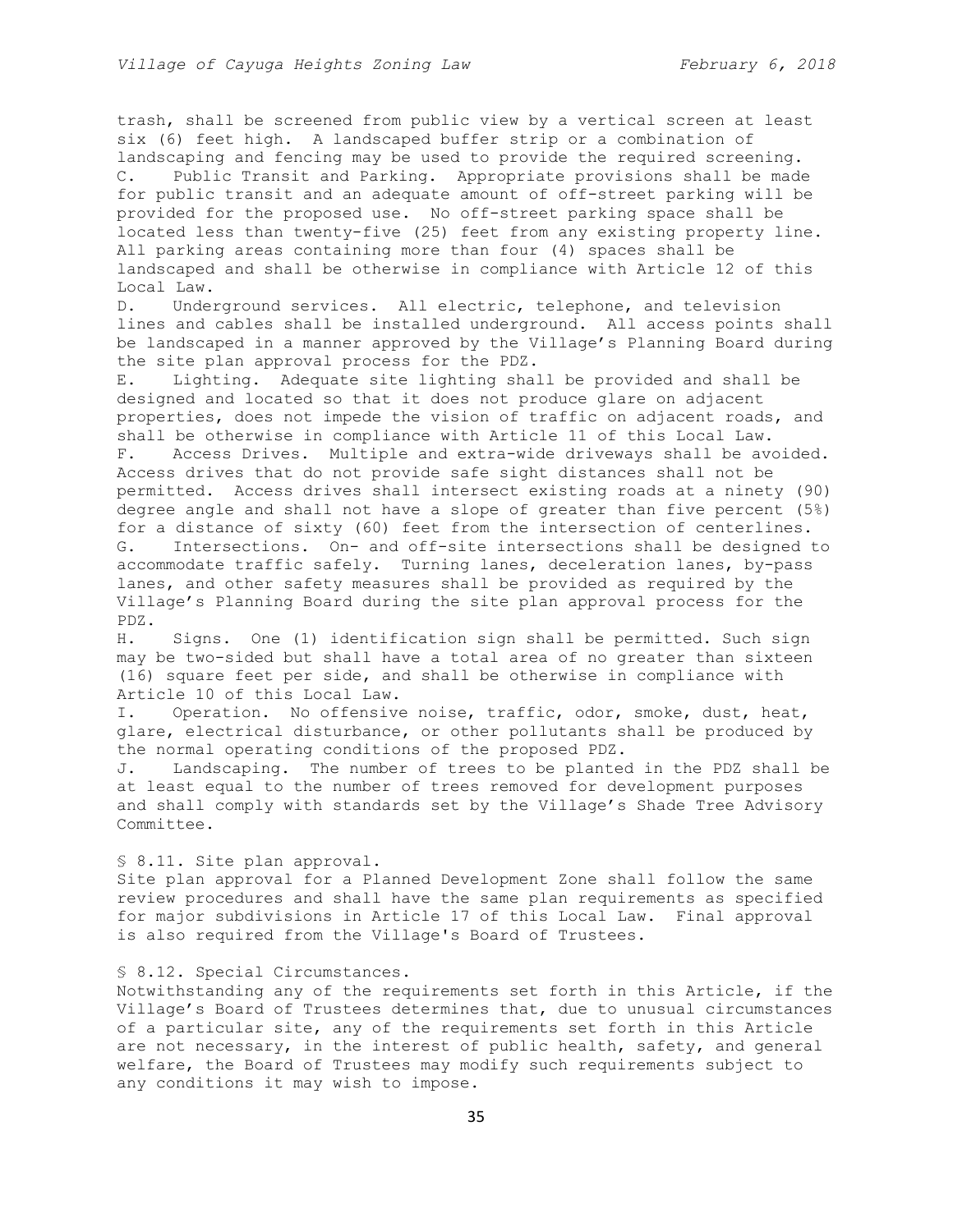trash, shall be screened from public view by a vertical screen at least six (6) feet high. A landscaped buffer strip or a combination of landscaping and fencing may be used to provide the required screening.

C. Public Transit and Parking. Appropriate provisions shall be made for public transit and an adequate amount of off-street parking will be provided for the proposed use. No off-street parking space shall be located less than twenty-five (25) feet from any existing property line. All parking areas containing more than four (4) spaces shall be landscaped and shall be otherwise in compliance with Article 12 of this Local Law.

D. Underground services. All electric, telephone, and television lines and cables shall be installed underground. All access points shall be landscaped in a manner approved by the Village's Planning Board during the site plan approval process for the PDZ.

E. Lighting. Adequate site lighting shall be provided and shall be designed and located so that it does not produce glare on adjacent properties, does not impede the vision of traffic on adjacent roads, and shall be otherwise in compliance with Article 11 of this Local Law.

F. Access Drives. Multiple and extra-wide driveways shall be avoided. Access drives that do not provide safe sight distances shall not be permitted. Access drives shall intersect existing roads at a ninety (90) degree angle and shall not have a slope of greater than five percent (5%) for a distance of sixty (60) feet from the intersection of centerlines.

G. Intersections. On- and off-site intersections shall be designed to accommodate traffic safely. Turning lanes, deceleration lanes, by-pass lanes, and other safety measures shall be provided as required by the Village's Planning Board during the site plan approval process for the PDZ.

H. Signs. One (1) identification sign shall be permitted. Such sign may be two-sided but shall have a total area of no greater than sixteen (16) square feet per side, and shall be otherwise in compliance with Article 10 of this Local Law.

I. Operation. No offensive noise, traffic, odor, smoke, dust, heat, glare, electrical disturbance, or other pollutants shall be produced by the normal operating conditions of the proposed PDZ.

J. Landscaping. The number of trees to be planted in the PDZ shall be at least equal to the number of trees removed for development purposes and shall comply with standards set by the Village's Shade Tree Advisory Committee.

## § 8.11. Site plan approval.

Site plan approval for a Planned Development Zone shall follow the same review procedures and shall have the same plan requirements as specified for major subdivisions in Article 17 of this Local Law. Final approval is also required from the Village's Board of Trustees.

## § 8.12. Special Circumstances.

Notwithstanding any of the requirements set forth in this Article, if the Village's Board of Trustees determines that, due to unusual circumstances of a particular site, any of the requirements set forth in this Article are not necessary, in the interest of public health, safety, and general welfare, the Board of Trustees may modify such requirements subject to any conditions it may wish to impose.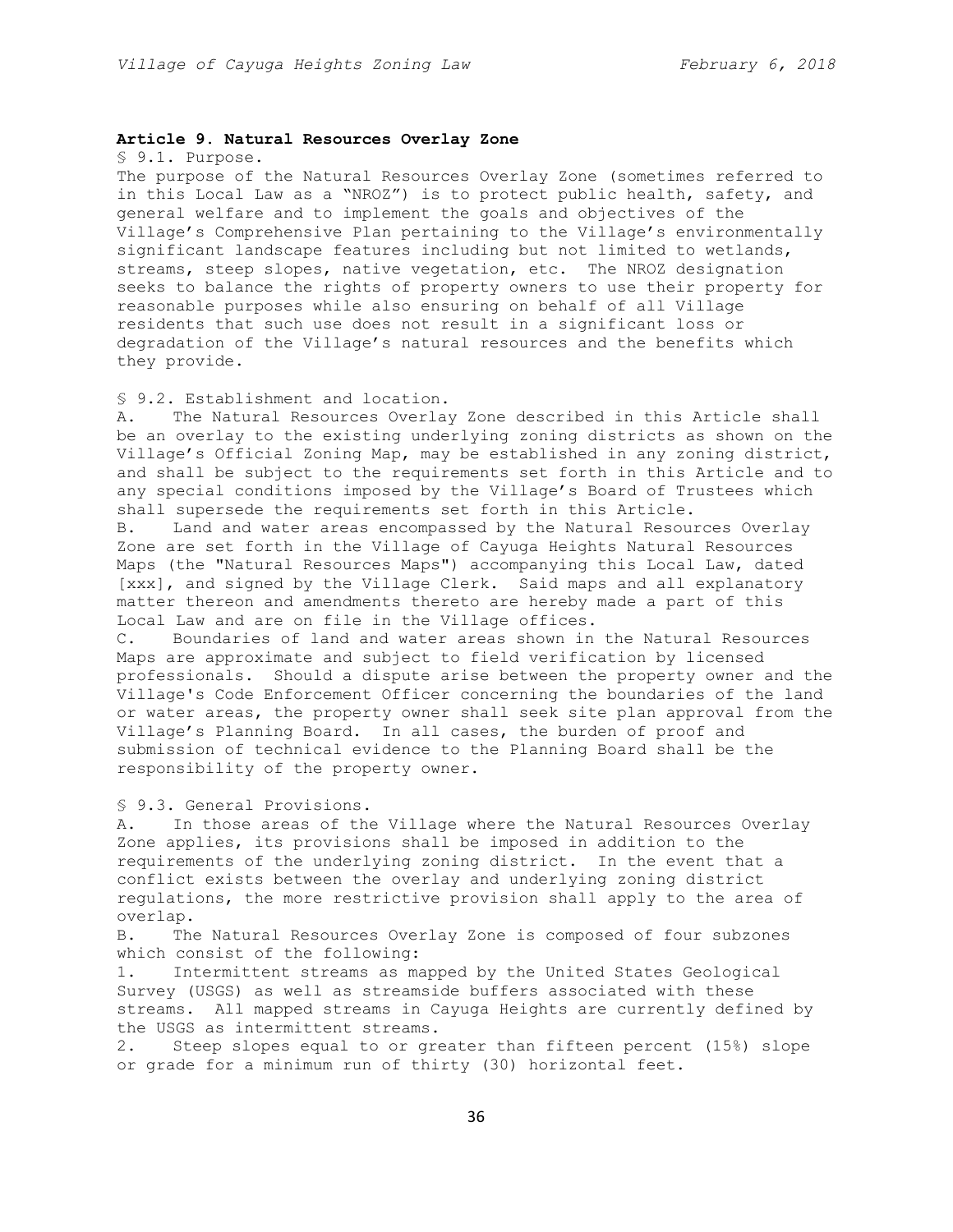**Article 9. Natural Resources Overlay Zone**

§ 9.1. Purpose.

The purpose of the Natural Resources Overlay Zone (sometimes referred to in this Local Law as a "NROZ") is to protect public health, safety, and general welfare and to implement the goals and objectives of the Village's Comprehensive Plan pertaining to the Village's environmentally significant landscape features including but not limited to wetlands, streams, steep slopes, native vegetation, etc. The NROZ designation seeks to balance the rights of property owners to use their property for reasonable purposes while also ensuring on behalf of all Village residents that such use does not result in a significant loss or degradation of the Village's natural resources and the benefits which they provide.

§ 9.2. Establishment and location.

A. The Natural Resources Overlay Zone described in this Article shall be an overlay to the existing underlying zoning districts as shown on the Village's Official Zoning Map, may be established in any zoning district, and shall be subject to the requirements set forth in this Article and to any special conditions imposed by the Village's Board of Trustees which shall supersede the requirements set forth in this Article.

B. Land and water areas encompassed by the Natural Resources Overlay Zone are set forth in the Village of Cayuga Heights Natural Resources Maps (the "Natural Resources Maps") accompanying this Local Law, dated [xxx], and signed by the Village Clerk. Said maps and all explanatory matter thereon and amendments thereto are hereby made a part of this Local Law and are on file in the Village offices.

C. Boundaries of land and water areas shown in the Natural Resources Maps are approximate and subject to field verification by licensed professionals. Should a dispute arise between the property owner and the Village's Code Enforcement Officer concerning the boundaries of the land or water areas, the property owner shall seek site plan approval from the Village's Planning Board. In all cases, the burden of proof and submission of technical evidence to the Planning Board shall be the responsibility of the property owner.

§ 9.3. General Provisions.

A. In those areas of the Village where the Natural Resources Overlay Zone applies, its provisions shall be imposed in addition to the requirements of the underlying zoning district. In the event that a conflict exists between the overlay and underlying zoning district regulations, the more restrictive provision shall apply to the area of overlap.

B. The Natural Resources Overlay Zone is composed of four subzones which consist of the following:

1. Intermittent streams as mapped by the United States Geological Survey (USGS) as well as streamside buffers associated with these streams. All mapped streams in Cayuga Heights are currently defined by the USGS as intermittent streams.

2. Steep slopes equal to or greater than fifteen percent (15%) slope or grade for a minimum run of thirty (30) horizontal feet.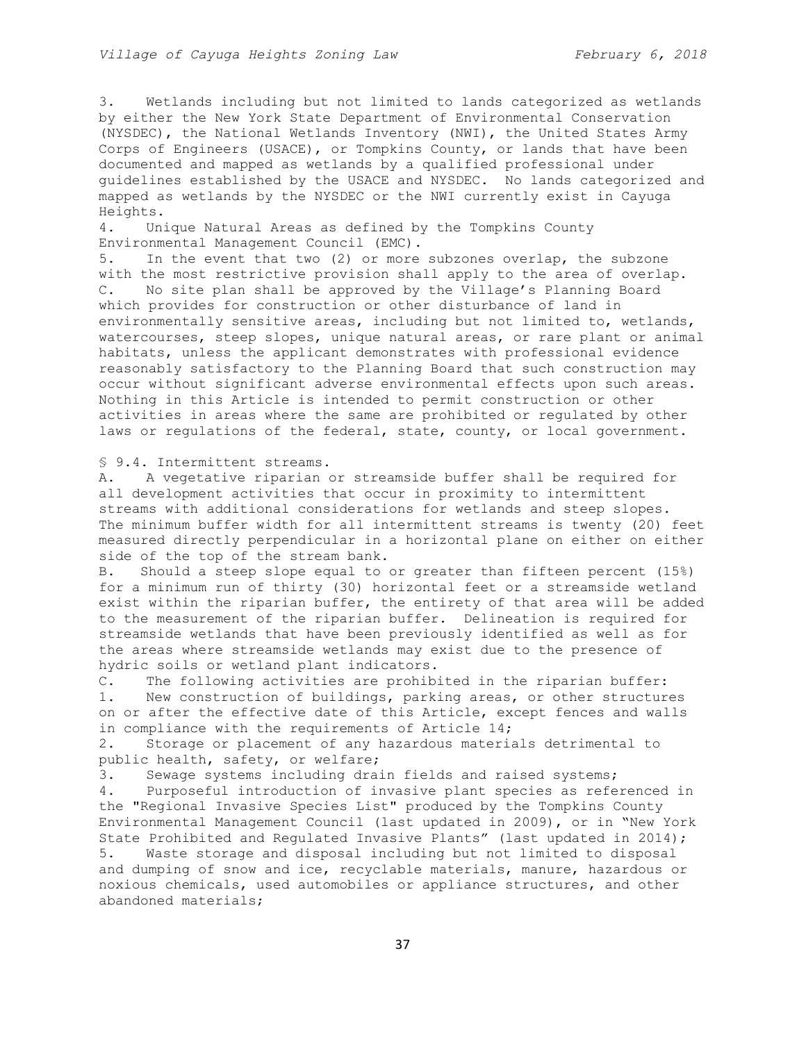3. Wetlands including but not limited to lands categorized as wetlands by either the New York State Department of Environmental Conservation (NYSDEC), the National Wetlands Inventory (NWI), the United States Army Corps of Engineers (USACE), or Tompkins County, or lands that have been documented and mapped as wetlands by a qualified professional under guidelines established by the USACE and NYSDEC. No lands categorized and mapped as wetlands by the NYSDEC or the NWI currently exist in Cayuga Heights.

4. Unique Natural Areas as defined by the Tompkins County Environmental Management Council (EMC).

5. In the event that two (2) or more subzones overlap, the subzone with the most restrictive provision shall apply to the area of overlap.

C. No site plan shall be approved by the Village's Planning Board which provides for construction or other disturbance of land in environmentally sensitive areas, including but not limited to, wetlands, watercourses, steep slopes, unique natural areas, or rare plant or animal habitats, unless the applicant demonstrates with professional evidence reasonably satisfactory to the Planning Board that such construction may occur without significant adverse environmental effects upon such areas. Nothing in this Article is intended to permit construction or other activities in areas where the same are prohibited or regulated by other laws or regulations of the federal, state, county, or local government.

§ 9.4. Intermittent streams.

A. A vegetative riparian or streamside buffer shall be required for all development activities that occur in proximity to intermittent streams with additional considerations for wetlands and steep slopes. The minimum buffer width for all intermittent streams is twenty (20) feet measured directly perpendicular in a horizontal plane on either on either side of the top of the stream bank.

B. Should a steep slope equal to or greater than fifteen percent (15%) for a minimum run of thirty (30) horizontal feet or a streamside wetland exist within the riparian buffer, the entirety of that area will be added to the measurement of the riparian buffer. Delineation is required for streamside wetlands that have been previously identified as well as for the areas where streamside wetlands may exist due to the presence of hydric soils or wetland plant indicators.

C. The following activities are prohibited in the riparian buffer:

1. New construction of buildings, parking areas, or other structures on or after the effective date of this Article, except fences and walls in compliance with the requirements of Article 14;

2. Storage or placement of any hazardous materials detrimental to public health, safety, or welfare;

3. Sewage systems including drain fields and raised systems;

4. Purposeful introduction of invasive plant species as referenced in the "Regional Invasive Species List" produced by the Tompkins County Environmental Management Council (last updated in 2009), or in "New York State Prohibited and Regulated Invasive Plants" (last updated in 2014);

5. Waste storage and disposal including but not limited to disposal and dumping of snow and ice, recyclable materials, manure, hazardous or noxious chemicals, used automobiles or appliance structures, and other abandoned materials;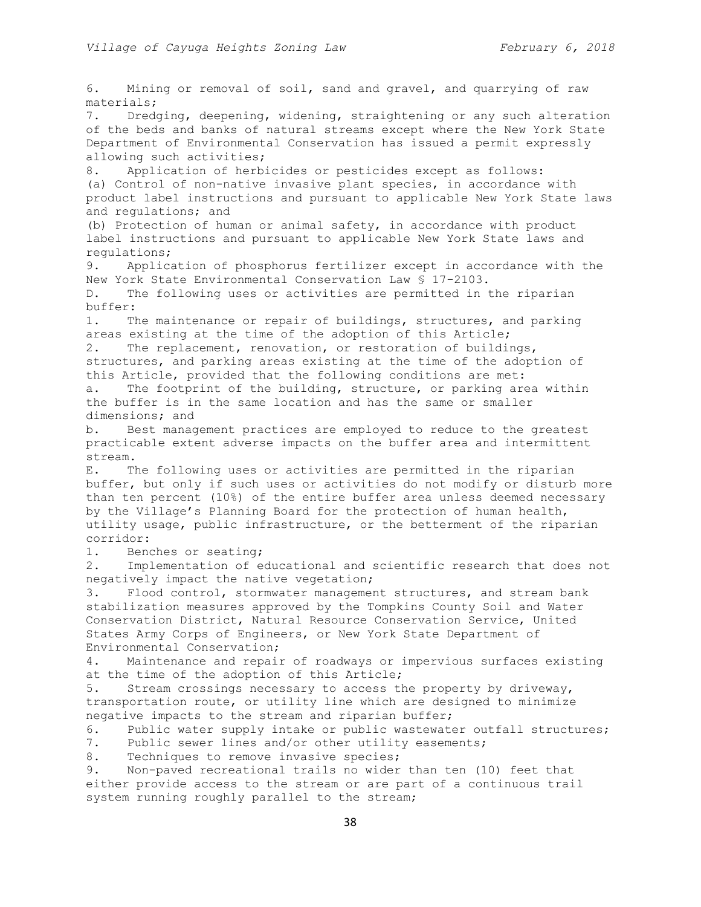6. Mining or removal of soil, sand and gravel, and quarrying of raw materials;

7. Dredging, deepening, widening, straightening or any such alteration of the beds and banks of natural streams except where the New York State Department of Environmental Conservation has issued a permit expressly allowing such activities;

8. Application of herbicides or pesticides except as follows:

(a) Control of non-native invasive plant species, in accordance with product label instructions and pursuant to applicable New York State laws and regulations; and

(b) Protection of human or animal safety, in accordance with product label instructions and pursuant to applicable New York State laws and regulations;

9. Application of phosphorus fertilizer except in accordance with the New York State Environmental Conservation Law § 17-2103.

D. The following uses or activities are permitted in the riparian buffer:

1. The maintenance or repair of buildings, structures, and parking areas existing at the time of the adoption of this Article;

2. The replacement, renovation, or restoration of buildings, structures, and parking areas existing at the time of the adoption of this Article, provided that the following conditions are met:

a. The footprint of the building, structure, or parking area within the buffer is in the same location and has the same or smaller dimensions; and

b. Best management practices are employed to reduce to the greatest practicable extent adverse impacts on the buffer area and intermittent stream.

E. The following uses or activities are permitted in the riparian buffer, but only if such uses or activities do not modify or disturb more than ten percent (10%) of the entire buffer area unless deemed necessary by the Village's Planning Board for the protection of human health, utility usage, public infrastructure, or the betterment of the riparian corridor:

1. Benches or seating;

2. Implementation of educational and scientific research that does not negatively impact the native vegetation;

3. Flood control, stormwater management structures, and stream bank stabilization measures approved by the Tompkins County Soil and Water Conservation District, Natural Resource Conservation Service, United States Army Corps of Engineers, or New York State Department of Environmental Conservation;

4. Maintenance and repair of roadways or impervious surfaces existing at the time of the adoption of this Article;

5. Stream crossings necessary to access the property by driveway, transportation route, or utility line which are designed to minimize negative impacts to the stream and riparian buffer;

6. Public water supply intake or public wastewater outfall structures;

7. Public sewer lines and/or other utility easements;

8. Techniques to remove invasive species;

9. Non-paved recreational trails no wider than ten (10) feet that either provide access to the stream or are part of a continuous trail system running roughly parallel to the stream;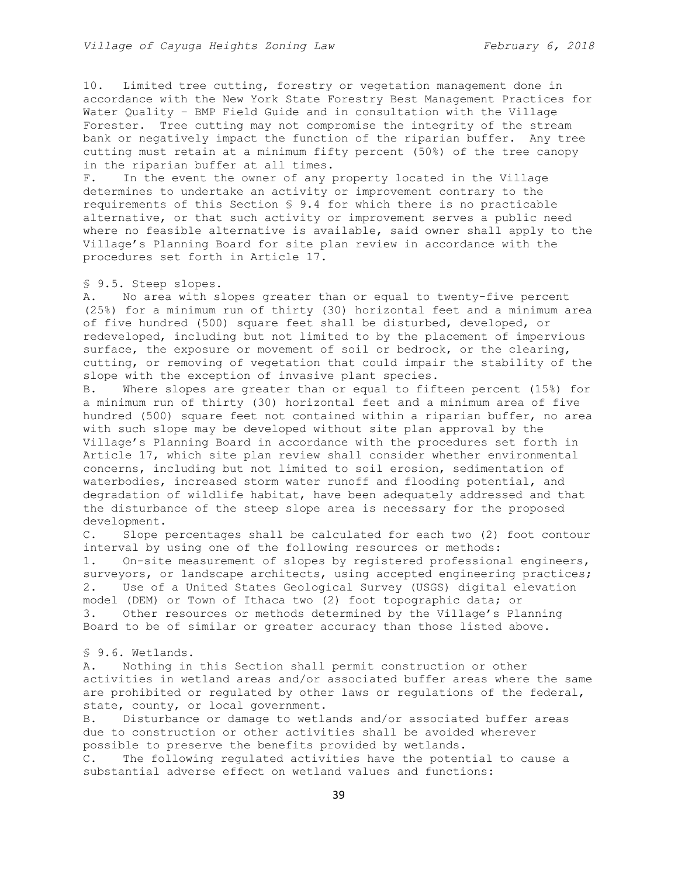10. Limited tree cutting, forestry or vegetation management done in accordance with the New York State Forestry Best Management Practices for Water Quality – BMP Field Guide and in consultation with the Village Forester. Tree cutting may not compromise the integrity of the stream bank or negatively impact the function of the riparian buffer. Any tree cutting must retain at a minimum fifty percent (50%) of the tree canopy in the riparian buffer at all times.

F. In the event the owner of any property located in the Village determines to undertake an activity or improvement contrary to the requirements of this Section § 9.4 for which there is no practicable alternative, or that such activity or improvement serves a public need where no feasible alternative is available, said owner shall apply to the Village's Planning Board for site plan review in accordance with the procedures set forth in Article 17.

§ 9.5. Steep slopes.

A. No area with slopes greater than or equal to twenty-five percent (25%) for a minimum run of thirty (30) horizontal feet and a minimum area of five hundred (500) square feet shall be disturbed, developed, or redeveloped, including but not limited to by the placement of impervious surface, the exposure or movement of soil or bedrock, or the clearing, cutting, or removing of vegetation that could impair the stability of the slope with the exception of invasive plant species.

B. Where slopes are greater than or equal to fifteen percent (15%) for a minimum run of thirty (30) horizontal feet and a minimum area of five hundred (500) square feet not contained within a riparian buffer, no area with such slope may be developed without site plan approval by the Village's Planning Board in accordance with the procedures set forth in Article 17, which site plan review shall consider whether environmental concerns, including but not limited to soil erosion, sedimentation of waterbodies, increased storm water runoff and flooding potential, and degradation of wildlife habitat, have been adequately addressed and that the disturbance of the steep slope area is necessary for the proposed development.

C. Slope percentages shall be calculated for each two (2) foot contour interval by using one of the following resources or methods:

1. On-site measurement of slopes by registered professional engineers, surveyors, or landscape architects, using accepted engineering practices;
2. Use of a United States Geological Survey (USGS) digital elevation model (DEM) or Town of Ithaca two (2) foot topographic data; or
3. Other resources or methods determined by the Village's Planning Board to be of similar or greater accuracy than those listed above.

§ 9.6. Wetlands.

A. Nothing in this Section shall permit construction or other activities in wetland areas and/or associated buffer areas where the same are prohibited or regulated by other laws or regulations of the federal, state, county, or local government.

B. Disturbance or damage to wetlands and/or associated buffer areas due to construction or other activities shall be avoided wherever possible to preserve the benefits provided by wetlands.

C. The following regulated activities have the potential to cause a substantial adverse effect on wetland values and functions: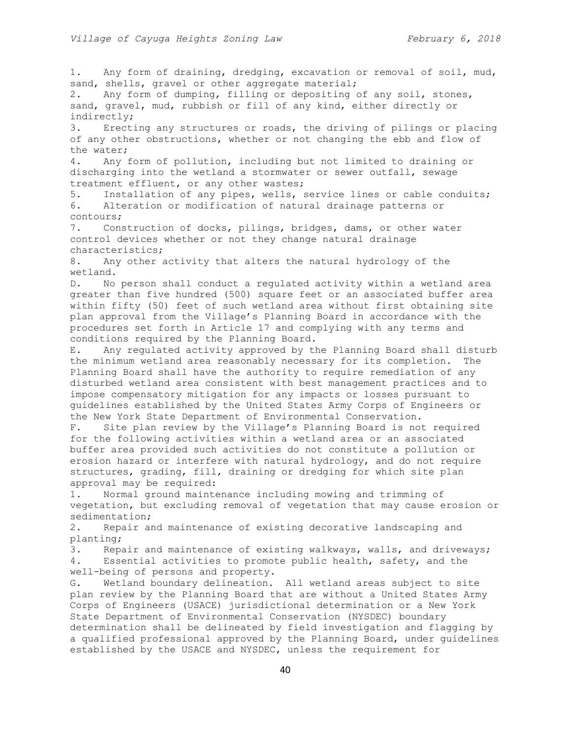1. Any form of draining, dredging, excavation or removal of soil, mud, sand, shells, gravel or other aggregate material;
2. Any form of dumping, filling or depositing of any soil, stones, sand, gravel, mud, rubbish or fill of any kind, either directly or indirectly;
3. Erecting any structures or roads, the driving of pilings or placing of any other obstructions, whether or not changing the ebb and flow of the water;
4. Any form of pollution, including but not limited to draining or discharging into the wetland a stormwater or sewer outfall, sewage treatment effluent, or any other wastes;
5. Installation of any pipes, wells, service lines or cable conduits;
6. Alteration or modification of natural drainage patterns or contours;
7. Construction of docks, pilings, bridges, dams, or other water control devices whether or not they change natural drainage characteristics;
8. Any other activity that alters the natural hydrology of the wetland.

D. No person shall conduct a regulated activity within a wetland area greater than five hundred (500) square feet or an associated buffer area within fifty (50) feet of such wetland area without first obtaining site plan approval from the Village's Planning Board in accordance with the procedures set forth in Article 17 and complying with any terms and conditions required by the Planning Board.

E. Any regulated activity approved by the Planning Board shall disturb the minimum wetland area reasonably necessary for its completion. The Planning Board shall have the authority to require remediation of any disturbed wetland area consistent with best management practices and to impose compensatory mitigation for any impacts or losses pursuant to guidelines established by the United States Army Corps of Engineers or the New York State Department of Environmental Conservation.

F. Site plan review by the Village's Planning Board is not required for the following activities within a wetland area or an associated buffer area provided such activities do not constitute a pollution or erosion hazard or interfere with natural hydrology, and do not require structures, grading, fill, draining or dredging for which site plan approval may be required:

1. Normal ground maintenance including mowing and trimming of vegetation, but excluding removal of vegetation that may cause erosion or sedimentation;
2. Repair and maintenance of existing decorative landscaping and planting;
3. Repair and maintenance of existing walkways, walls, and driveways;
4. Essential activities to promote public health, safety, and the well-being of persons and property.

G. Wetland boundary delineation. All wetland areas subject to site plan review by the Planning Board that are without a United States Army Corps of Engineers (USACE) jurisdictional determination or a New York State Department of Environmental Conservation (NYSDEC) boundary determination shall be delineated by field investigation and flagging by a qualified professional approved by the Planning Board, under guidelines established by the USACE and NYSDEC, unless the requirement for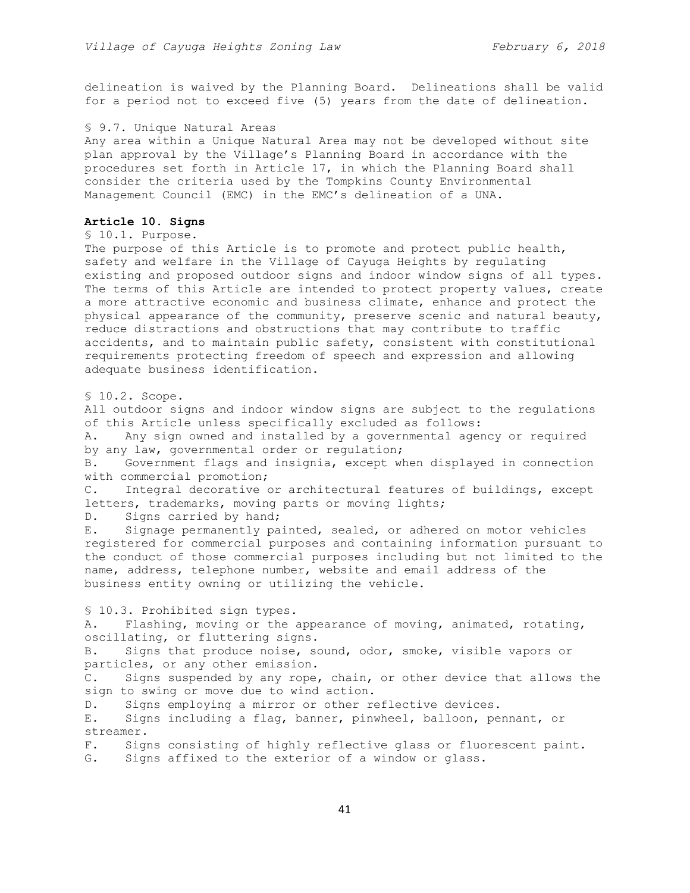delineation is waived by the Planning Board. Delineations shall be valid for a period not to exceed five (5) years from the date of delineation.

§ 9.7. Unique Natural Areas

Any area within a Unique Natural Area may not be developed without site plan approval by the Village's Planning Board in accordance with the procedures set forth in Article 17, in which the Planning Board shall consider the criteria used by the Tompkins County Environmental Management Council (EMC) in the EMC's delineation of a UNA.

## Article 10. Signs

§ 10.1. Purpose.

The purpose of this Article is to promote and protect public health, safety and welfare in the Village of Cayuga Heights by regulating existing and proposed outdoor signs and indoor window signs of all types. The terms of this Article are intended to protect property values, create a more attractive economic and business climate, enhance and protect the physical appearance of the community, preserve scenic and natural beauty, reduce distractions and obstructions that may contribute to traffic accidents, and to maintain public safety, consistent with constitutional requirements protecting freedom of speech and expression and allowing adequate business identification.

§ 10.2. Scope.

All outdoor signs and indoor window signs are subject to the regulations of this Article unless specifically excluded as follows:

A. Any sign owned and installed by a governmental agency or required by any law, governmental order or regulation;

B. Government flags and insignia, except when displayed in connection with commercial promotion;

C. Integral decorative or architectural features of buildings, except letters, trademarks, moving parts or moving lights;

D. Signs carried by hand;

E. Signage permanently painted, sealed, or adhered on motor vehicles registered for commercial purposes and containing information pursuant to the conduct of those commercial purposes including but not limited to the name, address, telephone number, website and email address of the business entity owning or utilizing the vehicle.

§ 10.3. Prohibited sign types.

A. Flashing, moving or the appearance of moving, animated, rotating, oscillating, or fluttering signs.

B. Signs that produce noise, sound, odor, smoke, visible vapors or particles, or any other emission.

C. Signs suspended by any rope, chain, or other device that allows the sign to swing or move due to wind action.

D. Signs employing a mirror or other reflective devices.

E. Signs including a flag, banner, pinwheel, balloon, pennant, or streamer.

F. Signs consisting of highly reflective glass or fluorescent paint.

G. Signs affixed to the exterior of a window or glass.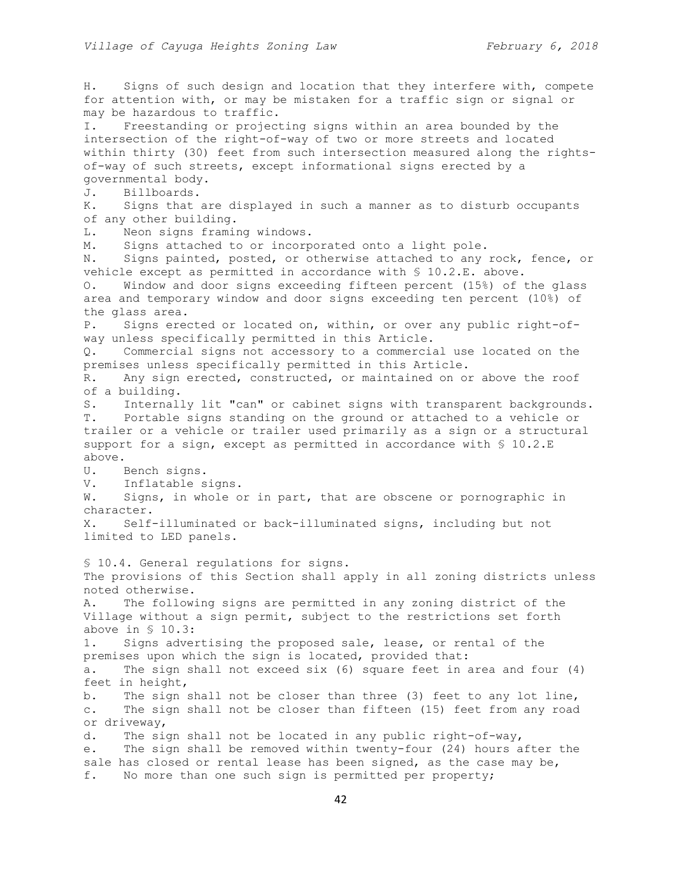H. Signs of such design and location that they interfere with, compete for attention with, or may be mistaken for a traffic sign or signal or may be hazardous to traffic.

I. Freestanding or projecting signs within an area bounded by the intersection of the right-of-way of two or more streets and located within thirty (30) feet from such intersection measured along the rights-of-way of such streets, except informational signs erected by a governmental body.

J. Billboards.

K. Signs that are displayed in such a manner as to disturb occupants of any other building.

L. Neon signs framing windows.

M. Signs attached to or incorporated onto a light pole.

N. Signs painted, posted, or otherwise attached to any rock, fence, or vehicle except as permitted in accordance with § 10.2.E. above.

O. Window and door signs exceeding fifteen percent (15%) of the glass area and temporary window and door signs exceeding ten percent (10%) of the glass area.

P. Signs erected or located on, within, or over any public right-of-way unless specifically permitted in this Article.

Q. Commercial signs not accessory to a commercial use located on the premises unless specifically permitted in this Article.

R. Any sign erected, constructed, or maintained on or above the roof of a building.

S. Internally lit "can" or cabinet signs with transparent backgrounds.

T. Portable signs standing on the ground or attached to a vehicle or trailer or a vehicle or trailer used primarily as a sign or a structural support for a sign, except as permitted in accordance with § 10.2.E above.

U. Bench signs.

V. Inflatable signs.

W. Signs, in whole or in part, that are obscene or pornographic in character.

X. Self-illuminated or back-illuminated signs, including but not limited to LED panels.

§ 10.4. General regulations for signs.

The provisions of this Section shall apply in all zoning districts unless noted otherwise.

A. The following signs are permitted in any zoning district of the Village without a sign permit, subject to the restrictions set forth above in § 10.3:

1. Signs advertising the proposed sale, lease, or rental of the premises upon which the sign is located, provided that:

a. The sign shall not exceed six (6) square feet in area and four (4) feet in height,

b. The sign shall not be closer than three (3) feet to any lot line,

c. The sign shall not be closer than fifteen (15) feet from any road or driveway,

d. The sign shall not be located in any public right-of-way,

e. The sign shall be removed within twenty-four (24) hours after the sale has closed or rental lease has been signed, as the case may be,

f. No more than one such sign is permitted per property;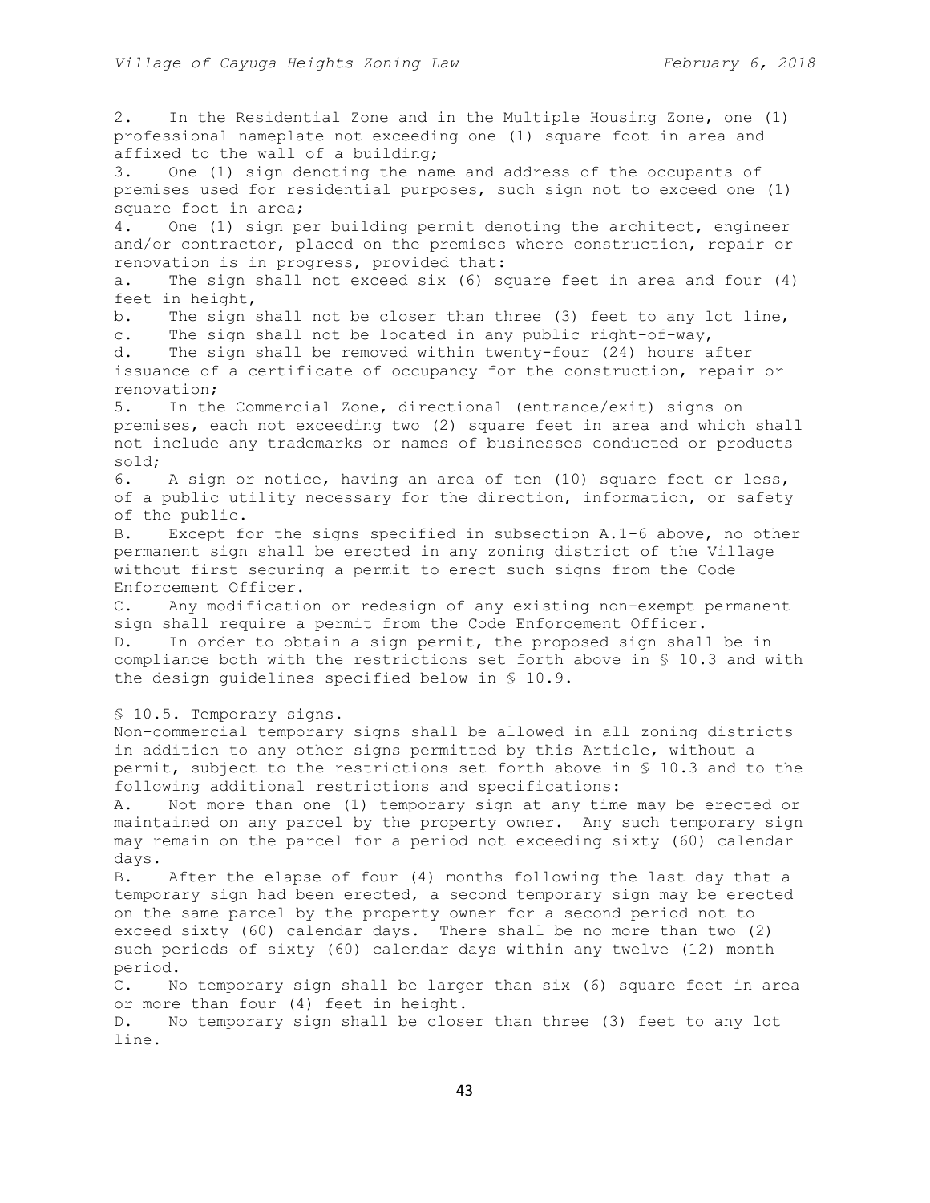2. In the Residential Zone and in the Multiple Housing Zone, one (1) professional nameplate not exceeding one (1) square foot in area and affixed to the wall of a building;

3. One (1) sign denoting the name and address of the occupants of premises used for residential purposes, such sign not to exceed one (1) square foot in area;

4. One (1) sign per building permit denoting the architect, engineer and/or contractor, placed on the premises where construction, repair or renovation is in progress, provided that:

a. The sign shall not exceed six (6) square feet in area and four (4) feet in height,

b. The sign shall not be closer than three (3) feet to any lot line,

c. The sign shall not be located in any public right-of-way,

d. The sign shall be removed within twenty-four (24) hours after issuance of a certificate of occupancy for the construction, repair or renovation;

5. In the Commercial Zone, directional (entrance/exit) signs on premises, each not exceeding two (2) square feet in area and which shall not include any trademarks or names of businesses conducted or products sold;

6. A sign or notice, having an area of ten (10) square feet or less, of a public utility necessary for the direction, information, or safety of the public.

B. Except for the signs specified in subsection A.1-6 above, no other permanent sign shall be erected in any zoning district of the Village without first securing a permit to erect such signs from the Code Enforcement Officer.

C. Any modification or redesign of any existing non-exempt permanent sign shall require a permit from the Code Enforcement Officer.

D. In order to obtain a sign permit, the proposed sign shall be in compliance both with the restrictions set forth above in § 10.3 and with the design guidelines specified below in § 10.9.

§ 10.5. Temporary signs.

Non-commercial temporary signs shall be allowed in all zoning districts in addition to any other signs permitted by this Article, without a permit, subject to the restrictions set forth above in § 10.3 and to the following additional restrictions and specifications:

A. Not more than one (1) temporary sign at any time may be erected or maintained on any parcel by the property owner. Any such temporary sign may remain on the parcel for a period not exceeding sixty (60) calendar days.

B. After the elapse of four (4) months following the last day that a temporary sign had been erected, a second temporary sign may be erected on the same parcel by the property owner for a second period not to exceed sixty (60) calendar days. There shall be no more than two (2) such periods of sixty (60) calendar days within any twelve (12) month period.

C. No temporary sign shall be larger than six (6) square feet in area or more than four (4) feet in height.

D. No temporary sign shall be closer than three (3) feet to any lot line.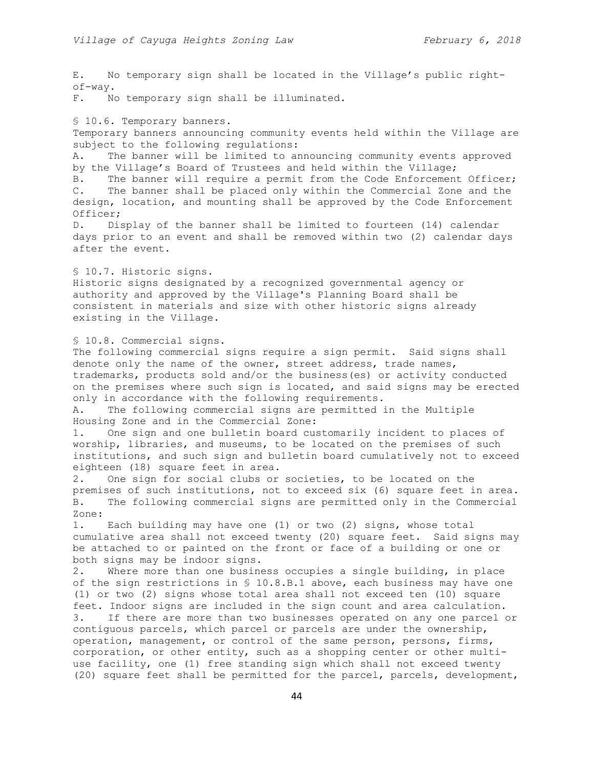E. No temporary sign shall be located in the Village's public right-of-way.

F. No temporary sign shall be illuminated.

## § 10.6. Temporary banners.

Temporary banners announcing community events held within the Village are subject to the following regulations:

A. The banner will be limited to announcing community events approved by the Village's Board of Trustees and held within the Village;

B. The banner will require a permit from the Code Enforcement Officer;

C. The banner shall be placed only within the Commercial Zone and the design, location, and mounting shall be approved by the Code Enforcement Officer;

D. Display of the banner shall be limited to fourteen (14) calendar days prior to an event and shall be removed within two (2) calendar days after the event.

## § 10.7. Historic signs.

Historic signs designated by a recognized governmental agency or authority and approved by the Village's Planning Board shall be consistent in materials and size with other historic signs already existing in the Village.

## § 10.8. Commercial signs.

The following commercial signs require a sign permit. Said signs shall denote only the name of the owner, street address, trade names, trademarks, products sold and/or the business(es) or activity conducted on the premises where such sign is located, and said signs may be erected only in accordance with the following requirements.

A. The following commercial signs are permitted in the Multiple Housing Zone and in the Commercial Zone:

1. One sign and one bulletin board customarily incident to places of worship, libraries, and museums, to be located on the premises of such institutions, and such sign and bulletin board cumulatively not to exceed eighteen (18) square feet in area.
2. One sign for social clubs or societies, to be located on the premises of such institutions, not to exceed six (6) square feet in area.

B. The following commercial signs are permitted only in the Commercial Zone:

1. Each building may have one (1) or two (2) signs, whose total cumulative area shall not exceed twenty (20) square feet. Said signs may be attached to or painted on the front or face of a building or one or both signs may be indoor signs.
2. Where more than one business occupies a single building, in place of the sign restrictions in § 10.8.B.1 above, each business may have one (1) or two (2) signs whose total area shall not exceed ten (10) square feet. Indoor signs are included in the sign count and area calculation.
3. If there are more than two businesses operated on any one parcel or contiguous parcels, which parcel or parcels are under the ownership, operation, management, or control of the same person, persons, firms, corporation, or other entity, such as a shopping center or other multi-use facility, one (1) free standing sign which shall not exceed twenty (20) square feet shall be permitted for the parcel, parcels, development,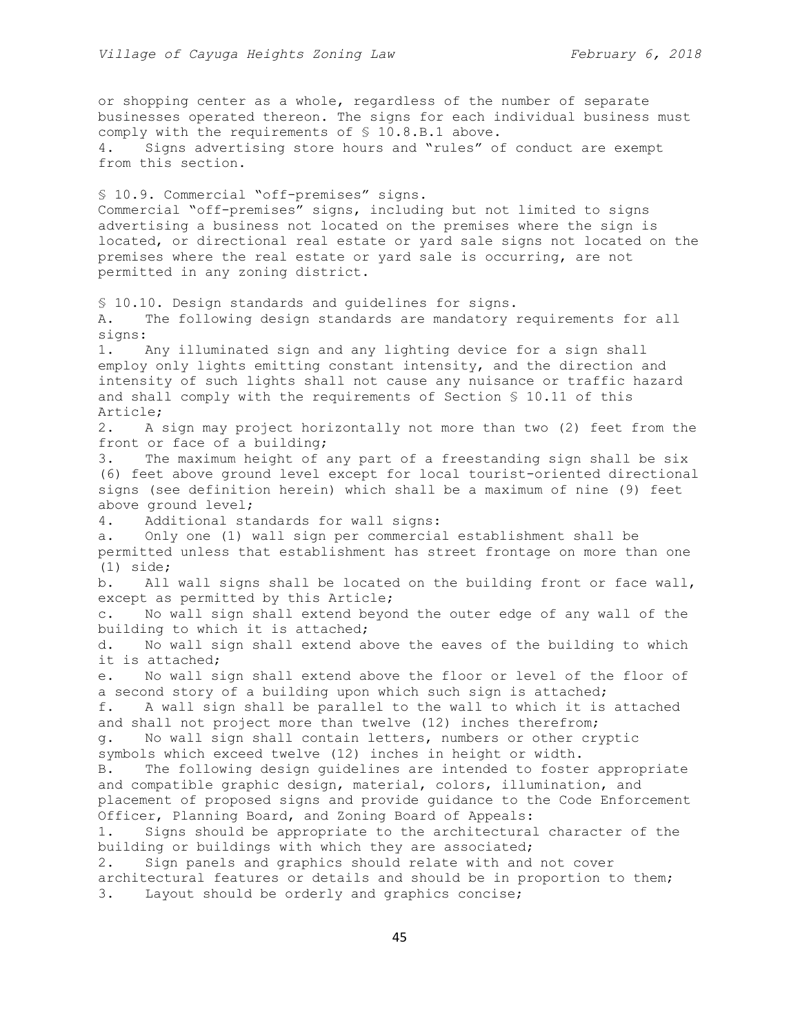or shopping center as a whole, regardless of the number of separate businesses operated thereon. The signs for each individual business must comply with the requirements of § 10.8.B.1 above.

4. Signs advertising store hours and "rules" of conduct are exempt from this section.

## § 10.9. Commercial "off-premises" signs.

Commercial "off-premises" signs, including but not limited to signs advertising a business not located on the premises where the sign is located, or directional real estate or yard sale signs not located on the premises where the real estate or yard sale is occurring, are not permitted in any zoning district.

## § 10.10. Design standards and guidelines for signs.

A. The following design standards are mandatory requirements for all signs:

1. Any illuminated sign and any lighting device for a sign shall employ only lights emitting constant intensity, and the direction and intensity of such lights shall not cause any nuisance or traffic hazard and shall comply with the requirements of Section § 10.11 of this Article;
2. A sign may project horizontally not more than two (2) feet from the front or face of a building;
3. The maximum height of any part of a freestanding sign shall be six (6) feet above ground level except for local tourist-oriented directional signs (see definition herein) which shall be a maximum of nine (9) feet above ground level;
4. Additional standards for wall signs:
   a. Only one (1) wall sign per commercial establishment shall be permitted unless that establishment has street frontage on more than one (1) side;
   b. All wall signs shall be located on the building front or face wall, except as permitted by this Article;
   c. No wall sign shall extend beyond the outer edge of any wall of the building to which it is attached;
   d. No wall sign shall extend above the eaves of the building to which it is attached;
   e. No wall sign shall extend above the floor or level of the floor of a second story of a building upon which such sign is attached;
   f. A wall sign shall be parallel to the wall to which it is attached and shall not project more than twelve (12) inches therefrom;
   g. No wall sign shall contain letters, numbers or other cryptic symbols which exceed twelve (12) inches in height or width.

B. The following design guidelines are intended to foster appropriate and compatible graphic design, material, colors, illumination, and placement of proposed signs and provide guidance to the Code Enforcement Officer, Planning Board, and Zoning Board of Appeals:

1. Signs should be appropriate to the architectural character of the building or buildings with which they are associated;
2. Sign panels and graphics should relate with and not cover architectural features or details and should be in proportion to them;
3. Layout should be orderly and graphics concise;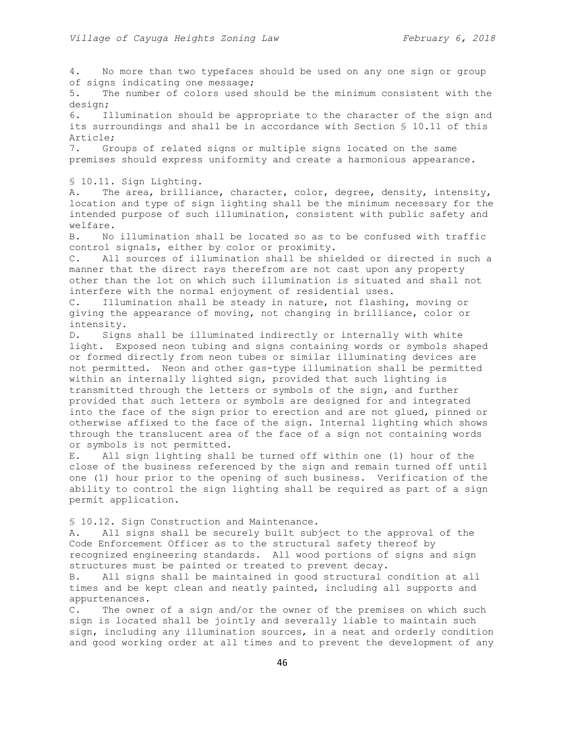4. No more than two typefaces should be used on any one sign or group of signs indicating one message;

5. The number of colors used should be the minimum consistent with the design;

6. Illumination should be appropriate to the character of the sign and its surroundings and shall be in accordance with Section § 10.11 of this Article;

7. Groups of related signs or multiple signs located on the same premises should express uniformity and create a harmonious appearance.

## § 10.11. Sign Lighting.

A. The area, brilliance, character, color, degree, density, intensity, location and type of sign lighting shall be the minimum necessary for the intended purpose of such illumination, consistent with public safety and welfare.

B. No illumination shall be located so as to be confused with traffic control signals, either by color or proximity.

C. All sources of illumination shall be shielded or directed in such a manner that the direct rays therefrom are not cast upon any property other than the lot on which such illumination is situated and shall not interfere with the normal enjoyment of residential uses.

C. Illumination shall be steady in nature, not flashing, moving or giving the appearance of moving, not changing in brilliance, color or intensity.

D. Signs shall be illuminated indirectly or internally with white light. Exposed neon tubing and signs containing words or symbols shaped or formed directly from neon tubes or similar illuminating devices are not permitted. Neon and other gas-type illumination shall be permitted within an internally lighted sign, provided that such lighting is transmitted through the letters or symbols of the sign, and further provided that such letters or symbols are designed for and integrated into the face of the sign prior to erection and are not glued, pinned or otherwise affixed to the face of the sign. Internal lighting which shows through the translucent area of the face of a sign not containing words or symbols is not permitted.

E. All sign lighting shall be turned off within one (1) hour of the close of the business referenced by the sign and remain turned off until one (1) hour prior to the opening of such business. Verification of the ability to control the sign lighting shall be required as part of a sign permit application.

## § 10.12. Sign Construction and Maintenance.

A. All signs shall be securely built subject to the approval of the Code Enforcement Officer as to the structural safety thereof by recognized engineering standards. All wood portions of signs and sign structures must be painted or treated to prevent decay.

B. All signs shall be maintained in good structural condition at all times and be kept clean and neatly painted, including all supports and appurtenances.

C. The owner of a sign and/or the owner of the premises on which such sign is located shall be jointly and severally liable to maintain such sign, including any illumination sources, in a neat and orderly condition and good working order at all times and to prevent the development of any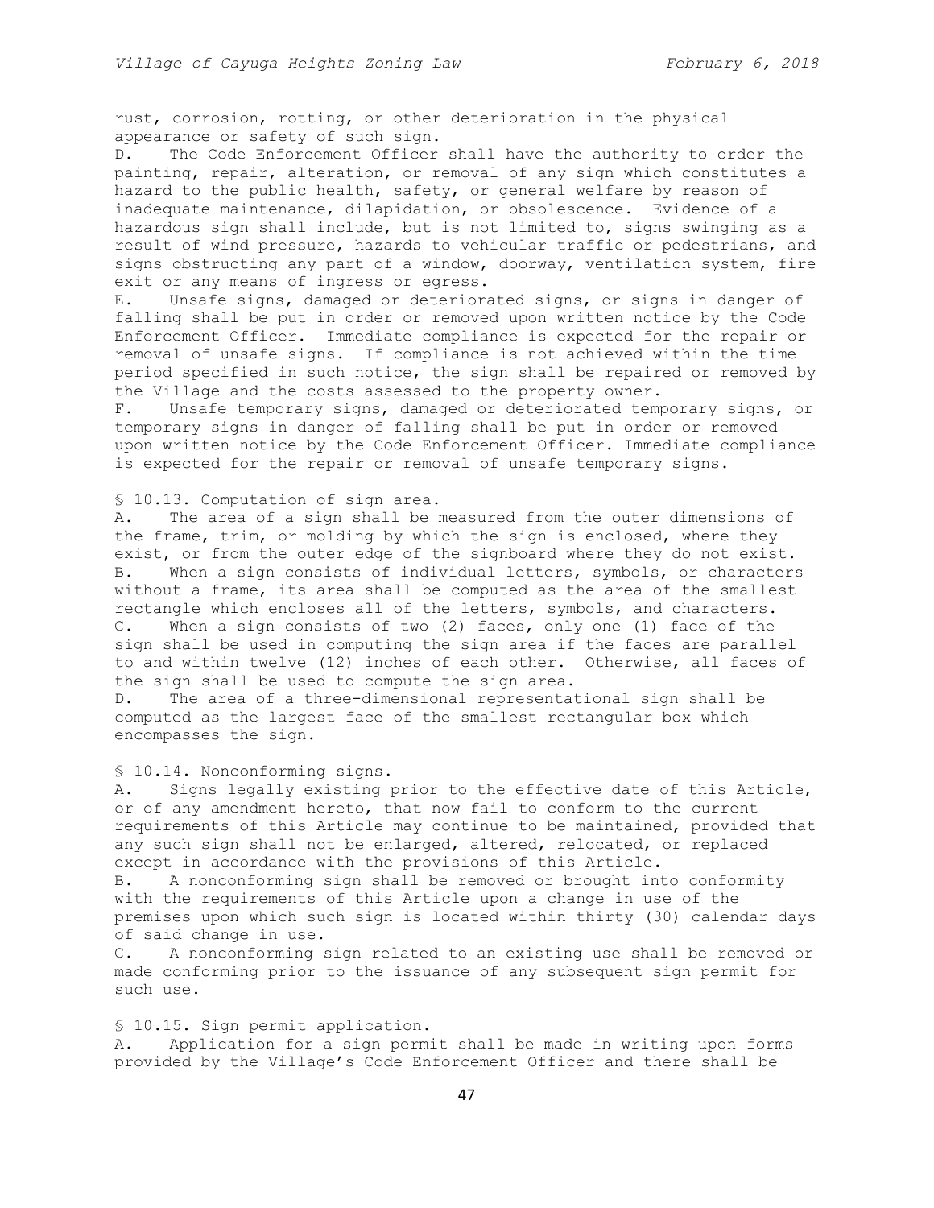rust, corrosion, rotting, or other deterioration in the physical appearance or safety of such sign.

D. The Code Enforcement Officer shall have the authority to order the painting, repair, alteration, or removal of any sign which constitutes a hazard to the public health, safety, or general welfare by reason of inadequate maintenance, dilapidation, or obsolescence. Evidence of a hazardous sign shall include, but is not limited to, signs swinging as a result of wind pressure, hazards to vehicular traffic or pedestrians, and signs obstructing any part of a window, doorway, ventilation system, fire exit or any means of ingress or egress.

E. Unsafe signs, damaged or deteriorated signs, or signs in danger of falling shall be put in order or removed upon written notice by the Code Enforcement Officer. Immediate compliance is expected for the repair or removal of unsafe signs. If compliance is not achieved within the time period specified in such notice, the sign shall be repaired or removed by the Village and the costs assessed to the property owner.

F. Unsafe temporary signs, damaged or deteriorated temporary signs, or temporary signs in danger of falling shall be put in order or removed upon written notice by the Code Enforcement Officer. Immediate compliance is expected for the repair or removal of unsafe temporary signs.

§ 10.13. Computation of sign area.

A. The area of a sign shall be measured from the outer dimensions of the frame, trim, or molding by which the sign is enclosed, where they exist, or from the outer edge of the signboard where they do not exist.

B. When a sign consists of individual letters, symbols, or characters without a frame, its area shall be computed as the area of the smallest rectangle which encloses all of the letters, symbols, and characters.

C. When a sign consists of two (2) faces, only one (1) face of the sign shall be used in computing the sign area if the faces are parallel to and within twelve (12) inches of each other. Otherwise, all faces of the sign shall be used to compute the sign area.

D. The area of a three-dimensional representational sign shall be computed as the largest face of the smallest rectangular box which encompasses the sign.

§ 10.14. Nonconforming signs.

A. Signs legally existing prior to the effective date of this Article, or of any amendment hereto, that now fail to conform to the current requirements of this Article may continue to be maintained, provided that any such sign shall not be enlarged, altered, relocated, or replaced except in accordance with the provisions of this Article.

B. A nonconforming sign shall be removed or brought into conformity with the requirements of this Article upon a change in use of the premises upon which such sign is located within thirty (30) calendar days of said change in use.

C. A nonconforming sign related to an existing use shall be removed or made conforming prior to the issuance of any subsequent sign permit for such use.

§ 10.15. Sign permit application.

A. Application for a sign permit shall be made in writing upon forms provided by the Village's Code Enforcement Officer and there shall be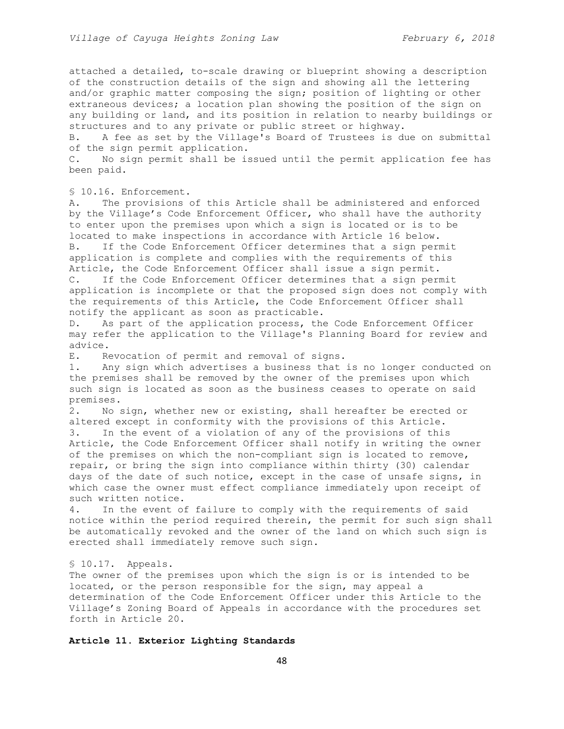attached a detailed, to-scale drawing or blueprint showing a description of the construction details of the sign and showing all the lettering and/or graphic matter composing the sign; position of lighting or other extraneous devices; a location plan showing the position of the sign on any building or land, and its position in relation to nearby buildings or structures and to any private or public street or highway.

B. A fee as set by the Village's Board of Trustees is due on submittal of the sign permit application.

C. No sign permit shall be issued until the permit application fee has been paid.

§ 10.16. Enforcement.

A. The provisions of this Article shall be administered and enforced by the Village's Code Enforcement Officer, who shall have the authority to enter upon the premises upon which a sign is located or is to be located to make inspections in accordance with Article 16 below.

B. If the Code Enforcement Officer determines that a sign permit application is complete and complies with the requirements of this Article, the Code Enforcement Officer shall issue a sign permit.

C. If the Code Enforcement Officer determines that a sign permit application is incomplete or that the proposed sign does not comply with the requirements of this Article, the Code Enforcement Officer shall notify the applicant as soon as practicable.

D. As part of the application process, the Code Enforcement Officer may refer the application to the Village's Planning Board for review and advice.

E. Revocation of permit and removal of signs.

1. Any sign which advertises a business that is no longer conducted on the premises shall be removed by the owner of the premises upon which such sign is located as soon as the business ceases to operate on said premises.

2. No sign, whether new or existing, shall hereafter be erected or altered except in conformity with the provisions of this Article.

3. In the event of a violation of any of the provisions of this Article, the Code Enforcement Officer shall notify in writing the owner of the premises on which the non-compliant sign is located to remove, repair, or bring the sign into compliance within thirty (30) calendar days of the date of such notice, except in the case of unsafe signs, in which case the owner must effect compliance immediately upon receipt of such written notice.

4. In the event of failure to comply with the requirements of said notice within the period required therein, the permit for such sign shall be automatically revoked and the owner of the land on which such sign is erected shall immediately remove such sign.

§ 10.17. Appeals.

The owner of the premises upon which the sign is or is intended to be located, or the person responsible for the sign, may appeal a determination of the Code Enforcement Officer under this Article to the Village's Zoning Board of Appeals in accordance with the procedures set forth in Article 20.

## Article 11. Exterior Lighting Standards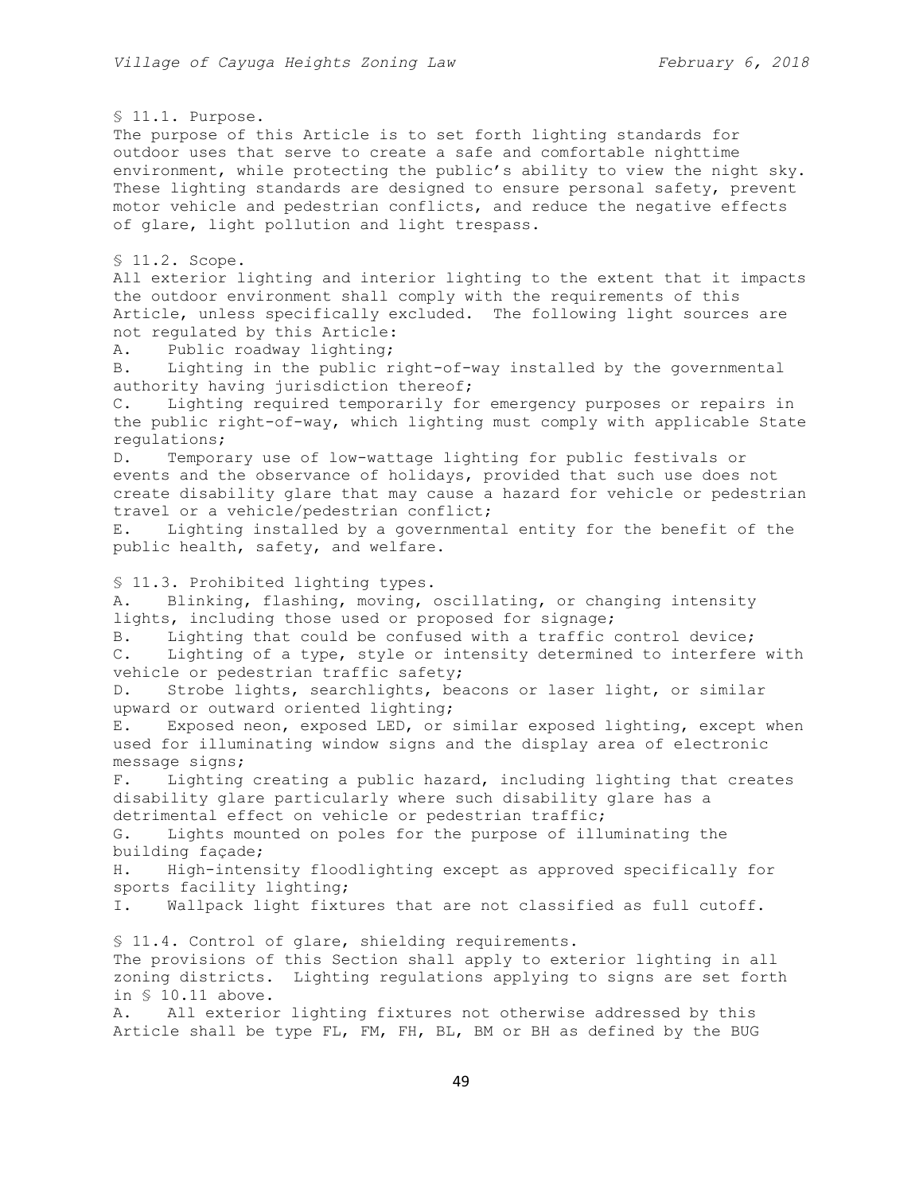§ 11.1. Purpose.

The purpose of this Article is to set forth lighting standards for outdoor uses that serve to create a safe and comfortable nighttime environment, while protecting the public's ability to view the night sky. These lighting standards are designed to ensure personal safety, prevent motor vehicle and pedestrian conflicts, and reduce the negative effects of glare, light pollution and light trespass.

§ 11.2. Scope.

All exterior lighting and interior lighting to the extent that it impacts the outdoor environment shall comply with the requirements of this Article, unless specifically excluded. The following light sources are not regulated by this Article:

A. Public roadway lighting;

B. Lighting in the public right-of-way installed by the governmental authority having jurisdiction thereof;

C. Lighting required temporarily for emergency purposes or repairs in the public right-of-way, which lighting must comply with applicable State regulations;

D. Temporary use of low-wattage lighting for public festivals or events and the observance of holidays, provided that such use does not create disability glare that may cause a hazard for vehicle or pedestrian travel or a vehicle/pedestrian conflict;

E. Lighting installed by a governmental entity for the benefit of the public health, safety, and welfare.

§ 11.3. Prohibited lighting types.

A. Blinking, flashing, moving, oscillating, or changing intensity lights, including those used or proposed for signage;

B. Lighting that could be confused with a traffic control device;

C. Lighting of a type, style or intensity determined to interfere with vehicle or pedestrian traffic safety;

D. Strobe lights, searchlights, beacons or laser light, or similar upward or outward oriented lighting;

E. Exposed neon, exposed LED, or similar exposed lighting, except when used for illuminating window signs and the display area of electronic message signs;

F. Lighting creating a public hazard, including lighting that creates disability glare particularly where such disability glare has a detrimental effect on vehicle or pedestrian traffic;

G. Lights mounted on poles for the purpose of illuminating the building façade;

H. High-intensity floodlighting except as approved specifically for sports facility lighting;

I. Wallpack light fixtures that are not classified as full cutoff.

§ 11.4. Control of glare, shielding requirements.

The provisions of this Section shall apply to exterior lighting in all zoning districts. Lighting regulations applying to signs are set forth in § 10.11 above.

A. All exterior lighting fixtures not otherwise addressed by this Article shall be type FL, FM, FH, BL, BM or BH as defined by the BUG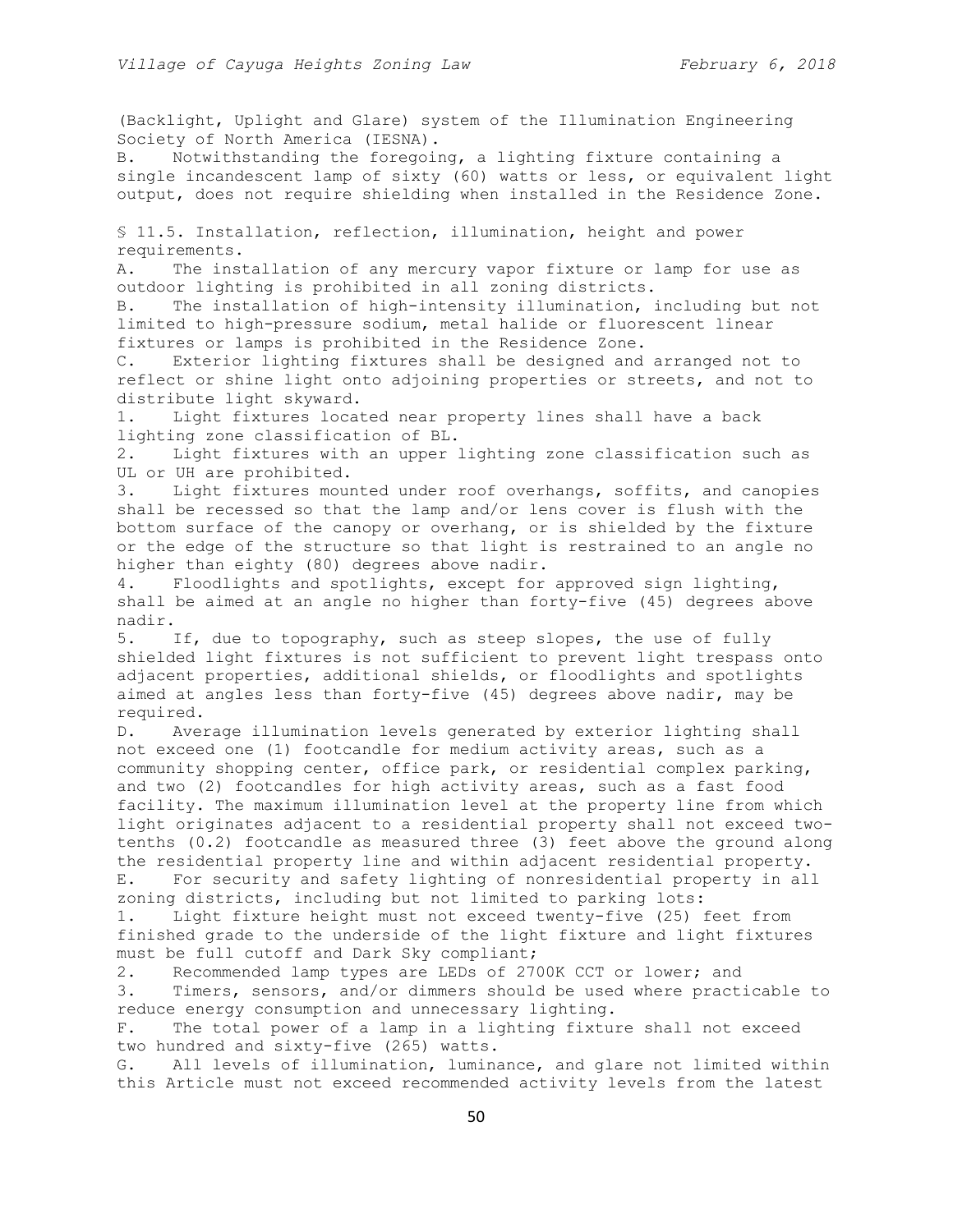(Backlight, Uplight and Glare) system of the Illumination Engineering Society of North America (IESNA).

B. Notwithstanding the foregoing, a lighting fixture containing a single incandescent lamp of sixty (60) watts or less, or equivalent light output, does not require shielding when installed in the Residence Zone.

§ 11.5. Installation, reflection, illumination, height and power requirements.

A. The installation of any mercury vapor fixture or lamp for use as outdoor lighting is prohibited in all zoning districts.

B. The installation of high-intensity illumination, including but not limited to high-pressure sodium, metal halide or fluorescent linear fixtures or lamps is prohibited in the Residence Zone.

C. Exterior lighting fixtures shall be designed and arranged not to reflect or shine light onto adjoining properties or streets, and not to distribute light skyward.

1. Light fixtures located near property lines shall have a back lighting zone classification of BL.
2. Light fixtures with an upper lighting zone classification such as UL or UH are prohibited.
3. Light fixtures mounted under roof overhangs, soffits, and canopies shall be recessed so that the lamp and/or lens cover is flush with the bottom surface of the canopy or overhang, or is shielded by the fixture or the edge of the structure so that light is restrained to an angle no higher than eighty (80) degrees above nadir.
4. Floodlights and spotlights, except for approved sign lighting, shall be aimed at an angle no higher than forty-five (45) degrees above nadir.
5. If, due to topography, such as steep slopes, the use of fully shielded light fixtures is not sufficient to prevent light trespass onto adjacent properties, additional shields, or floodlights and spotlights aimed at angles less than forty-five (45) degrees above nadir, may be required.

D. Average illumination levels generated by exterior lighting shall not exceed one (1) footcandle for medium activity areas, such as a community shopping center, office park, or residential complex parking, and two (2) footcandles for high activity areas, such as a fast food facility. The maximum illumination level at the property line from which light originates adjacent to a residential property shall not exceed two-tenths (0.2) footcandle as measured three (3) feet above the ground along the residential property line and within adjacent residential property.

E. For security and safety lighting of nonresidential property in all zoning districts, including but not limited to parking lots:

1. Light fixture height must not exceed twenty-five (25) feet from finished grade to the underside of the light fixture and light fixtures must be full cutoff and Dark Sky compliant;
2. Recommended lamp types are LEDs of 2700K CCT or lower; and
3. Timers, sensors, and/or dimmers should be used where practicable to reduce energy consumption and unnecessary lighting.

F. The total power of a lamp in a lighting fixture shall not exceed two hundred and sixty-five (265) watts.

G. All levels of illumination, luminance, and glare not limited within this Article must not exceed recommended activity levels from the latest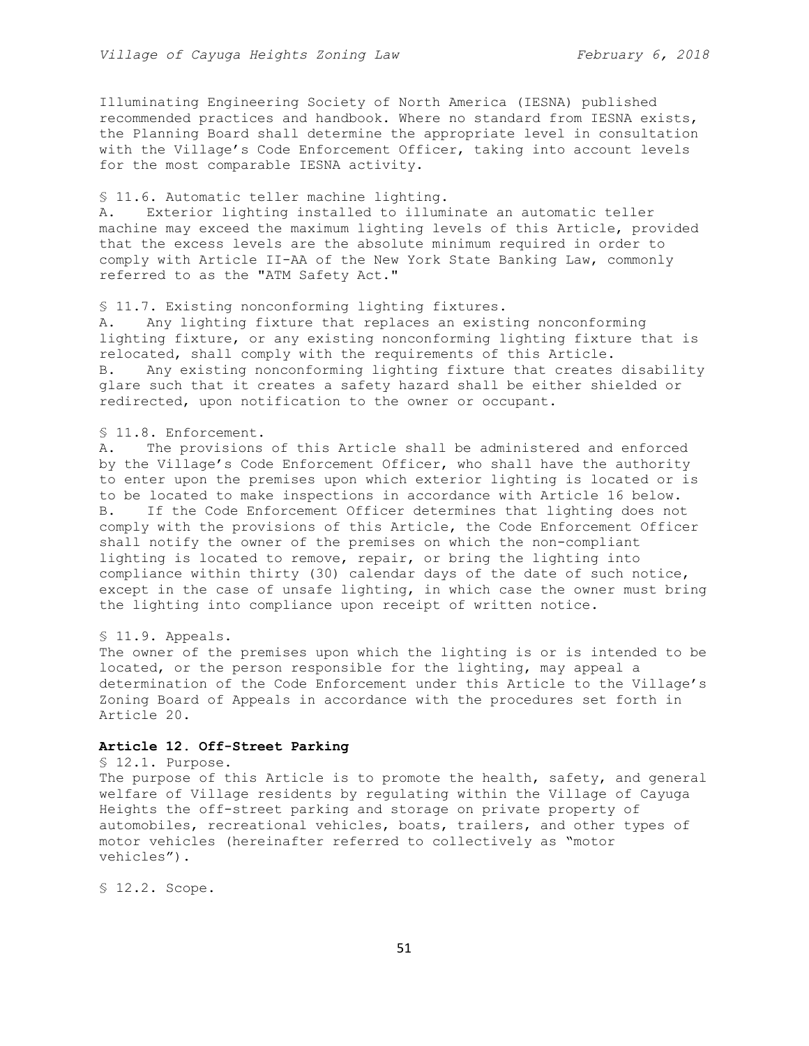Illuminating Engineering Society of North America (IESNA) published recommended practices and handbook. Where no standard from IESNA exists, the Planning Board shall determine the appropriate level in consultation with the Village's Code Enforcement Officer, taking into account levels for the most comparable IESNA activity.

§ 11.6. Automatic teller machine lighting.

A. Exterior lighting installed to illuminate an automatic teller machine may exceed the maximum lighting levels of this Article, provided that the excess levels are the absolute minimum required in order to comply with Article II-AA of the New York State Banking Law, commonly referred to as the "ATM Safety Act."

§ 11.7. Existing nonconforming lighting fixtures.

A. Any lighting fixture that replaces an existing nonconforming lighting fixture, or any existing nonconforming lighting fixture that is relocated, shall comply with the requirements of this Article.

B. Any existing nonconforming lighting fixture that creates disability glare such that it creates a safety hazard shall be either shielded or redirected, upon notification to the owner or occupant.

§ 11.8. Enforcement.

A. The provisions of this Article shall be administered and enforced by the Village's Code Enforcement Officer, who shall have the authority to enter upon the premises upon which exterior lighting is located or is to be located to make inspections in accordance with Article 16 below.

B. If the Code Enforcement Officer determines that lighting does not comply with the provisions of this Article, the Code Enforcement Officer shall notify the owner of the premises on which the non-compliant lighting is located to remove, repair, or bring the lighting into compliance within thirty (30) calendar days of the date of such notice, except in the case of unsafe lighting, in which case the owner must bring the lighting into compliance upon receipt of written notice.

§ 11.9. Appeals.

The owner of the premises upon which the lighting is or is intended to be located, or the person responsible for the lighting, may appeal a determination of the Code Enforcement under this Article to the Village's Zoning Board of Appeals in accordance with the procedures set forth in Article 20.

## Article 12. Off-Street Parking

§ 12.1. Purpose.

The purpose of this Article is to promote the health, safety, and general welfare of Village residents by regulating within the Village of Cayuga Heights the off-street parking and storage on private property of automobiles, recreational vehicles, boats, trailers, and other types of motor vehicles (hereinafter referred to collectively as "motor vehicles").

§ 12.2. Scope.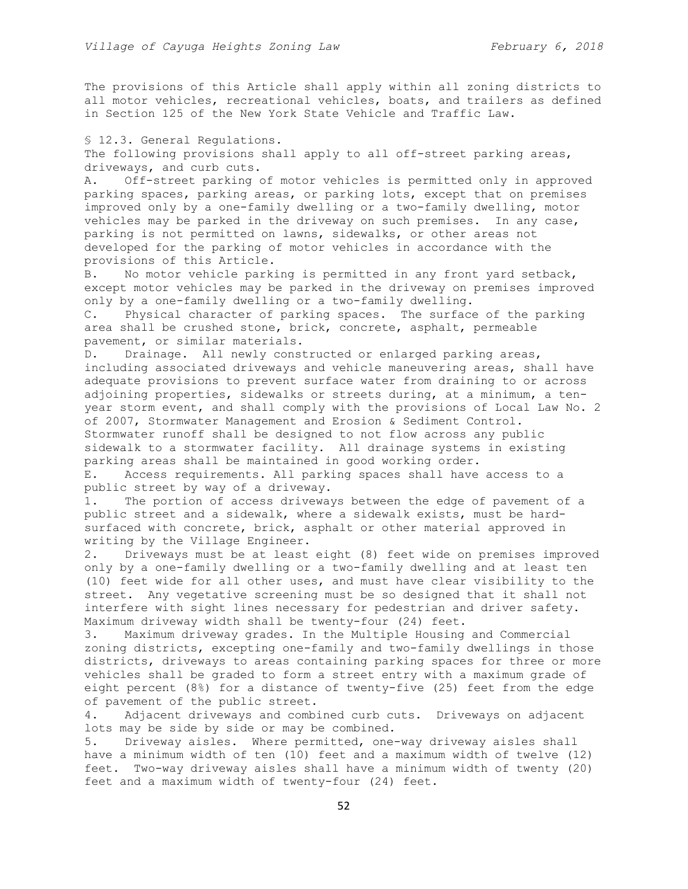The provisions of this Article shall apply within all zoning districts to all motor vehicles, recreational vehicles, boats, and trailers as defined in Section 125 of the New York State Vehicle and Traffic Law.

§ 12.3. General Regulations.

The following provisions shall apply to all off-street parking areas, driveways, and curb cuts.

A. Off-street parking of motor vehicles is permitted only in approved parking spaces, parking areas, or parking lots, except that on premises improved only by a one-family dwelling or a two-family dwelling, motor vehicles may be parked in the driveway on such premises. In any case, parking is not permitted on lawns, sidewalks, or other areas not developed for the parking of motor vehicles in accordance with the provisions of this Article.

B. No motor vehicle parking is permitted in any front yard setback, except motor vehicles may be parked in the driveway on premises improved only by a one-family dwelling or a two-family dwelling.

C. Physical character of parking spaces. The surface of the parking area shall be crushed stone, brick, concrete, asphalt, permeable pavement, or similar materials.

D. Drainage. All newly constructed or enlarged parking areas, including associated driveways and vehicle maneuvering areas, shall have adequate provisions to prevent surface water from draining to or across adjoining properties, sidewalks or streets during, at a minimum, a ten-year storm event, and shall comply with the provisions of Local Law No. 2 of 2007, Stormwater Management and Erosion & Sediment Control. Stormwater runoff shall be designed to not flow across any public sidewalk to a stormwater facility. All drainage systems in existing parking areas shall be maintained in good working order.

E. Access requirements. All parking spaces shall have access to a public street by way of a driveway.

1. The portion of access driveways between the edge of pavement of a public street and a sidewalk, where a sidewalk exists, must be hard-surfaced with concrete, brick, asphalt or other material approved in writing by the Village Engineer.
2. Driveways must be at least eight (8) feet wide on premises improved only by a one-family dwelling or a two-family dwelling and at least ten (10) feet wide for all other uses, and must have clear visibility to the street. Any vegetative screening must be so designed that it shall not interfere with sight lines necessary for pedestrian and driver safety. Maximum driveway width shall be twenty-four (24) feet.
3. Maximum driveway grades. In the Multiple Housing and Commercial zoning districts, excepting one-family and two-family dwellings in those districts, driveways to areas containing parking spaces for three or more vehicles shall be graded to form a street entry with a maximum grade of eight percent (8%) for a distance of twenty-five (25) feet from the edge of pavement of the public street.
4. Adjacent driveways and combined curb cuts. Driveways on adjacent lots may be side by side or may be combined.
5. Driveway aisles. Where permitted, one-way driveway aisles shall have a minimum width of ten (10) feet and a maximum width of twelve (12) feet. Two-way driveway aisles shall have a minimum width of twenty (20) feet and a maximum width of twenty-four (24) feet.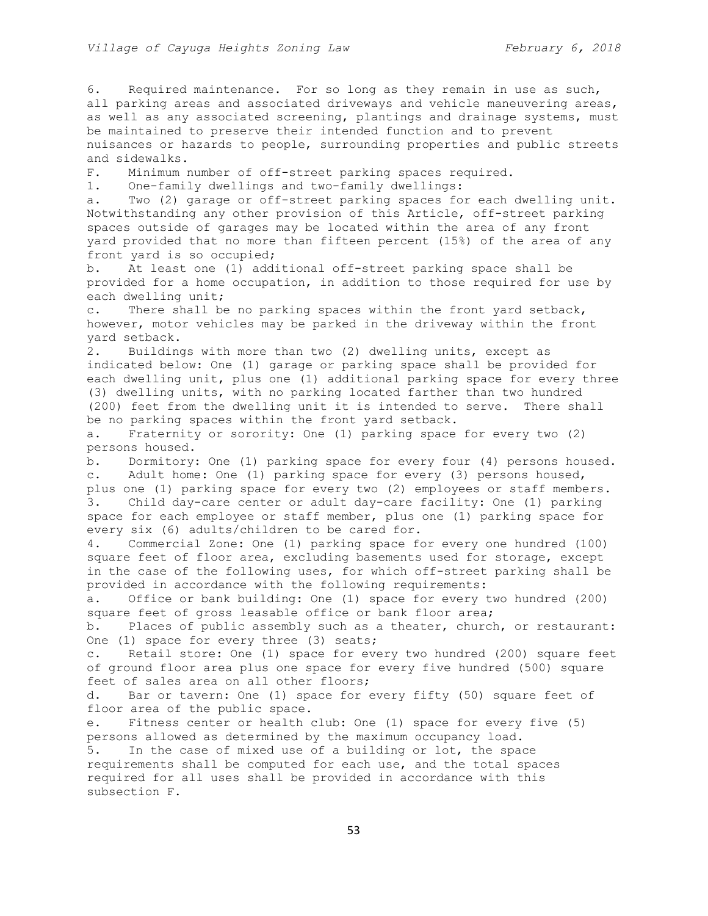6. Required maintenance. For so long as they remain in use as such, all parking areas and associated driveways and vehicle maneuvering areas, as well as any associated screening, plantings and drainage systems, must be maintained to preserve their intended function and to prevent nuisances or hazards to people, surrounding properties and public streets and sidewalks.

F. Minimum number of off-street parking spaces required.

1. One-family dwellings and two-family dwellings:

a. Two (2) garage or off-street parking spaces for each dwelling unit. Notwithstanding any other provision of this Article, off-street parking spaces outside of garages may be located within the area of any front yard provided that no more than fifteen percent (15%) of the area of any front yard is so occupied;

b. At least one (1) additional off-street parking space shall be provided for a home occupation, in addition to those required for use by each dwelling unit;

c. There shall be no parking spaces within the front yard setback, however, motor vehicles may be parked in the driveway within the front yard setback.

2. Buildings with more than two (2) dwelling units, except as indicated below: One (1) garage or parking space shall be provided for each dwelling unit, plus one (1) additional parking space for every three (3) dwelling units, with no parking located farther than two hundred (200) feet from the dwelling unit it is intended to serve. There shall be no parking spaces within the front yard setback.

a. Fraternity or sorority: One (1) parking space for every two (2) persons housed.

b. Dormitory: One (1) parking space for every four (4) persons housed.

c. Adult home: One (1) parking space for every (3) persons housed, plus one (1) parking space for every two (2) employees or staff members.

3. Child day-care center or adult day-care facility: One (1) parking space for each employee or staff member, plus one (1) parking space for every six (6) adults/children to be cared for.

4. Commercial Zone: One (1) parking space for every one hundred (100) square feet of floor area, excluding basements used for storage, except in the case of the following uses, for which off-street parking shall be provided in accordance with the following requirements:

a. Office or bank building: One (1) space for every two hundred (200) square feet of gross leasable office or bank floor area;

b. Places of public assembly such as a theater, church, or restaurant: One (1) space for every three (3) seats;

c. Retail store: One (1) space for every two hundred (200) square feet of ground floor area plus one space for every five hundred (500) square feet of sales area on all other floors;

d. Bar or tavern: One (1) space for every fifty (50) square feet of floor area of the public space.

e. Fitness center or health club: One (1) space for every five (5) persons allowed as determined by the maximum occupancy load.

5. In the case of mixed use of a building or lot, the space requirements shall be computed for each use, and the total spaces required for all uses shall be provided in accordance with this subsection F.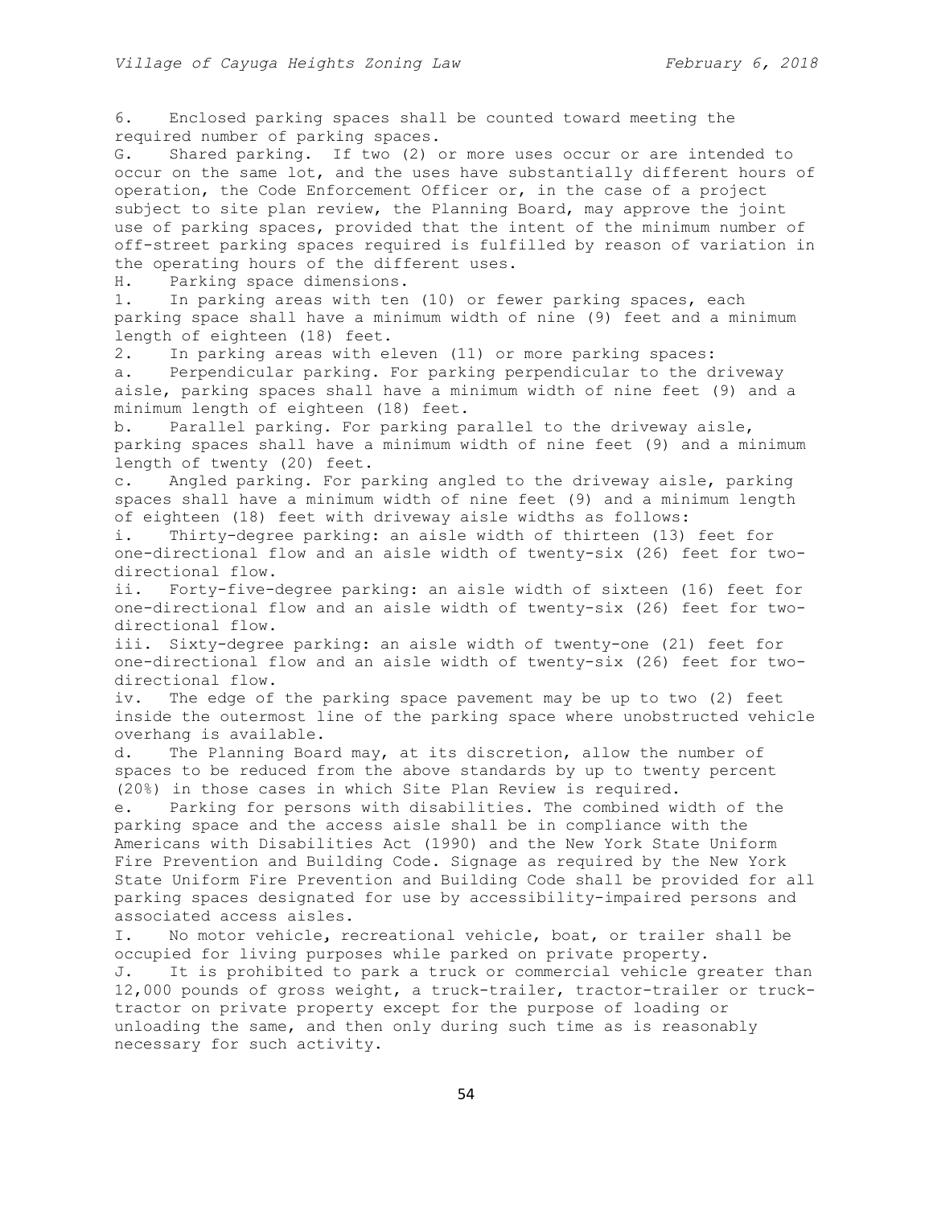6. Enclosed parking spaces shall be counted toward meeting the required number of parking spaces.

G. Shared parking. If two (2) or more uses occur or are intended to occur on the same lot, and the uses have substantially different hours of operation, the Code Enforcement Officer or, in the case of a project subject to site plan review, the Planning Board, may approve the joint use of parking spaces, provided that the intent of the minimum number of off-street parking spaces required is fulfilled by reason of variation in the operating hours of the different uses.

H. Parking space dimensions.

1. In parking areas with ten (10) or fewer parking spaces, each parking space shall have a minimum width of nine (9) feet and a minimum length of eighteen (18) feet.

2. In parking areas with eleven (11) or more parking spaces:

a. Perpendicular parking. For parking perpendicular to the driveway aisle, parking spaces shall have a minimum width of nine feet (9) and a minimum length of eighteen (18) feet.

b. Parallel parking. For parking parallel to the driveway aisle, parking spaces shall have a minimum width of nine feet (9) and a minimum length of twenty (20) feet.

c. Angled parking. For parking angled to the driveway aisle, parking spaces shall have a minimum width of nine feet (9) and a minimum length of eighteen (18) feet with driveway aisle widths as follows:

i. Thirty-degree parking: an aisle width of thirteen (13) feet for one-directional flow and an aisle width of twenty-six (26) feet for two-directional flow.

ii. Forty-five-degree parking: an aisle width of sixteen (16) feet for one-directional flow and an aisle width of twenty-six (26) feet for two-directional flow.

iii. Sixty-degree parking: an aisle width of twenty-one (21) feet for one-directional flow and an aisle width of twenty-six (26) feet for two-directional flow.

iv. The edge of the parking space pavement may be up to two (2) feet inside the outermost line of the parking space where unobstructed vehicle overhang is available.

d. The Planning Board may, at its discretion, allow the number of spaces to be reduced from the above standards by up to twenty percent (20%) in those cases in which Site Plan Review is required.

e. Parking for persons with disabilities. The combined width of the parking space and the access aisle shall be in compliance with the Americans with Disabilities Act (1990) and the New York State Uniform Fire Prevention and Building Code. Signage as required by the New York State Uniform Fire Prevention and Building Code shall be provided for all parking spaces designated for use by accessibility-impaired persons and associated access aisles.

I. No motor vehicle, recreational vehicle, boat, or trailer shall be occupied for living purposes while parked on private property.

J. It is prohibited to park a truck or commercial vehicle greater than 12,000 pounds of gross weight, a truck-trailer, tractor-trailer or truck-tractor on private property except for the purpose of loading or unloading the same, and then only during such time as is reasonably necessary for such activity.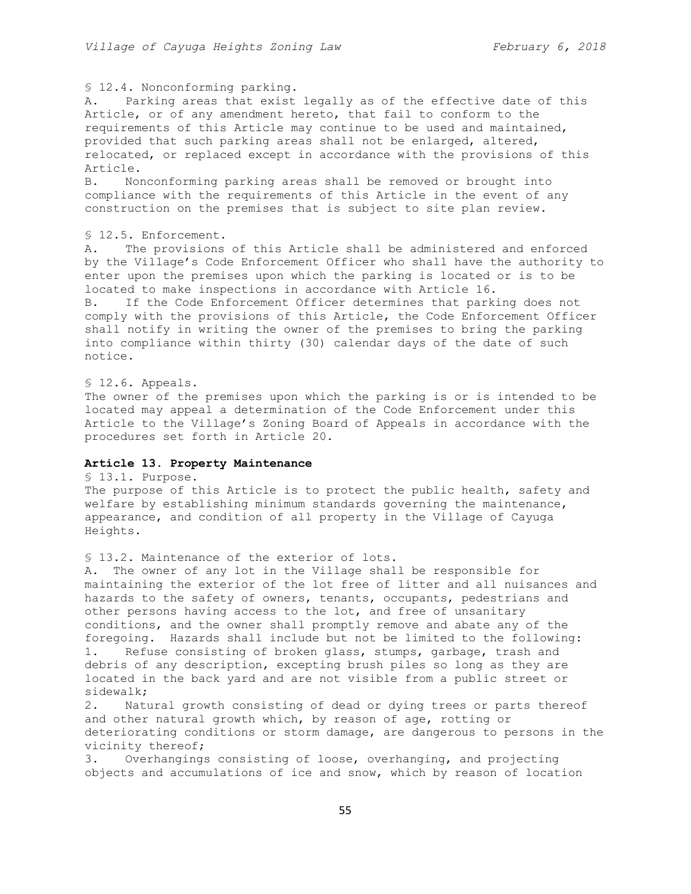§ 12.4. Nonconforming parking.

A. Parking areas that exist legally as of the effective date of this Article, or of any amendment hereto, that fail to conform to the requirements of this Article may continue to be used and maintained, provided that such parking areas shall not be enlarged, altered, relocated, or replaced except in accordance with the provisions of this Article.

B. Nonconforming parking areas shall be removed or brought into compliance with the requirements of this Article in the event of any construction on the premises that is subject to site plan review.

§ 12.5. Enforcement.

A. The provisions of this Article shall be administered and enforced by the Village's Code Enforcement Officer who shall have the authority to enter upon the premises upon which the parking is located or is to be located to make inspections in accordance with Article 16.

B. If the Code Enforcement Officer determines that parking does not comply with the provisions of this Article, the Code Enforcement Officer shall notify in writing the owner of the premises to bring the parking into compliance within thirty (30) calendar days of the date of such notice.

§ 12.6. Appeals.

The owner of the premises upon which the parking is or is intended to be located may appeal a determination of the Code Enforcement under this Article to the Village's Zoning Board of Appeals in accordance with the procedures set forth in Article 20.

## Article 13. Property Maintenance

§ 13.1. Purpose.

The purpose of this Article is to protect the public health, safety and welfare by establishing minimum standards governing the maintenance, appearance, and condition of all property in the Village of Cayuga Heights.

§ 13.2. Maintenance of the exterior of lots.

A. The owner of any lot in the Village shall be responsible for maintaining the exterior of the lot free of litter and all nuisances and hazards to the safety of owners, tenants, occupants, pedestrians and other persons having access to the lot, and free of unsanitary conditions, and the owner shall promptly remove and abate any of the foregoing. Hazards shall include but not be limited to the following:

1. Refuse consisting of broken glass, stumps, garbage, trash and debris of any description, excepting brush piles so long as they are located in the back yard and are not visible from a public street or sidewalk;
2. Natural growth consisting of dead or dying trees or parts thereof and other natural growth which, by reason of age, rotting or deteriorating conditions or storm damage, are dangerous to persons in the vicinity thereof;
3. Overhangings consisting of loose, overhanging, and projecting objects and accumulations of ice and snow, which by reason of location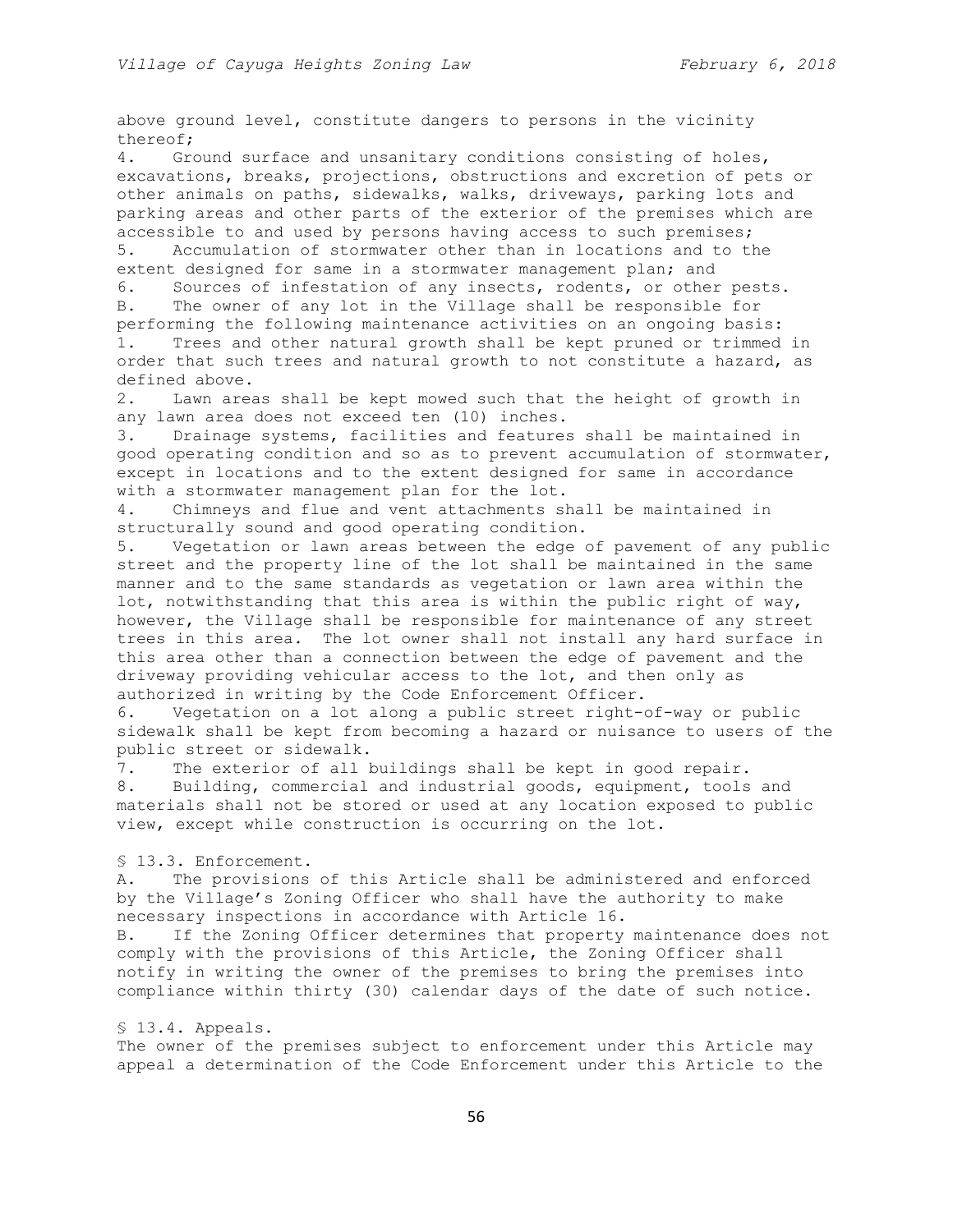above ground level, constitute dangers to persons in the vicinity thereof;

4. Ground surface and unsanitary conditions consisting of holes, excavations, breaks, projections, obstructions and excretion of pets or other animals on paths, sidewalks, walks, driveways, parking lots and parking areas and other parts of the exterior of the premises which are accessible to and used by persons having access to such premises;

5. Accumulation of stormwater other than in locations and to the extent designed for same in a stormwater management plan; and

6. Sources of infestation of any insects, rodents, or other pests.

B. The owner of any lot in the Village shall be responsible for performing the following maintenance activities on an ongoing basis:

1. Trees and other natural growth shall be kept pruned or trimmed in order that such trees and natural growth to not constitute a hazard, as defined above.

2. Lawn areas shall be kept mowed such that the height of growth in any lawn area does not exceed ten (10) inches.

3. Drainage systems, facilities and features shall be maintained in good operating condition and so as to prevent accumulation of stormwater, except in locations and to the extent designed for same in accordance with a stormwater management plan for the lot.

4. Chimneys and flue and vent attachments shall be maintained in structurally sound and good operating condition.

5. Vegetation or lawn areas between the edge of pavement of any public street and the property line of the lot shall be maintained in the same manner and to the same standards as vegetation or lawn area within the lot, notwithstanding that this area is within the public right of way, however, the Village shall be responsible for maintenance of any street trees in this area. The lot owner shall not install any hard surface in this area other than a connection between the edge of pavement and the driveway providing vehicular access to the lot, and then only as authorized in writing by the Code Enforcement Officer.

6. Vegetation on a lot along a public street right-of-way or public sidewalk shall be kept from becoming a hazard or nuisance to users of the public street or sidewalk.

7. The exterior of all buildings shall be kept in good repair.

8. Building, commercial and industrial goods, equipment, tools and materials shall not be stored or used at any location exposed to public view, except while construction is occurring on the lot.

§ 13.3. Enforcement.

A. The provisions of this Article shall be administered and enforced by the Village's Zoning Officer who shall have the authority to make necessary inspections in accordance with Article 16.

B. If the Zoning Officer determines that property maintenance does not comply with the provisions of this Article, the Zoning Officer shall notify in writing the owner of the premises to bring the premises into compliance within thirty (30) calendar days of the date of such notice.

§ 13.4. Appeals.

The owner of the premises subject to enforcement under this Article may appeal a determination of the Code Enforcement under this Article to the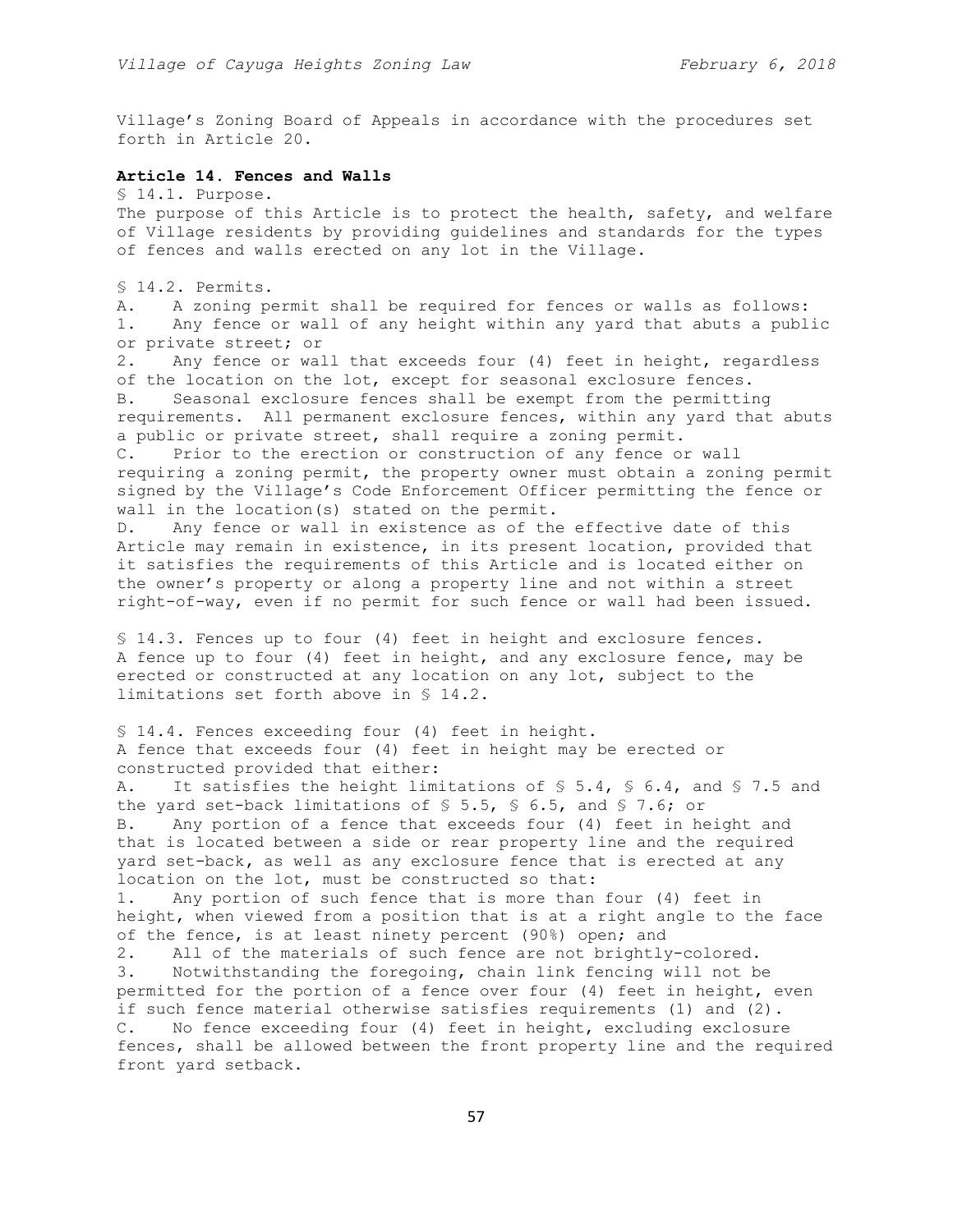Village's Zoning Board of Appeals in accordance with the procedures set forth in Article 20.

## Article 14. Fences and Walls

§ 14.1. Purpose.

The purpose of this Article is to protect the health, safety, and welfare of Village residents by providing guidelines and standards for the types of fences and walls erected on any lot in the Village.

§ 14.2. Permits.

A. A zoning permit shall be required for fences or walls as follows:

1. Any fence or wall of any height within any yard that abuts a public or private street; or
2. Any fence or wall that exceeds four (4) feet in height, regardless of the location on the lot, except for seasonal exclosure fences.

B. Seasonal exclosure fences shall be exempt from the permitting requirements. All permanent exclosure fences, within any yard that abuts a public or private street, shall require a zoning permit.

C. Prior to the erection or construction of any fence or wall requiring a zoning permit, the property owner must obtain a zoning permit signed by the Village's Code Enforcement Officer permitting the fence or wall in the location(s) stated on the permit.

D. Any fence or wall in existence as of the effective date of this Article may remain in existence, in its present location, provided that it satisfies the requirements of this Article and is located either on the owner's property or along a property line and not within a street right-of-way, even if no permit for such fence or wall had been issued.

§ 14.3. Fences up to four (4) feet in height and exclosure fences.

A fence up to four (4) feet in height, and any exclosure fence, may be erected or constructed at any location on any lot, subject to the limitations set forth above in § 14.2.

§ 14.4. Fences exceeding four (4) feet in height.

A fence that exceeds four (4) feet in height may be erected or constructed provided that either:

A. It satisfies the height limitations of § 5.4, § 6.4, and § 7.5 and the yard set-back limitations of § 5.5, § 6.5, and § 7.6; or

B. Any portion of a fence that exceeds four (4) feet in height and that is located between a side or rear property line and the required yard set-back, as well as any exclosure fence that is erected at any location on the lot, must be constructed so that:

1. Any portion of such fence that is more than four (4) feet in height, when viewed from a position that is at a right angle to the face of the fence, is at least ninety percent (90%) open; and
2. All of the materials of such fence are not brightly-colored.
3. Notwithstanding the foregoing, chain link fencing will not be permitted for the portion of a fence over four (4) feet in height, even if such fence material otherwise satisfies requirements (1) and (2).

C. No fence exceeding four (4) feet in height, excluding exclosure fences, shall be allowed between the front property line and the required front yard setback.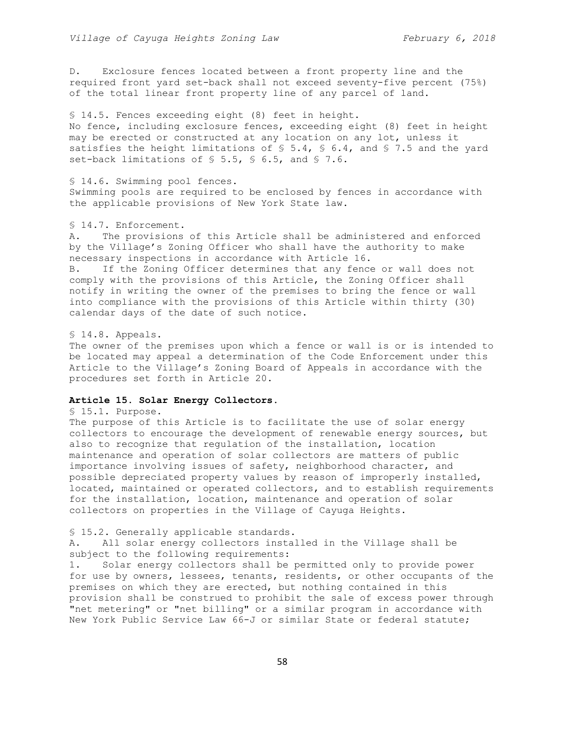D. Exclosure fences located between a front property line and the required front yard set-back shall not exceed seventy-five percent (75%) of the total linear front property line of any parcel of land.

§ 14.5. Fences exceeding eight (8) feet in height.
No fence, including exclosure fences, exceeding eight (8) feet in height may be erected or constructed at any location on any lot, unless it satisfies the height limitations of § 5.4, § 6.4, and § 7.5 and the yard set-back limitations of § 5.5, § 6.5, and § 7.6.

§ 14.6. Swimming pool fences.
Swimming pools are required to be enclosed by fences in accordance with the applicable provisions of New York State law.

§ 14.7. Enforcement.
A. The provisions of this Article shall be administered and enforced by the Village's Zoning Officer who shall have the authority to make necessary inspections in accordance with Article 16.
B. If the Zoning Officer determines that any fence or wall does not comply with the provisions of this Article, the Zoning Officer shall notify in writing the owner of the premises to bring the fence or wall into compliance with the provisions of this Article within thirty (30) calendar days of the date of such notice.

§ 14.8. Appeals.
The owner of the premises upon which a fence or wall is or is intended to be located may appeal a determination of the Code Enforcement under this Article to the Village's Zoning Board of Appeals in accordance with the procedures set forth in Article 20.

**Article 15. Solar Energy Collectors.**

§ 15.1. Purpose.
The purpose of this Article is to facilitate the use of solar energy collectors to encourage the development of renewable energy sources, but also to recognize that regulation of the installation, location maintenance and operation of solar collectors are matters of public importance involving issues of safety, neighborhood character, and possible depreciated property values by reason of improperly installed, located, maintained or operated collectors, and to establish requirements for the installation, location, maintenance and operation of solar collectors on properties in the Village of Cayuga Heights.

§ 15.2. Generally applicable standards.
A. All solar energy collectors installed in the Village shall be subject to the following requirements:
1. Solar energy collectors shall be permitted only to provide power for use by owners, lessees, tenants, residents, or other occupants of the premises on which they are erected, but nothing contained in this provision shall be construed to prohibit the sale of excess power through "net metering" or "net billing" or a similar program in accordance with New York Public Service Law 66-J or similar State or federal statute;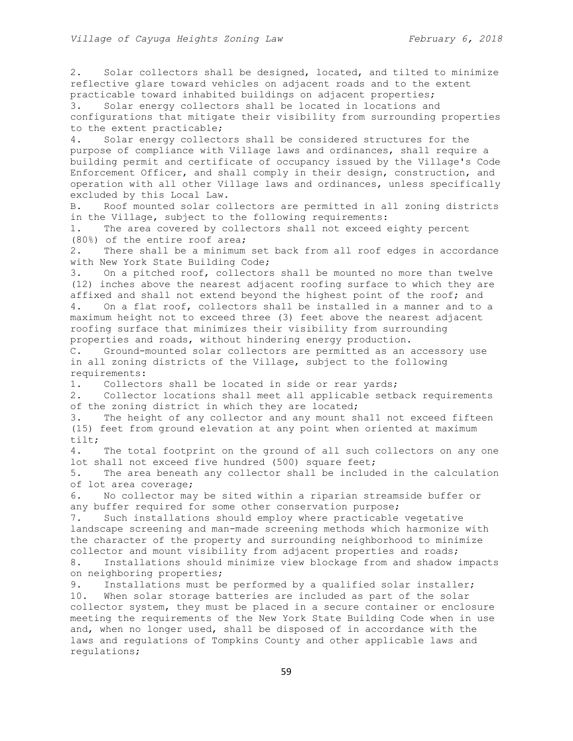2. Solar collectors shall be designed, located, and tilted to minimize reflective glare toward vehicles on adjacent roads and to the extent practicable toward inhabited buildings on adjacent properties;

3. Solar energy collectors shall be located in locations and configurations that mitigate their visibility from surrounding properties to the extent practicable;

4. Solar energy collectors shall be considered structures for the purpose of compliance with Village laws and ordinances, shall require a building permit and certificate of occupancy issued by the Village's Code Enforcement Officer, and shall comply in their design, construction, and operation with all other Village laws and ordinances, unless specifically excluded by this Local Law.

B. Roof mounted solar collectors are permitted in all zoning districts in the Village, subject to the following requirements:

1. The area covered by collectors shall not exceed eighty percent (80%) of the entire roof area;

2. There shall be a minimum set back from all roof edges in accordance with New York State Building Code;

3. On a pitched roof, collectors shall be mounted no more than twelve (12) inches above the nearest adjacent roofing surface to which they are affixed and shall not extend beyond the highest point of the roof; and

4. On a flat roof, collectors shall be installed in a manner and to a maximum height not to exceed three (3) feet above the nearest adjacent roofing surface that minimizes their visibility from surrounding properties and roads, without hindering energy production.

C. Ground-mounted solar collectors are permitted as an accessory use in all zoning districts of the Village, subject to the following requirements:

1. Collectors shall be located in side or rear yards;

2. Collector locations shall meet all applicable setback requirements of the zoning district in which they are located;

3. The height of any collector and any mount shall not exceed fifteen (15) feet from ground elevation at any point when oriented at maximum tilt;

4. The total footprint on the ground of all such collectors on any one lot shall not exceed five hundred (500) square feet;

5. The area beneath any collector shall be included in the calculation of lot area coverage;

6. No collector may be sited within a riparian streamside buffer or any buffer required for some other conservation purpose;

7. Such installations should employ where practicable vegetative landscape screening and man-made screening methods which harmonize with the character of the property and surrounding neighborhood to minimize collector and mount visibility from adjacent properties and roads;

8. Installations should minimize view blockage from and shadow impacts on neighboring properties;

9. Installations must be performed by a qualified solar installer;

10. When solar storage batteries are included as part of the solar collector system, they must be placed in a secure container or enclosure meeting the requirements of the New York State Building Code when in use and, when no longer used, shall be disposed of in accordance with the laws and regulations of Tompkins County and other applicable laws and regulations;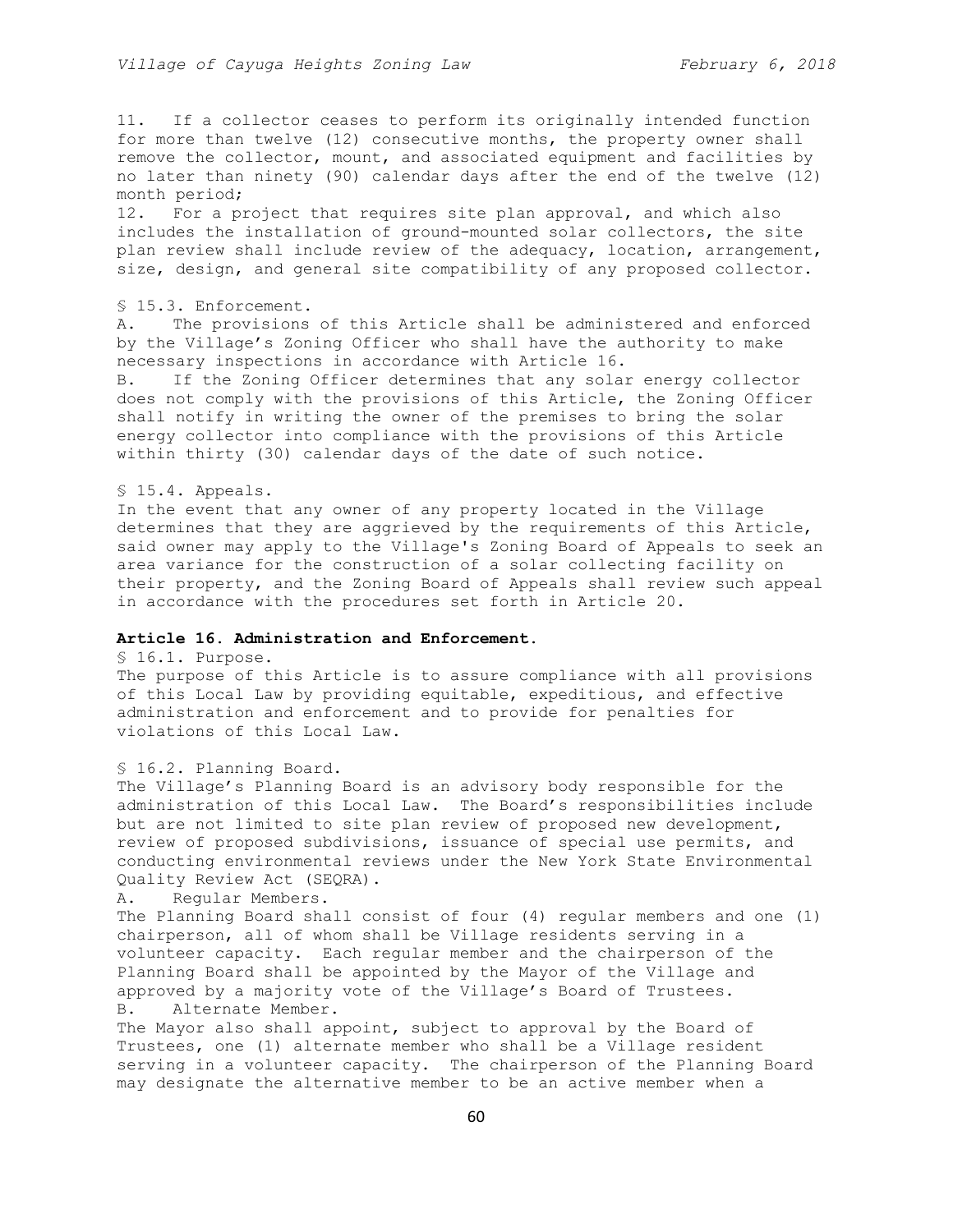11. If a collector ceases to perform its originally intended function for more than twelve (12) consecutive months, the property owner shall remove the collector, mount, and associated equipment and facilities by no later than ninety (90) calendar days after the end of the twelve (12) month period;
12. For a project that requires site plan approval, and which also includes the installation of ground-mounted solar collectors, the site plan review shall include review of the adequacy, location, arrangement, size, design, and general site compatibility of any proposed collector.

§ 15.3. Enforcement.
A. The provisions of this Article shall be administered and enforced by the Village's Zoning Officer who shall have the authority to make necessary inspections in accordance with Article 16.
B. If the Zoning Officer determines that any solar energy collector does not comply with the provisions of this Article, the Zoning Officer shall notify in writing the owner of the premises to bring the solar energy collector into compliance with the provisions of this Article within thirty (30) calendar days of the date of such notice.

§ 15.4. Appeals.
In the event that any owner of any property located in the Village determines that they are aggrieved by the requirements of this Article, said owner may apply to the Village's Zoning Board of Appeals to seek an area variance for the construction of a solar collecting facility on their property, and the Zoning Board of Appeals shall review such appeal in accordance with the procedures set forth in Article 20.

## Article 16. Administration and Enforcement.

§ 16.1. Purpose.
The purpose of this Article is to assure compliance with all provisions of this Local Law by providing equitable, expeditious, and effective administration and enforcement and to provide for penalties for violations of this Local Law.

§ 16.2. Planning Board.
The Village's Planning Board is an advisory body responsible for the administration of this Local Law. The Board's responsibilities include but are not limited to site plan review of proposed new development, review of proposed subdivisions, issuance of special use permits, and conducting environmental reviews under the New York State Environmental Quality Review Act (SEQRA).
A. Regular Members.
The Planning Board shall consist of four (4) regular members and one (1) chairperson, all of whom shall be Village residents serving in a volunteer capacity. Each regular member and the chairperson of the Planning Board shall be appointed by the Mayor of the Village and approved by a majority vote of the Village's Board of Trustees.
B. Alternate Member.
The Mayor also shall appoint, subject to approval by the Board of Trustees, one (1) alternate member who shall be a Village resident serving in a volunteer capacity. The chairperson of the Planning Board may designate the alternative member to be an active member when a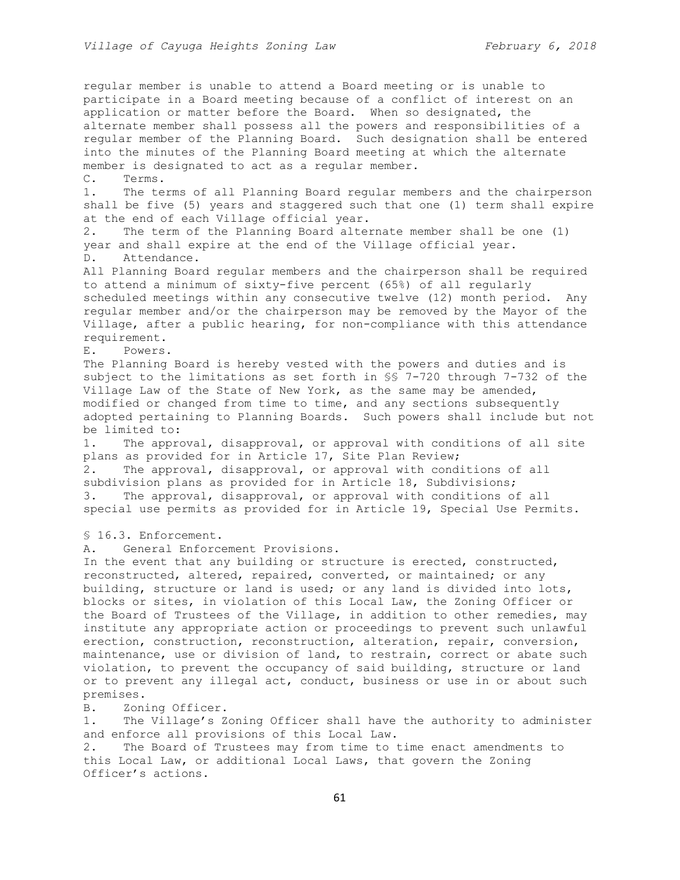regular member is unable to attend a Board meeting or is unable to participate in a Board meeting because of a conflict of interest on an application or matter before the Board. When so designated, the alternate member shall possess all the powers and responsibilities of a regular member of the Planning Board. Such designation shall be entered into the minutes of the Planning Board meeting at which the alternate member is designated to act as a regular member.

C. Terms.

1. The terms of all Planning Board regular members and the chairperson shall be five (5) years and staggered such that one (1) term shall expire at the end of each Village official year.

2. The term of the Planning Board alternate member shall be one (1) year and shall expire at the end of the Village official year.

D. Attendance.

All Planning Board regular members and the chairperson shall be required to attend a minimum of sixty-five percent (65%) of all regularly scheduled meetings within any consecutive twelve (12) month period. Any regular member and/or the chairperson may be removed by the Mayor of the Village, after a public hearing, for non-compliance with this attendance requirement.

E. Powers.

The Planning Board is hereby vested with the powers and duties and is subject to the limitations as set forth in §§ 7-720 through 7-732 of the Village Law of the State of New York, as the same may be amended, modified or changed from time to time, and any sections subsequently adopted pertaining to Planning Boards. Such powers shall include but not be limited to:

1. The approval, disapproval, or approval with conditions of all site plans as provided for in Article 17, Site Plan Review;

2. The approval, disapproval, or approval with conditions of all subdivision plans as provided for in Article 18, Subdivisions;

3. The approval, disapproval, or approval with conditions of all special use permits as provided for in Article 19, Special Use Permits.

## § 16.3. Enforcement.

A. General Enforcement Provisions.

In the event that any building or structure is erected, constructed, reconstructed, altered, repaired, converted, or maintained; or any building, structure or land is used; or any land is divided into lots, blocks or sites, in violation of this Local Law, the Zoning Officer or the Board of Trustees of the Village, in addition to other remedies, may institute any appropriate action or proceedings to prevent such unlawful erection, construction, reconstruction, alteration, repair, conversion, maintenance, use or division of land, to restrain, correct or abate such violation, to prevent the occupancy of said building, structure or land or to prevent any illegal act, conduct, business or use in or about such premises.

B. Zoning Officer.

1. The Village's Zoning Officer shall have the authority to administer and enforce all provisions of this Local Law.

2. The Board of Trustees may from time to time enact amendments to this Local Law, or additional Local Laws, that govern the Zoning Officer's actions.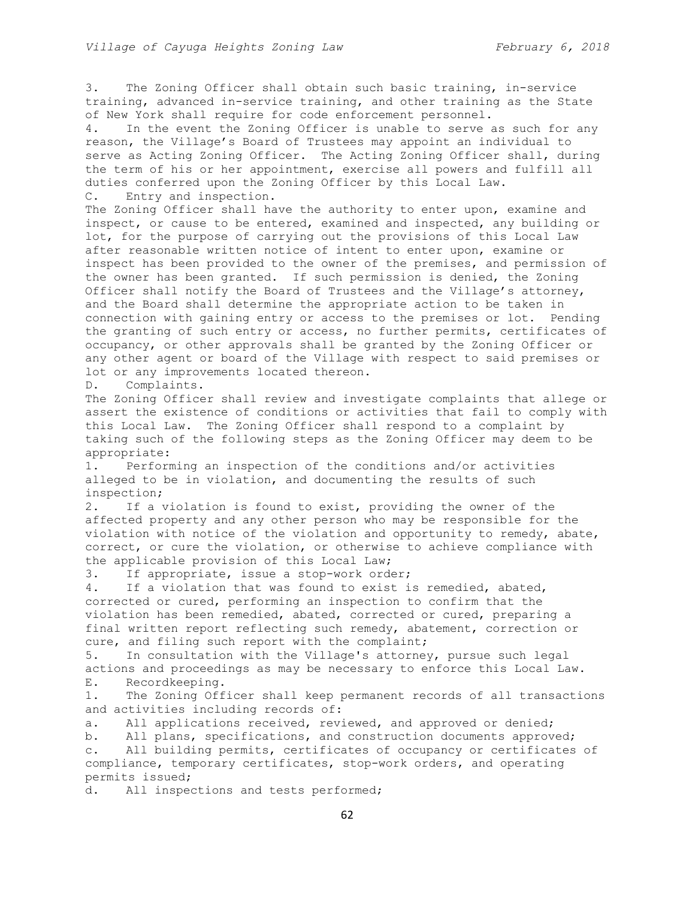3. The Zoning Officer shall obtain such basic training, in-service training, advanced in-service training, and other training as the State of New York shall require for code enforcement personnel.

4. In the event the Zoning Officer is unable to serve as such for any reason, the Village's Board of Trustees may appoint an individual to serve as Acting Zoning Officer. The Acting Zoning Officer shall, during the term of his or her appointment, exercise all powers and fulfill all duties conferred upon the Zoning Officer by this Local Law.

C. Entry and inspection.

The Zoning Officer shall have the authority to enter upon, examine and inspect, or cause to be entered, examined and inspected, any building or lot, for the purpose of carrying out the provisions of this Local Law after reasonable written notice of intent to enter upon, examine or inspect has been provided to the owner of the premises, and permission of the owner has been granted. If such permission is denied, the Zoning Officer shall notify the Board of Trustees and the Village's attorney, and the Board shall determine the appropriate action to be taken in connection with gaining entry or access to the premises or lot. Pending the granting of such entry or access, no further permits, certificates of occupancy, or other approvals shall be granted by the Zoning Officer or any other agent or board of the Village with respect to said premises or lot or any improvements located thereon.

D. Complaints.

The Zoning Officer shall review and investigate complaints that allege or assert the existence of conditions or activities that fail to comply with this Local Law. The Zoning Officer shall respond to a complaint by taking such of the following steps as the Zoning Officer may deem to be appropriate:

1. Performing an inspection of the conditions and/or activities alleged to be in violation, and documenting the results of such inspection;
2. If a violation is found to exist, providing the owner of the affected property and any other person who may be responsible for the violation with notice of the violation and opportunity to remedy, abate, correct, or cure the violation, or otherwise to achieve compliance with the applicable provision of this Local Law;
3. If appropriate, issue a stop-work order;
4. If a violation that was found to exist is remedied, abated, corrected or cured, performing an inspection to confirm that the violation has been remedied, abated, corrected or cured, preparing a final written report reflecting such remedy, abatement, correction or cure, and filing such report with the complaint;
5. In consultation with the Village's attorney, pursue such legal actions and proceedings as may be necessary to enforce this Local Law.

E. Recordkeeping.

1. The Zoning Officer shall keep permanent records of all transactions and activities including records of:
   a. All applications received, reviewed, and approved or denied;
   b. All plans, specifications, and construction documents approved;
   c. All building permits, certificates of occupancy or certificates of compliance, temporary certificates, stop-work orders, and operating permits issued;
   d. All inspections and tests performed;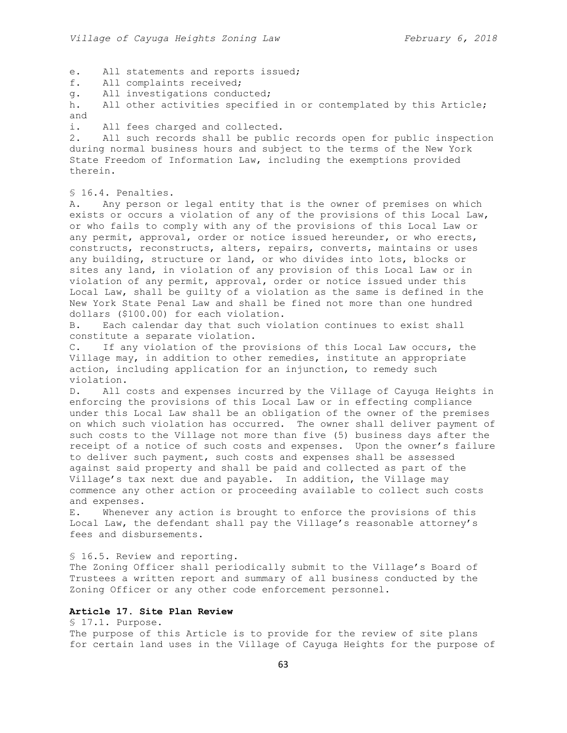e. All statements and reports issued;
f. All complaints received;
g. All investigations conducted;
h. All other activities specified in or contemplated by this Article; and
i. All fees charged and collected.
2. All such records shall be public records open for public inspection during normal business hours and subject to the terms of the New York State Freedom of Information Law, including the exemptions provided therein.

§ 16.4. Penalties.
A. Any person or legal entity that is the owner of premises on which exists or occurs a violation of any of the provisions of this Local Law, or who fails to comply with any of the provisions of this Local Law or any permit, approval, order or notice issued hereunder, or who erects, constructs, reconstructs, alters, repairs, converts, maintains or uses any building, structure or land, or who divides into lots, blocks or sites any land, in violation of any provision of this Local Law or in violation of any permit, approval, order or notice issued under this Local Law, shall be guilty of a violation as the same is defined in the New York State Penal Law and shall be fined not more than one hundred dollars ($100.00) for each violation.
B. Each calendar day that such violation continues to exist shall constitute a separate violation.
C. If any violation of the provisions of this Local Law occurs, the Village may, in addition to other remedies, institute an appropriate action, including application for an injunction, to remedy such violation.
D. All costs and expenses incurred by the Village of Cayuga Heights in enforcing the provisions of this Local Law or in effecting compliance under this Local Law shall be an obligation of the owner of the premises on which such violation has occurred. The owner shall deliver payment of such costs to the Village not more than five (5) business days after the receipt of a notice of such costs and expenses. Upon the owner's failure to deliver such payment, such costs and expenses shall be assessed against said property and shall be paid and collected as part of the Village's tax next due and payable. In addition, the Village may commence any other action or proceeding available to collect such costs and expenses.
E. Whenever any action is brought to enforce the provisions of this Local Law, the defendant shall pay the Village's reasonable attorney's fees and disbursements.

§ 16.5. Review and reporting.
The Zoning Officer shall periodically submit to the Village's Board of Trustees a written report and summary of all business conducted by the Zoning Officer or any other code enforcement personnel.

## Article 17. Site Plan Review

§ 17.1. Purpose.
The purpose of this Article is to provide for the review of site plans for certain land uses in the Village of Cayuga Heights for the purpose of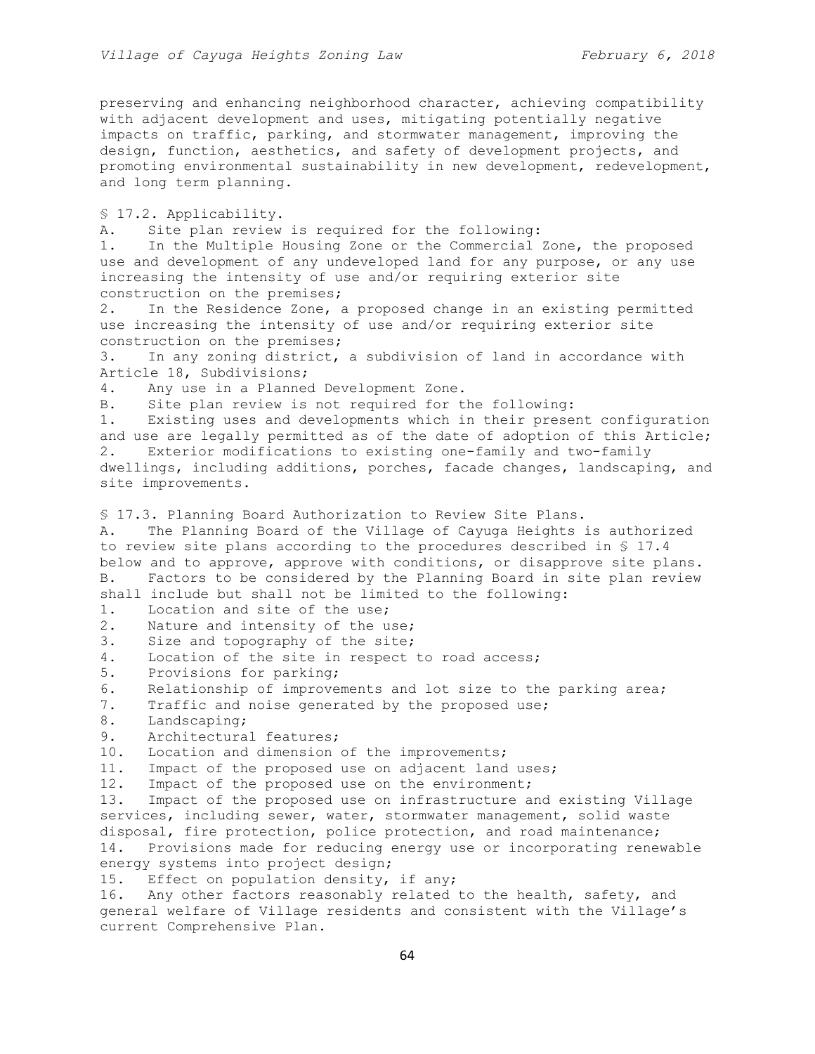preserving and enhancing neighborhood character, achieving compatibility with adjacent development and uses, mitigating potentially negative impacts on traffic, parking, and stormwater management, improving the design, function, aesthetics, and safety of development projects, and promoting environmental sustainability in new development, redevelopment, and long term planning.

## § 17.2. Applicability.

A. Site plan review is required for the following:

1. In the Multiple Housing Zone or the Commercial Zone, the proposed use and development of any undeveloped land for any purpose, or any use increasing the intensity of use and/or requiring exterior site construction on the premises;
2. In the Residence Zone, a proposed change in an existing permitted use increasing the intensity of use and/or requiring exterior site construction on the premises;
3. In any zoning district, a subdivision of land in accordance with Article 18, Subdivisions;
4. Any use in a Planned Development Zone.

B. Site plan review is not required for the following:

1. Existing uses and developments which in their present configuration and use are legally permitted as of the date of adoption of this Article;
2. Exterior modifications to existing one-family and two-family dwellings, including additions, porches, facade changes, landscaping, and site improvements.

## § 17.3. Planning Board Authorization to Review Site Plans.

A. The Planning Board of the Village of Cayuga Heights is authorized to review site plans according to the procedures described in § 17.4 below and to approve, approve with conditions, or disapprove site plans.

B. Factors to be considered by the Planning Board in site plan review shall include but shall not be limited to the following:

1. Location and site of the use;
2. Nature and intensity of the use;
3. Size and topography of the site;
4. Location of the site in respect to road access;
5. Provisions for parking;
6. Relationship of improvements and lot size to the parking area;
7. Traffic and noise generated by the proposed use;
8. Landscaping;
9. Architectural features;
10. Location and dimension of the improvements;
11. Impact of the proposed use on adjacent land uses;
12. Impact of the proposed use on the environment;
13. Impact of the proposed use on infrastructure and existing Village services, including sewer, water, stormwater management, solid waste disposal, fire protection, police protection, and road maintenance;
14. Provisions made for reducing energy use or incorporating renewable energy systems into project design;
15. Effect on population density, if any;
16. Any other factors reasonably related to the health, safety, and general welfare of Village residents and consistent with the Village's current Comprehensive Plan.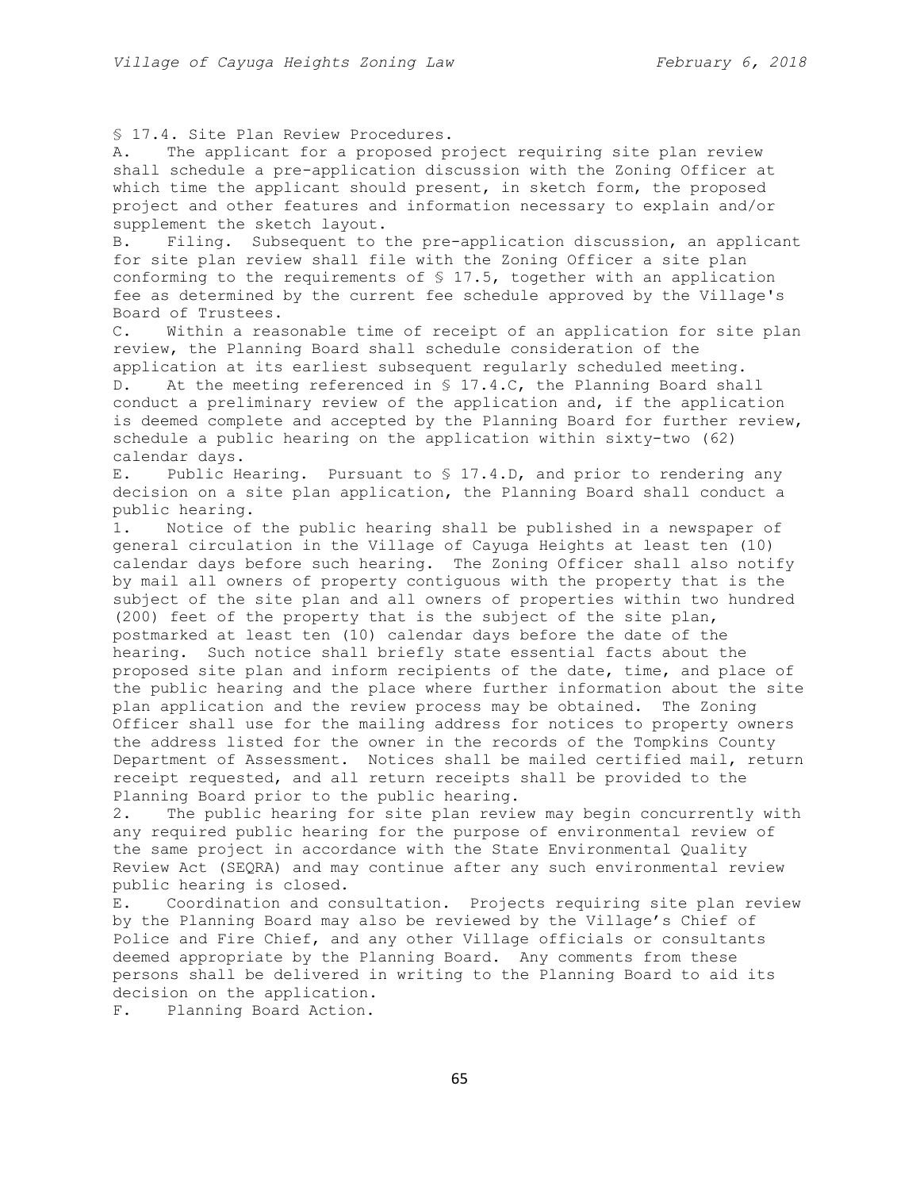§ 17.4. Site Plan Review Procedures.

A. The applicant for a proposed project requiring site plan review shall schedule a pre-application discussion with the Zoning Officer at which time the applicant should present, in sketch form, the proposed project and other features and information necessary to explain and/or supplement the sketch layout.

B. Filing. Subsequent to the pre-application discussion, an applicant for site plan review shall file with the Zoning Officer a site plan conforming to the requirements of § 17.5, together with an application fee as determined by the current fee schedule approved by the Village's Board of Trustees.

C. Within a reasonable time of receipt of an application for site plan review, the Planning Board shall schedule consideration of the application at its earliest subsequent regularly scheduled meeting.

D. At the meeting referenced in § 17.4.C, the Planning Board shall conduct a preliminary review of the application and, if the application is deemed complete and accepted by the Planning Board for further review, schedule a public hearing on the application within sixty-two (62) calendar days.

E. Public Hearing. Pursuant to § 17.4.D, and prior to rendering any decision on a site plan application, the Planning Board shall conduct a public hearing.

1. Notice of the public hearing shall be published in a newspaper of general circulation in the Village of Cayuga Heights at least ten (10) calendar days before such hearing. The Zoning Officer shall also notify by mail all owners of property contiguous with the property that is the subject of the site plan and all owners of properties within two hundred (200) feet of the property that is the subject of the site plan, postmarked at least ten (10) calendar days before the date of the hearing. Such notice shall briefly state essential facts about the proposed site plan and inform recipients of the date, time, and place of the public hearing and the place where further information about the site plan application and the review process may be obtained. The Zoning Officer shall use for the mailing address for notices to property owners the address listed for the owner in the records of the Tompkins County Department of Assessment. Notices shall be mailed certified mail, return receipt requested, and all return receipts shall be provided to the Planning Board prior to the public hearing.

2. The public hearing for site plan review may begin concurrently with any required public hearing for the purpose of environmental review of the same project in accordance with the State Environmental Quality Review Act (SEQRA) and may continue after any such environmental review public hearing is closed.

E. Coordination and consultation. Projects requiring site plan review by the Planning Board may also be reviewed by the Village's Chief of Police and Fire Chief, and any other Village officials or consultants deemed appropriate by the Planning Board. Any comments from these persons shall be delivered in writing to the Planning Board to aid its decision on the application.

F. Planning Board Action.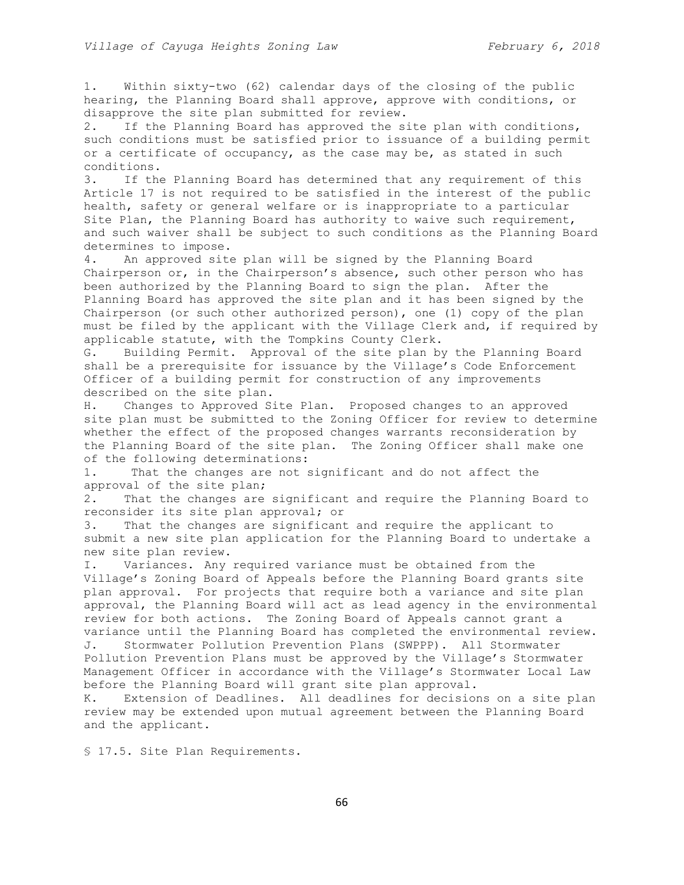1. Within sixty-two (62) calendar days of the closing of the public hearing, the Planning Board shall approve, approve with conditions, or disapprove the site plan submitted for review.
2. If the Planning Board has approved the site plan with conditions, such conditions must be satisfied prior to issuance of a building permit or a certificate of occupancy, as the case may be, as stated in such conditions.
3. If the Planning Board has determined that any requirement of this Article 17 is not required to be satisfied in the interest of the public health, safety or general welfare or is inappropriate to a particular Site Plan, the Planning Board has authority to waive such requirement, and such waiver shall be subject to such conditions as the Planning Board determines to impose.
4. An approved site plan will be signed by the Planning Board Chairperson or, in the Chairperson's absence, such other person who has been authorized by the Planning Board to sign the plan. After the Planning Board has approved the site plan and it has been signed by the Chairperson (or such other authorized person), one (1) copy of the plan must be filed by the applicant with the Village Clerk and, if required by applicable statute, with the Tompkins County Clerk.

G. Building Permit. Approval of the site plan by the Planning Board shall be a prerequisite for issuance by the Village's Code Enforcement Officer of a building permit for construction of any improvements described on the site plan.

H. Changes to Approved Site Plan. Proposed changes to an approved site plan must be submitted to the Zoning Officer for review to determine whether the effect of the proposed changes warrants reconsideration by the Planning Board of the site plan. The Zoning Officer shall make one of the following determinations:

1. That the changes are not significant and do not affect the approval of the site plan;
2. That the changes are significant and require the Planning Board to reconsider its site plan approval; or
3. That the changes are significant and require the applicant to submit a new site plan application for the Planning Board to undertake a new site plan review.

I. Variances. Any required variance must be obtained from the Village's Zoning Board of Appeals before the Planning Board grants site plan approval. For projects that require both a variance and site plan approval, the Planning Board will act as lead agency in the environmental review for both actions. The Zoning Board of Appeals cannot grant a variance until the Planning Board has completed the environmental review.

J. Stormwater Pollution Prevention Plans (SWPPP). All Stormwater Pollution Prevention Plans must be approved by the Village's Stormwater Management Officer in accordance with the Village's Stormwater Local Law before the Planning Board will grant site plan approval.

K. Extension of Deadlines. All deadlines for decisions on a site plan review may be extended upon mutual agreement between the Planning Board and the applicant.

§ 17.5. Site Plan Requirements.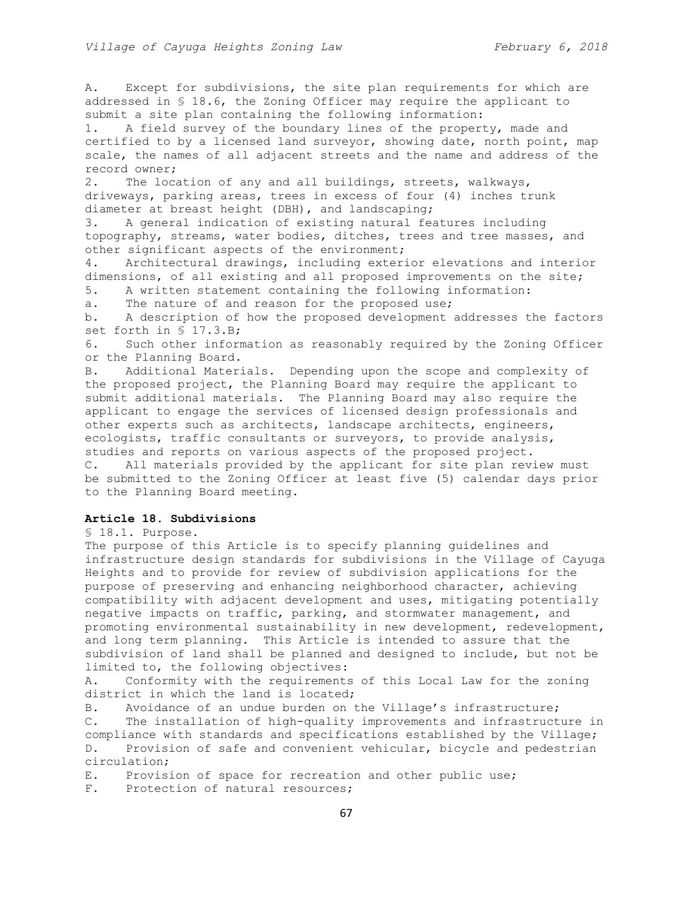A. Except for subdivisions, the site plan requirements for which are addressed in § 18.6, the Zoning Officer may require the applicant to submit a site plan containing the following information:

1. A field survey of the boundary lines of the property, made and certified to by a licensed land surveyor, showing date, north point, map scale, the names of all adjacent streets and the name and address of the record owner;
2. The location of any and all buildings, streets, walkways, driveways, parking areas, trees in excess of four (4) inches trunk diameter at breast height (DBH), and landscaping;
3. A general indication of existing natural features including topography, streams, water bodies, ditches, trees and tree masses, and other significant aspects of the environment;
4. Architectural drawings, including exterior elevations and interior dimensions, of all existing and all proposed improvements on the site;
5. A written statement containing the following information:
   a. The nature of and reason for the proposed use;
   b. A description of how the proposed development addresses the factors set forth in § 17.3.B;
6. Such other information as reasonably required by the Zoning Officer or the Planning Board.

B. Additional Materials. Depending upon the scope and complexity of the proposed project, the Planning Board may require the applicant to submit additional materials. The Planning Board may also require the applicant to engage the services of licensed design professionals and other experts such as architects, landscape architects, engineers, ecologists, traffic consultants or surveyors, to provide analysis, studies and reports on various aspects of the proposed project.

C. All materials provided by the applicant for site plan review must be submitted to the Zoning Officer at least five (5) calendar days prior to the Planning Board meeting.

## Article 18. Subdivisions

§ 18.1. Purpose.

The purpose of this Article is to specify planning guidelines and infrastructure design standards for subdivisions in the Village of Cayuga Heights and to provide for review of subdivision applications for the purpose of preserving and enhancing neighborhood character, achieving compatibility with adjacent development and uses, mitigating potentially negative impacts on traffic, parking, and stormwater management, and promoting environmental sustainability in new development, redevelopment, and long term planning. This Article is intended to assure that the subdivision of land shall be planned and designed to include, but not be limited to, the following objectives:

A. Conformity with the requirements of this Local Law for the zoning district in which the land is located;

B. Avoidance of an undue burden on the Village's infrastructure;

C. The installation of high-quality improvements and infrastructure in compliance with standards and specifications established by the Village;

D. Provision of safe and convenient vehicular, bicycle and pedestrian circulation;

E. Provision of space for recreation and other public use;

F. Protection of natural resources;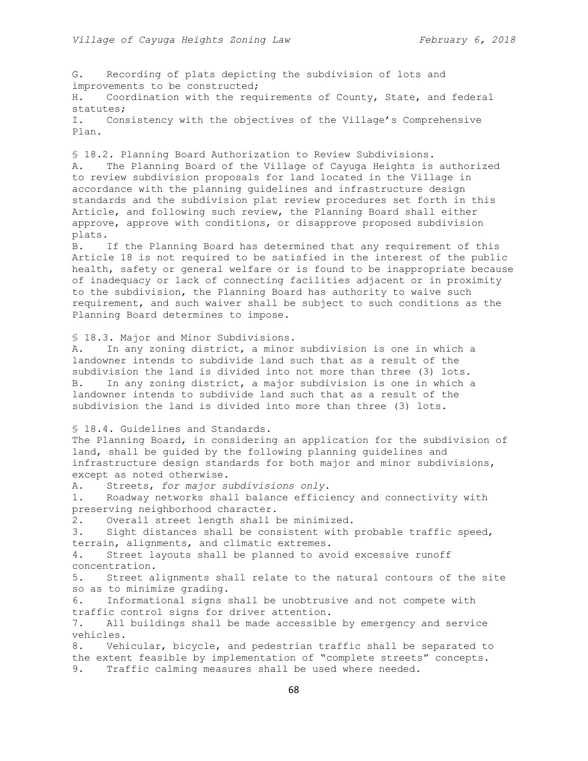G. Recording of plats depicting the subdivision of lots and improvements to be constructed;

H. Coordination with the requirements of County, State, and federal statutes;

I. Consistency with the objectives of the Village's Comprehensive Plan.

§ 18.2. Planning Board Authorization to Review Subdivisions.

A. The Planning Board of the Village of Cayuga Heights is authorized to review subdivision proposals for land located in the Village in accordance with the planning guidelines and infrastructure design standards and the subdivision plat review procedures set forth in this Article, and following such review, the Planning Board shall either approve, approve with conditions, or disapprove proposed subdivision plats.

B. If the Planning Board has determined that any requirement of this Article 18 is not required to be satisfied in the interest of the public health, safety or general welfare or is found to be inappropriate because of inadequacy or lack of connecting facilities adjacent or in proximity to the subdivision, the Planning Board has authority to waive such requirement, and such waiver shall be subject to such conditions as the Planning Board determines to impose.

§ 18.3. Major and Minor Subdivisions.

A. In any zoning district, a minor subdivision is one in which a landowner intends to subdivide land such that as a result of the subdivision the land is divided into not more than three (3) lots.

B. In any zoning district, a major subdivision is one in which a landowner intends to subdivide land such that as a result of the subdivision the land is divided into more than three (3) lots.

§ 18.4. Guidelines and Standards.

The Planning Board, in considering an application for the subdivision of land, shall be guided by the following planning guidelines and infrastructure design standards for both major and minor subdivisions, except as noted otherwise.

A. Streets, *for major subdivisions only*.

1. Roadway networks shall balance efficiency and connectivity with preserving neighborhood character.
2. Overall street length shall be minimized.
3. Sight distances shall be consistent with probable traffic speed, terrain, alignments, and climatic extremes.
4. Street layouts shall be planned to avoid excessive runoff concentration.
5. Street alignments shall relate to the natural contours of the site so as to minimize grading.
6. Informational signs shall be unobtrusive and not compete with traffic control signs for driver attention.
7. All buildings shall be made accessible by emergency and service vehicles.
8. Vehicular, bicycle, and pedestrian traffic shall be separated to the extent feasible by implementation of "complete streets" concepts.
9. Traffic calming measures shall be used where needed.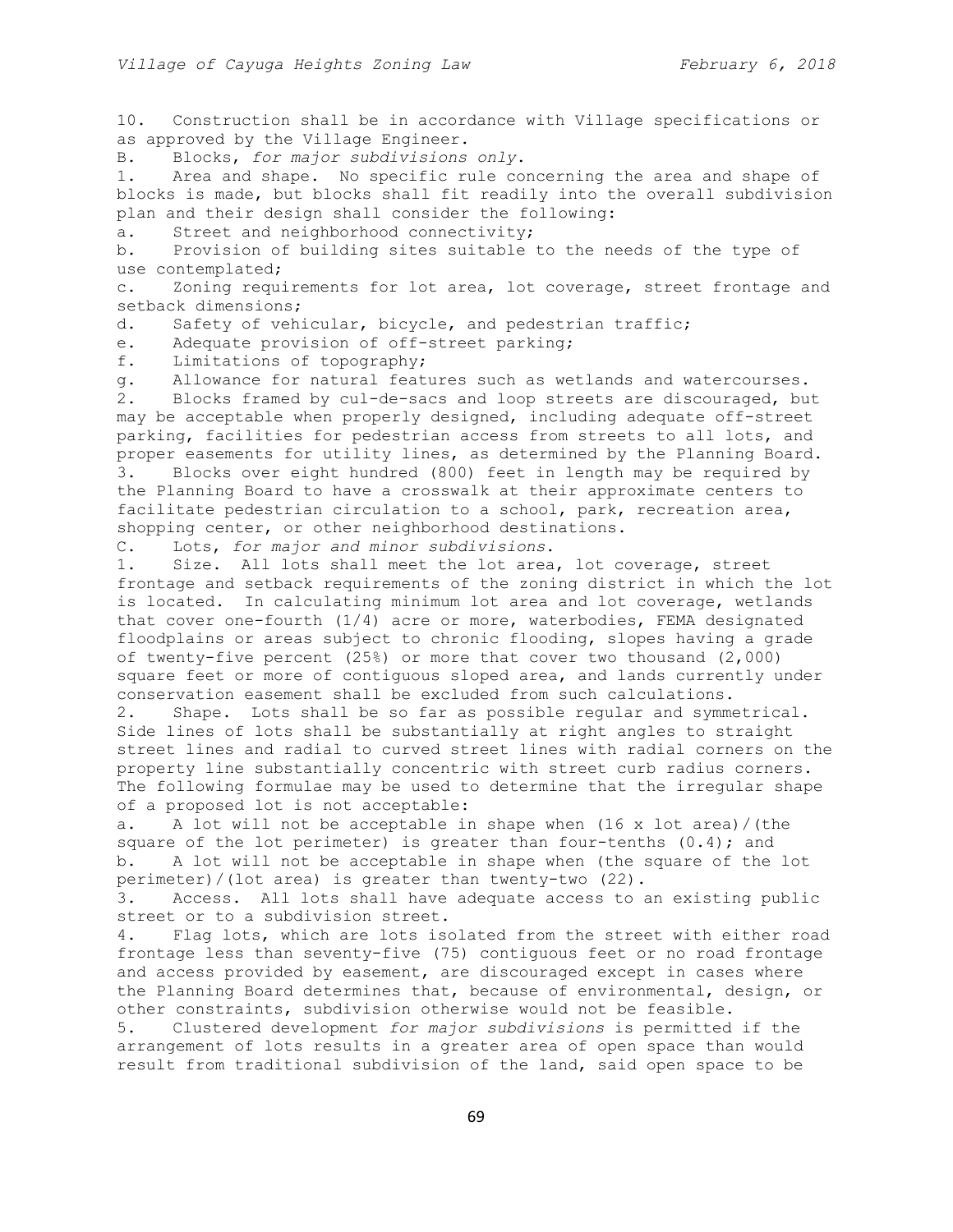10. Construction shall be in accordance with Village specifications or as approved by the Village Engineer.

B. Blocks, *for major subdivisions only*.

1. Area and shape. No specific rule concerning the area and shape of blocks is made, but blocks shall fit readily into the overall subdivision plan and their design shall consider the following:

a. Street and neighborhood connectivity;

b. Provision of building sites suitable to the needs of the type of use contemplated;

c. Zoning requirements for lot area, lot coverage, street frontage and setback dimensions;

d. Safety of vehicular, bicycle, and pedestrian traffic;

e. Adequate provision of off-street parking;

f. Limitations of topography;

g. Allowance for natural features such as wetlands and watercourses.

2. Blocks framed by cul-de-sacs and loop streets are discouraged, but may be acceptable when properly designed, including adequate off-street parking, facilities for pedestrian access from streets to all lots, and proper easements for utility lines, as determined by the Planning Board.

3. Blocks over eight hundred (800) feet in length may be required by the Planning Board to have a crosswalk at their approximate centers to facilitate pedestrian circulation to a school, park, recreation area, shopping center, or other neighborhood destinations.

C. Lots, *for major and minor subdivisions*.

1. Size. All lots shall meet the lot area, lot coverage, street frontage and setback requirements of the zoning district in which the lot is located. In calculating minimum lot area and lot coverage, wetlands that cover one-fourth (1/4) acre or more, waterbodies, FEMA designated floodplains or areas subject to chronic flooding, slopes having a grade of twenty-five percent (25%) or more that cover two thousand (2,000) square feet or more of contiguous sloped area, and lands currently under conservation easement shall be excluded from such calculations.

2. Shape. Lots shall be so far as possible regular and symmetrical. Side lines of lots shall be substantially at right angles to straight street lines and radial to curved street lines with radial corners on the property line substantially concentric with street curb radius corners. The following formulae may be used to determine that the irregular shape of a proposed lot is not acceptable:

a. A lot will not be acceptable in shape when (16 x lot area)/(the square of the lot perimeter) is greater than four-tenths (0.4); and

b. A lot will not be acceptable in shape when (the square of the lot perimeter)/(lot area) is greater than twenty-two (22).

3. Access. All lots shall have adequate access to an existing public street or to a subdivision street.

4. Flag lots, which are lots isolated from the street with either road frontage less than seventy-five (75) contiguous feet or no road frontage and access provided by easement, are discouraged except in cases where the Planning Board determines that, because of environmental, design, or other constraints, subdivision otherwise would not be feasible.

5. Clustered development *for major subdivisions* is permitted if the arrangement of lots results in a greater area of open space than would result from traditional subdivision of the land, said open space to be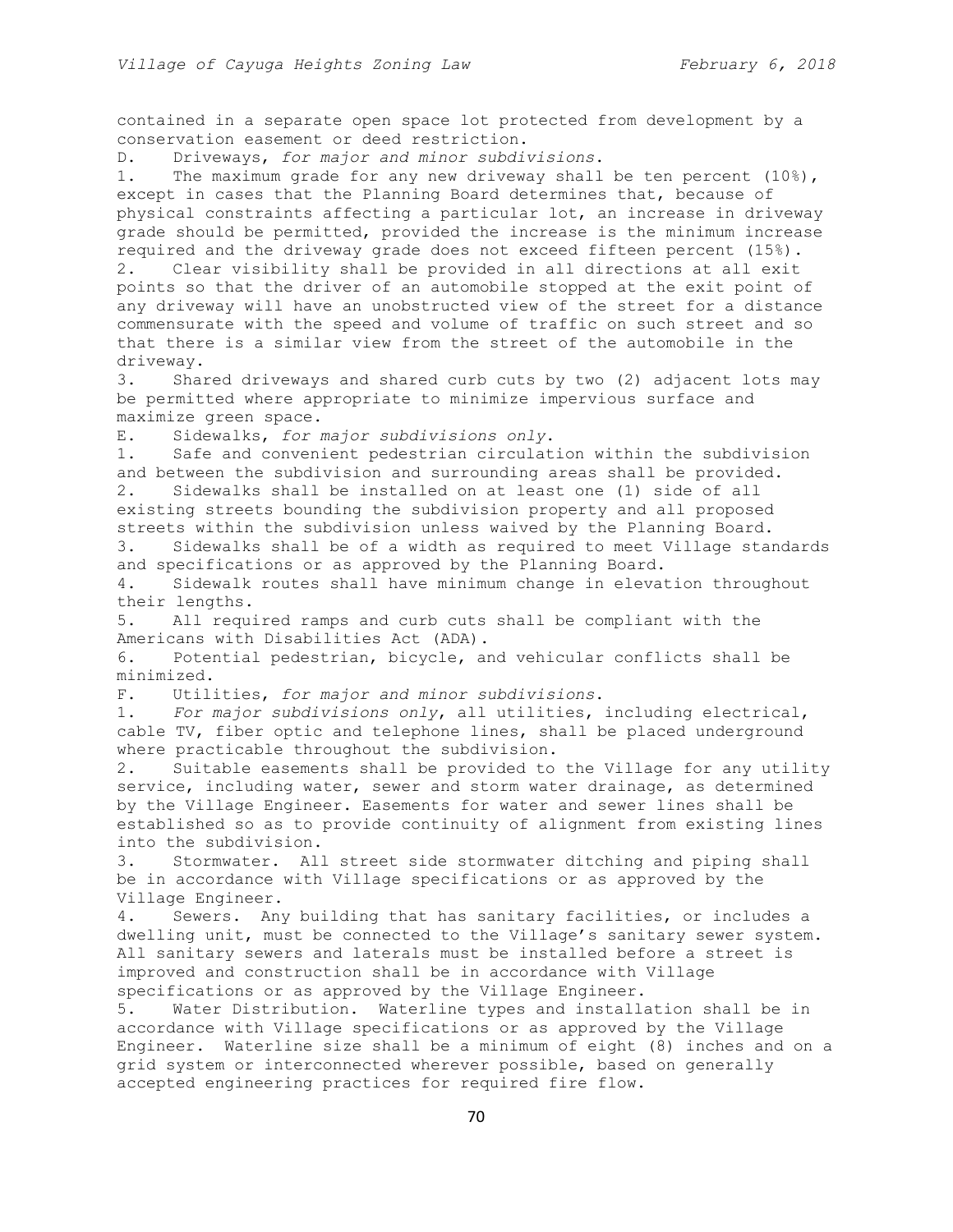contained in a separate open space lot protected from development by a conservation easement or deed restriction.

D. Driveways, *for major and minor subdivisions*.

1. The maximum grade for any new driveway shall be ten percent (10%), except in cases that the Planning Board determines that, because of physical constraints affecting a particular lot, an increase in driveway grade should be permitted, provided the increase is the minimum increase required and the driveway grade does not exceed fifteen percent (15%).

2. Clear visibility shall be provided in all directions at all exit points so that the driver of an automobile stopped at the exit point of any driveway will have an unobstructed view of the street for a distance commensurate with the speed and volume of traffic on such street and so that there is a similar view from the street of the automobile in the driveway.

3. Shared driveways and shared curb cuts by two (2) adjacent lots may be permitted where appropriate to minimize impervious surface and maximize green space.

E. Sidewalks, *for major subdivisions only*.

1. Safe and convenient pedestrian circulation within the subdivision and between the subdivision and surrounding areas shall be provided.

2. Sidewalks shall be installed on at least one (1) side of all existing streets bounding the subdivision property and all proposed streets within the subdivision unless waived by the Planning Board.

3. Sidewalks shall be of a width as required to meet Village standards and specifications or as approved by the Planning Board.

4. Sidewalk routes shall have minimum change in elevation throughout their lengths.

5. All required ramps and curb cuts shall be compliant with the Americans with Disabilities Act (ADA).

6. Potential pedestrian, bicycle, and vehicular conflicts shall be minimized.

F. Utilities, *for major and minor subdivisions*.

1. *For major subdivisions only*, all utilities, including electrical, cable TV, fiber optic and telephone lines, shall be placed underground where practicable throughout the subdivision.

2. Suitable easements shall be provided to the Village for any utility service, including water, sewer and storm water drainage, as determined by the Village Engineer. Easements for water and sewer lines shall be established so as to provide continuity of alignment from existing lines into the subdivision.

3. Stormwater. All street side stormwater ditching and piping shall be in accordance with Village specifications or as approved by the Village Engineer.

4. Sewers. Any building that has sanitary facilities, or includes a dwelling unit, must be connected to the Village's sanitary sewer system. All sanitary sewers and laterals must be installed before a street is improved and construction shall be in accordance with Village specifications or as approved by the Village Engineer.

5. Water Distribution. Waterline types and installation shall be in accordance with Village specifications or as approved by the Village Engineer. Waterline size shall be a minimum of eight (8) inches and on a grid system or interconnected wherever possible, based on generally accepted engineering practices for required fire flow.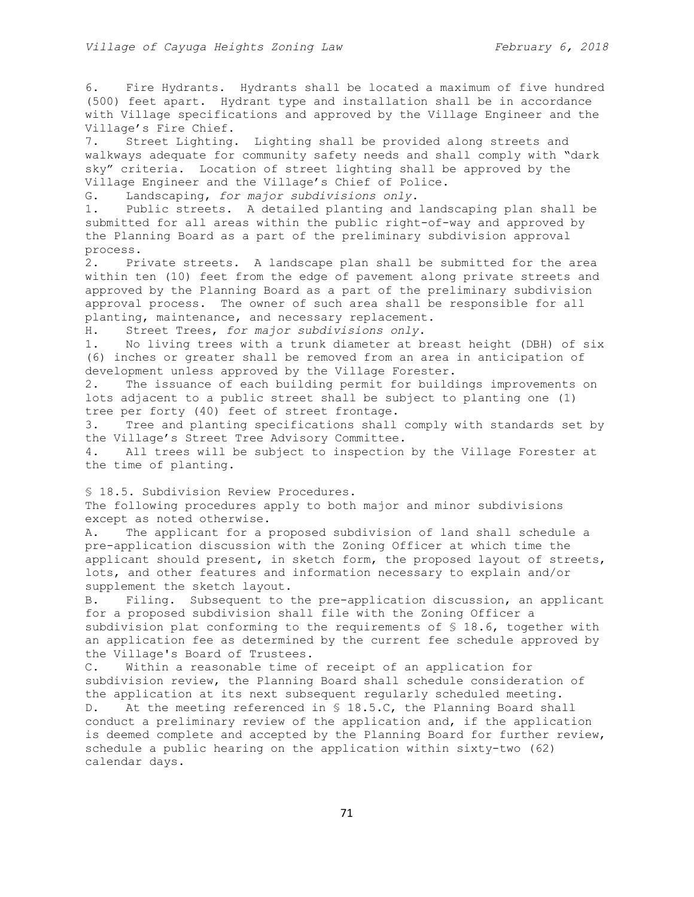6. Fire Hydrants. Hydrants shall be located a maximum of five hundred (500) feet apart. Hydrant type and installation shall be in accordance with Village specifications and approved by the Village Engineer and the Village's Fire Chief.

7. Street Lighting. Lighting shall be provided along streets and walkways adequate for community safety needs and shall comply with "dark sky" criteria. Location of street lighting shall be approved by the Village Engineer and the Village's Chief of Police.

G. Landscaping, *for major subdivisions only*.

1. Public streets. A detailed planting and landscaping plan shall be submitted for all areas within the public right-of-way and approved by the Planning Board as a part of the preliminary subdivision approval process.

2. Private streets. A landscape plan shall be submitted for the area within ten (10) feet from the edge of pavement along private streets and approved by the Planning Board as a part of the preliminary subdivision approval process. The owner of such area shall be responsible for all planting, maintenance, and necessary replacement.

H. Street Trees, *for major subdivisions only*.

1. No living trees with a trunk diameter at breast height (DBH) of six (6) inches or greater shall be removed from an area in anticipation of development unless approved by the Village Forester.

2. The issuance of each building permit for buildings improvements on lots adjacent to a public street shall be subject to planting one (1) tree per forty (40) feet of street frontage.

3. Tree and planting specifications shall comply with standards set by the Village's Street Tree Advisory Committee.

4. All trees will be subject to inspection by the Village Forester at the time of planting.

§ 18.5. Subdivision Review Procedures.

The following procedures apply to both major and minor subdivisions except as noted otherwise.

A. The applicant for a proposed subdivision of land shall schedule a pre-application discussion with the Zoning Officer at which time the applicant should present, in sketch form, the proposed layout of streets, lots, and other features and information necessary to explain and/or supplement the sketch layout.

B. Filing. Subsequent to the pre-application discussion, an applicant for a proposed subdivision shall file with the Zoning Officer a subdivision plat conforming to the requirements of § 18.6, together with an application fee as determined by the current fee schedule approved by the Village's Board of Trustees.

C. Within a reasonable time of receipt of an application for subdivision review, the Planning Board shall schedule consideration of the application at its next subsequent regularly scheduled meeting.

D. At the meeting referenced in § 18.5.C, the Planning Board shall conduct a preliminary review of the application and, if the application is deemed complete and accepted by the Planning Board for further review, schedule a public hearing on the application within sixty-two (62) calendar days.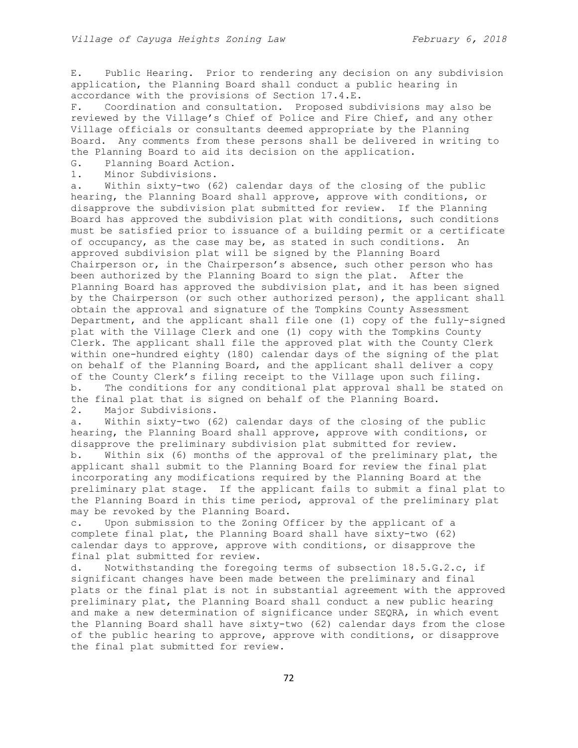E. Public Hearing. Prior to rendering any decision on any subdivision application, the Planning Board shall conduct a public hearing in accordance with the provisions of Section 17.4.E.

F. Coordination and consultation. Proposed subdivisions may also be reviewed by the Village's Chief of Police and Fire Chief, and any other Village officials or consultants deemed appropriate by the Planning Board. Any comments from these persons shall be delivered in writing to the Planning Board to aid its decision on the application.

G. Planning Board Action.

1. Minor Subdivisions.

a. Within sixty-two (62) calendar days of the closing of the public hearing, the Planning Board shall approve, approve with conditions, or disapprove the subdivision plat submitted for review. If the Planning Board has approved the subdivision plat with conditions, such conditions must be satisfied prior to issuance of a building permit or a certificate of occupancy, as the case may be, as stated in such conditions. An approved subdivision plat will be signed by the Planning Board Chairperson or, in the Chairperson's absence, such other person who has been authorized by the Planning Board to sign the plat. After the Planning Board has approved the subdivision plat, and it has been signed by the Chairperson (or such other authorized person), the applicant shall obtain the approval and signature of the Tompkins County Assessment Department, and the applicant shall file one (1) copy of the fully-signed plat with the Village Clerk and one (1) copy with the Tompkins County Clerk. The applicant shall file the approved plat with the County Clerk within one-hundred eighty (180) calendar days of the signing of the plat on behalf of the Planning Board, and the applicant shall deliver a copy of the County Clerk's filing receipt to the Village upon such filing.

b. The conditions for any conditional plat approval shall be stated on the final plat that is signed on behalf of the Planning Board.

2. Major Subdivisions.

a. Within sixty-two (62) calendar days of the closing of the public hearing, the Planning Board shall approve, approve with conditions, or disapprove the preliminary subdivision plat submitted for review.

b. Within six (6) months of the approval of the preliminary plat, the applicant shall submit to the Planning Board for review the final plat incorporating any modifications required by the Planning Board at the preliminary plat stage. If the applicant fails to submit a final plat to the Planning Board in this time period, approval of the preliminary plat may be revoked by the Planning Board.

c. Upon submission to the Zoning Officer by the applicant of a complete final plat, the Planning Board shall have sixty-two (62) calendar days to approve, approve with conditions, or disapprove the final plat submitted for review.

d. Notwithstanding the foregoing terms of subsection 18.5.G.2.c, if significant changes have been made between the preliminary and final plats or the final plat is not in substantial agreement with the approved preliminary plat, the Planning Board shall conduct a new public hearing and make a new determination of significance under SEQRA, in which event the Planning Board shall have sixty-two (62) calendar days from the close of the public hearing to approve, approve with conditions, or disapprove the final plat submitted for review.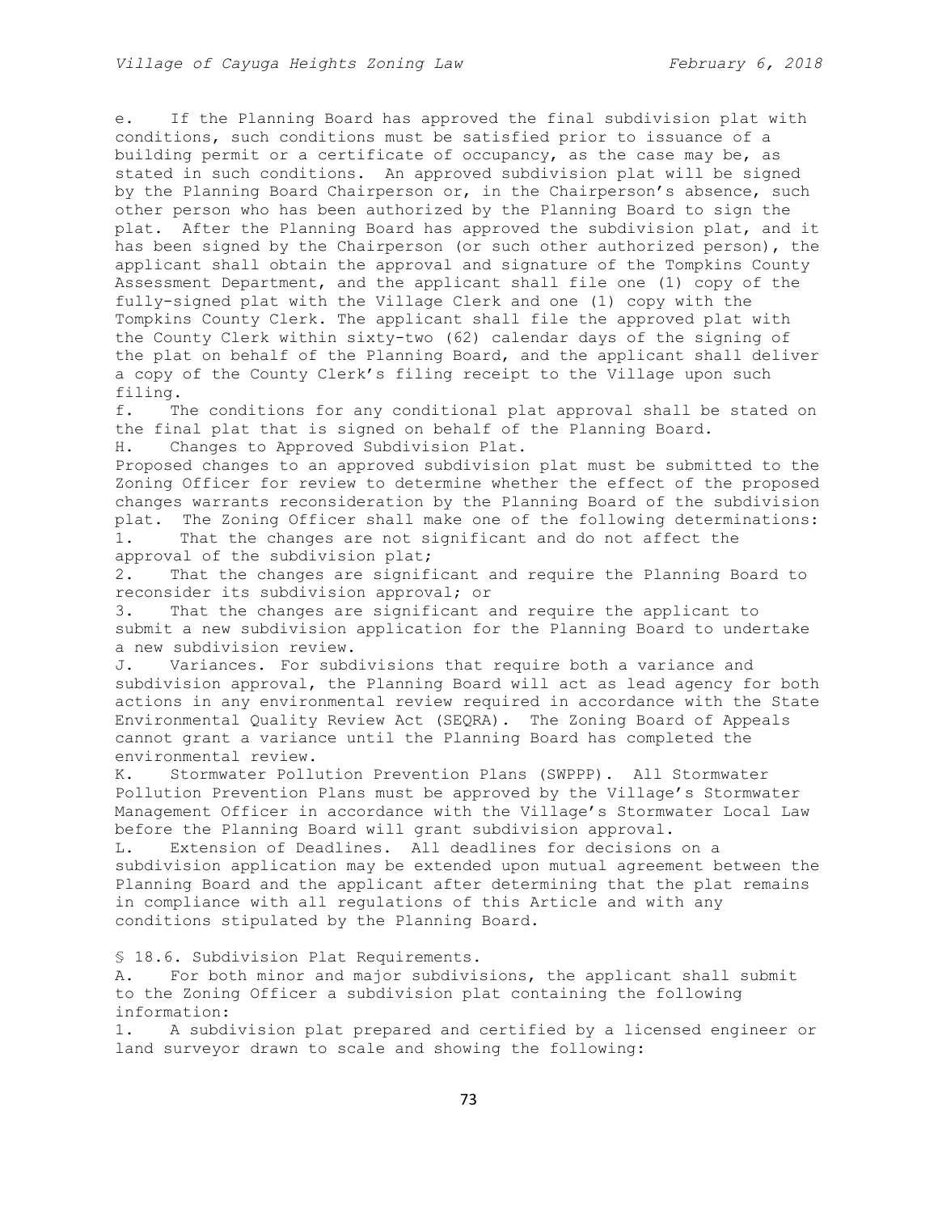e. If the Planning Board has approved the final subdivision plat with conditions, such conditions must be satisfied prior to issuance of a building permit or a certificate of occupancy, as the case may be, as stated in such conditions. An approved subdivision plat will be signed by the Planning Board Chairperson or, in the Chairperson's absence, such other person who has been authorized by the Planning Board to sign the plat. After the Planning Board has approved the subdivision plat, and it has been signed by the Chairperson (or such other authorized person), the applicant shall obtain the approval and signature of the Tompkins County Assessment Department, and the applicant shall file one (1) copy of the fully-signed plat with the Village Clerk and one (1) copy with the Tompkins County Clerk. The applicant shall file the approved plat with the County Clerk within sixty-two (62) calendar days of the signing of the plat on behalf of the Planning Board, and the applicant shall deliver a copy of the County Clerk's filing receipt to the Village upon such filing.

f. The conditions for any conditional plat approval shall be stated on the final plat that is signed on behalf of the Planning Board.

H. Changes to Approved Subdivision Plat.

Proposed changes to an approved subdivision plat must be submitted to the Zoning Officer for review to determine whether the effect of the proposed changes warrants reconsideration by the Planning Board of the subdivision plat. The Zoning Officer shall make one of the following determinations:

1. That the changes are not significant and do not affect the approval of the subdivision plat;
2. That the changes are significant and require the Planning Board to reconsider its subdivision approval; or
3. That the changes are significant and require the applicant to submit a new subdivision application for the Planning Board to undertake a new subdivision review.

J. Variances. For subdivisions that require both a variance and subdivision approval, the Planning Board will act as lead agency for both actions in any environmental review required in accordance with the State Environmental Quality Review Act (SEQRA). The Zoning Board of Appeals cannot grant a variance until the Planning Board has completed the environmental review.

K. Stormwater Pollution Prevention Plans (SWPPP). All Stormwater Pollution Prevention Plans must be approved by the Village's Stormwater Management Officer in accordance with the Village's Stormwater Local Law before the Planning Board will grant subdivision approval.

L. Extension of Deadlines. All deadlines for decisions on a subdivision application may be extended upon mutual agreement between the Planning Board and the applicant after determining that the plat remains in compliance with all regulations of this Article and with any conditions stipulated by the Planning Board.

§ 18.6. Subdivision Plat Requirements.

A. For both minor and major subdivisions, the applicant shall submit to the Zoning Officer a subdivision plat containing the following information:

1. A subdivision plat prepared and certified by a licensed engineer or land surveyor drawn to scale and showing the following: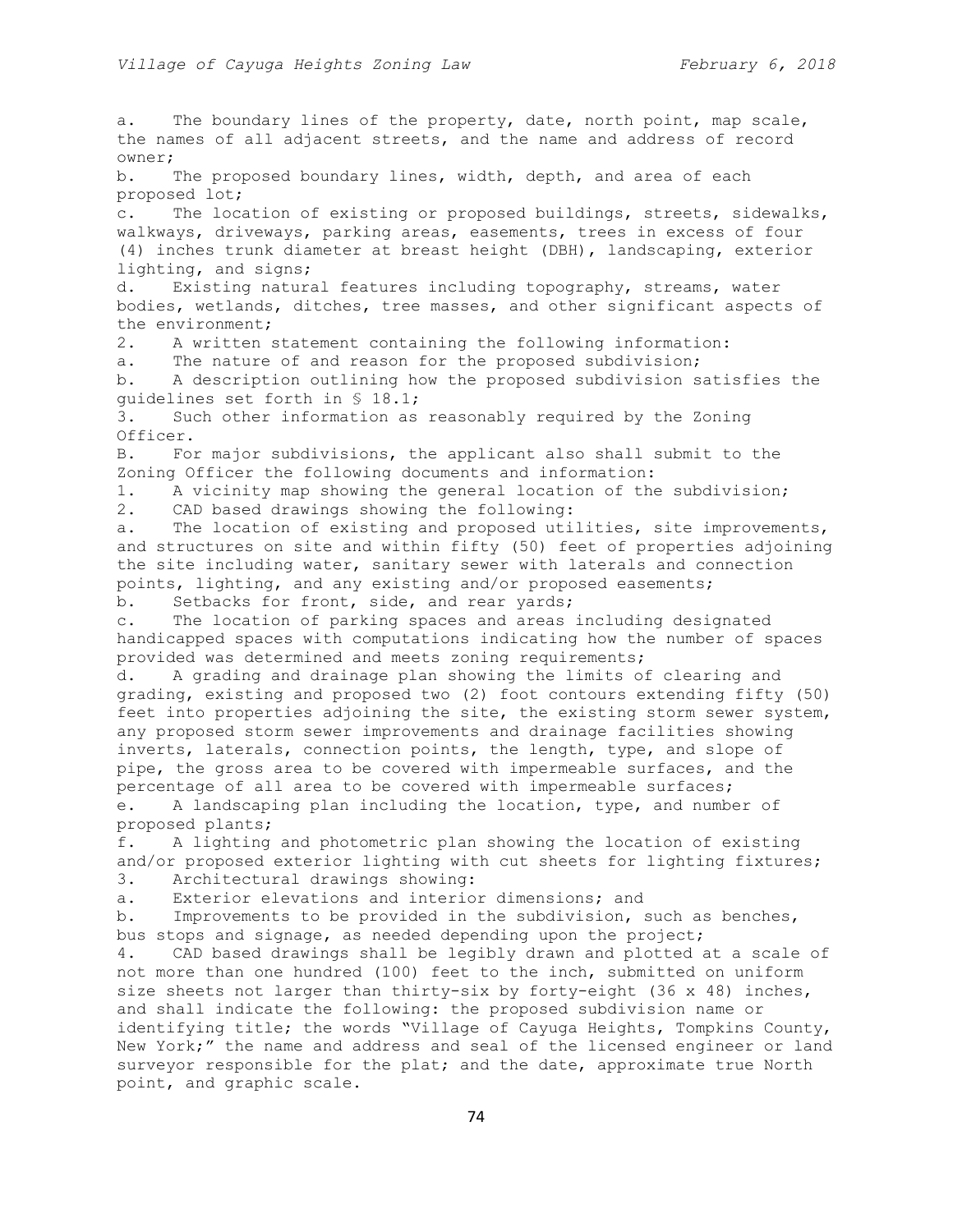a. The boundary lines of the property, date, north point, map scale, the names of all adjacent streets, and the name and address of record owner;

b. The proposed boundary lines, width, depth, and area of each proposed lot;

c. The location of existing or proposed buildings, streets, sidewalks, walkways, driveways, parking areas, easements, trees in excess of four (4) inches trunk diameter at breast height (DBH), landscaping, exterior lighting, and signs;

d. Existing natural features including topography, streams, water bodies, wetlands, ditches, tree masses, and other significant aspects of the environment;

2. A written statement containing the following information:

a. The nature of and reason for the proposed subdivision;

b. A description outlining how the proposed subdivision satisfies the guidelines set forth in § 18.1;

3. Such other information as reasonably required by the Zoning Officer.

B. For major subdivisions, the applicant also shall submit to the Zoning Officer the following documents and information:

1. A vicinity map showing the general location of the subdivision;

2. CAD based drawings showing the following:

a. The location of existing and proposed utilities, site improvements, and structures on site and within fifty (50) feet of properties adjoining the site including water, sanitary sewer with laterals and connection points, lighting, and any existing and/or proposed easements;

b. Setbacks for front, side, and rear yards;

c. The location of parking spaces and areas including designated handicapped spaces with computations indicating how the number of spaces provided was determined and meets zoning requirements;

d. A grading and drainage plan showing the limits of clearing and grading, existing and proposed two (2) foot contours extending fifty (50) feet into properties adjoining the site, the existing storm sewer system, any proposed storm sewer improvements and drainage facilities showing inverts, laterals, connection points, the length, type, and slope of pipe, the gross area to be covered with impermeable surfaces, and the percentage of all area to be covered with impermeable surfaces;

e. A landscaping plan including the location, type, and number of proposed plants;

f. A lighting and photometric plan showing the location of existing and/or proposed exterior lighting with cut sheets for lighting fixtures;

3. Architectural drawings showing:

a. Exterior elevations and interior dimensions; and

b. Improvements to be provided in the subdivision, such as benches, bus stops and signage, as needed depending upon the project;

4. CAD based drawings shall be legibly drawn and plotted at a scale of not more than one hundred (100) feet to the inch, submitted on uniform size sheets not larger than thirty-six by forty-eight (36 x 48) inches, and shall indicate the following: the proposed subdivision name or identifying title; the words "Village of Cayuga Heights, Tompkins County, New York;" the name and address and seal of the licensed engineer or land surveyor responsible for the plat; and the date, approximate true North point, and graphic scale.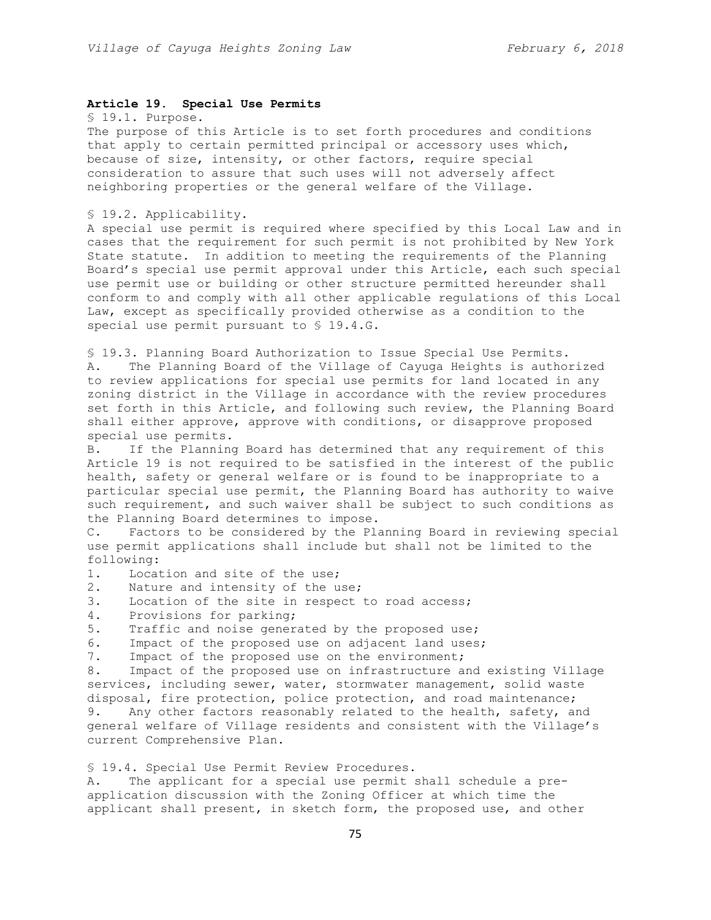## Article 19. Special Use Permits

§ 19.1. Purpose.

The purpose of this Article is to set forth procedures and conditions that apply to certain permitted principal or accessory uses which, because of size, intensity, or other factors, require special consideration to assure that such uses will not adversely affect neighboring properties or the general welfare of the Village.

§ 19.2. Applicability.

A special use permit is required where specified by this Local Law and in cases that the requirement for such permit is not prohibited by New York State statute. In addition to meeting the requirements of the Planning Board's special use permit approval under this Article, each such special use permit use or building or other structure permitted hereunder shall conform to and comply with all other applicable regulations of this Local Law, except as specifically provided otherwise as a condition to the special use permit pursuant to § 19.4.G.

§ 19.3. Planning Board Authorization to Issue Special Use Permits.

A. The Planning Board of the Village of Cayuga Heights is authorized to review applications for special use permits for land located in any zoning district in the Village in accordance with the review procedures set forth in this Article, and following such review, the Planning Board shall either approve, approve with conditions, or disapprove proposed special use permits.

B. If the Planning Board has determined that any requirement of this Article 19 is not required to be satisfied in the interest of the public health, safety or general welfare or is found to be inappropriate to a particular special use permit, the Planning Board has authority to waive such requirement, and such waiver shall be subject to such conditions as the Planning Board determines to impose.

C. Factors to be considered by the Planning Board in reviewing special use permit applications shall include but shall not be limited to the following:

1. Location and site of the use;
2. Nature and intensity of the use;
3. Location of the site in respect to road access;
4. Provisions for parking;
5. Traffic and noise generated by the proposed use;
6. Impact of the proposed use on adjacent land uses;
7. Impact of the proposed use on the environment;
8. Impact of the proposed use on infrastructure and existing Village services, including sewer, water, stormwater management, solid waste disposal, fire protection, police protection, and road maintenance;
9. Any other factors reasonably related to the health, safety, and general welfare of Village residents and consistent with the Village's current Comprehensive Plan.

§ 19.4. Special Use Permit Review Procedures.

A. The applicant for a special use permit shall schedule a pre-application discussion with the Zoning Officer at which time the applicant shall present, in sketch form, the proposed use, and other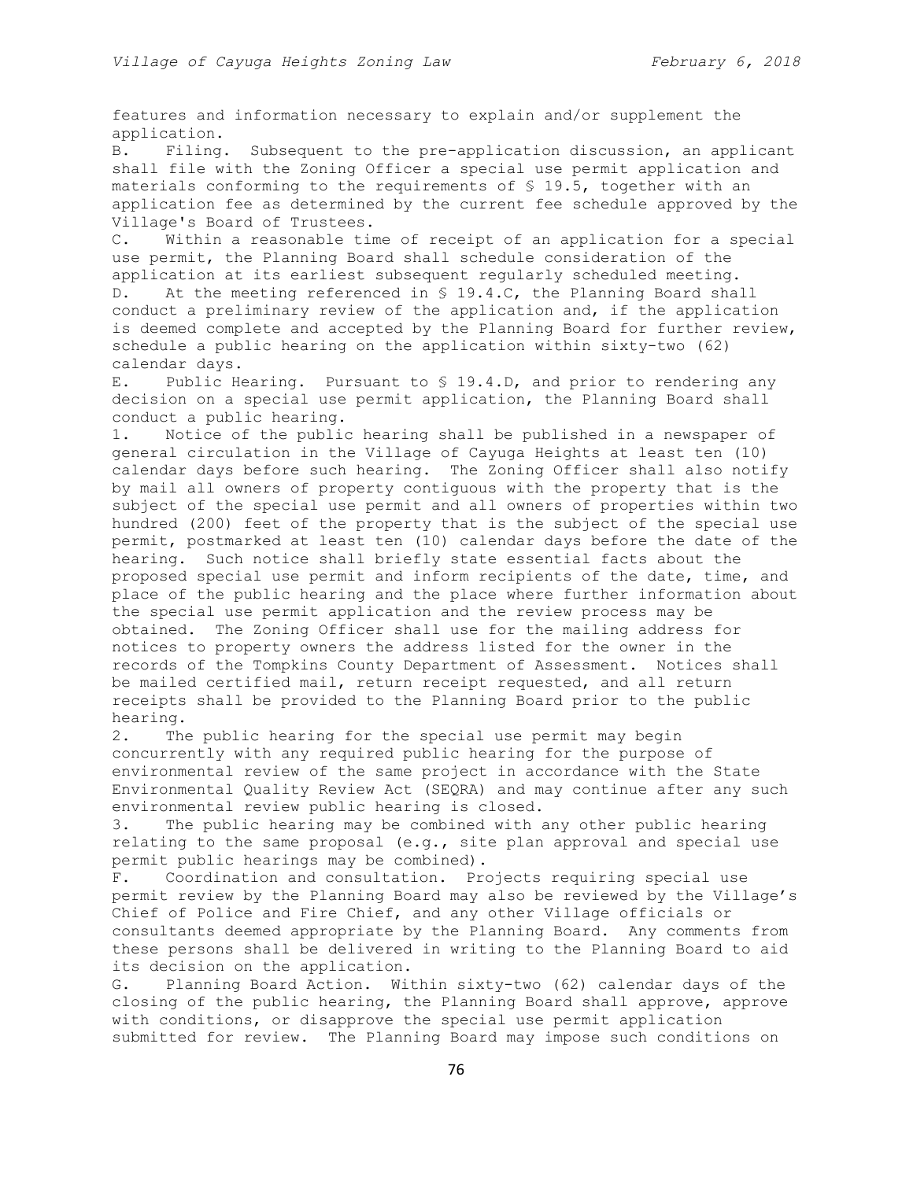features and information necessary to explain and/or supplement the application.

B. Filing. Subsequent to the pre-application discussion, an applicant shall file with the Zoning Officer a special use permit application and materials conforming to the requirements of § 19.5, together with an application fee as determined by the current fee schedule approved by the Village's Board of Trustees.

C. Within a reasonable time of receipt of an application for a special use permit, the Planning Board shall schedule consideration of the application at its earliest subsequent regularly scheduled meeting.

D. At the meeting referenced in § 19.4.C, the Planning Board shall conduct a preliminary review of the application and, if the application is deemed complete and accepted by the Planning Board for further review, schedule a public hearing on the application within sixty-two (62) calendar days.

E. Public Hearing. Pursuant to § 19.4.D, and prior to rendering any decision on a special use permit application, the Planning Board shall conduct a public hearing.

1. Notice of the public hearing shall be published in a newspaper of general circulation in the Village of Cayuga Heights at least ten (10) calendar days before such hearing. The Zoning Officer shall also notify by mail all owners of property contiguous with the property that is the subject of the special use permit and all owners of properties within two hundred (200) feet of the property that is the subject of the special use permit, postmarked at least ten (10) calendar days before the date of the hearing. Such notice shall briefly state essential facts about the proposed special use permit and inform recipients of the date, time, and place of the public hearing and the place where further information about the special use permit application and the review process may be obtained. The Zoning Officer shall use for the mailing address for notices to property owners the address listed for the owner in the records of the Tompkins County Department of Assessment. Notices shall be mailed certified mail, return receipt requested, and all return receipts shall be provided to the Planning Board prior to the public hearing.

2. The public hearing for the special use permit may begin concurrently with any required public hearing for the purpose of environmental review of the same project in accordance with the State Environmental Quality Review Act (SEQRA) and may continue after any such environmental review public hearing is closed.

3. The public hearing may be combined with any other public hearing relating to the same proposal (e.g., site plan approval and special use permit public hearings may be combined).

F. Coordination and consultation. Projects requiring special use permit review by the Planning Board may also be reviewed by the Village's Chief of Police and Fire Chief, and any other Village officials or consultants deemed appropriate by the Planning Board. Any comments from these persons shall be delivered in writing to the Planning Board to aid its decision on the application.

G. Planning Board Action. Within sixty-two (62) calendar days of the closing of the public hearing, the Planning Board shall approve, approve with conditions, or disapprove the special use permit application submitted for review. The Planning Board may impose such conditions on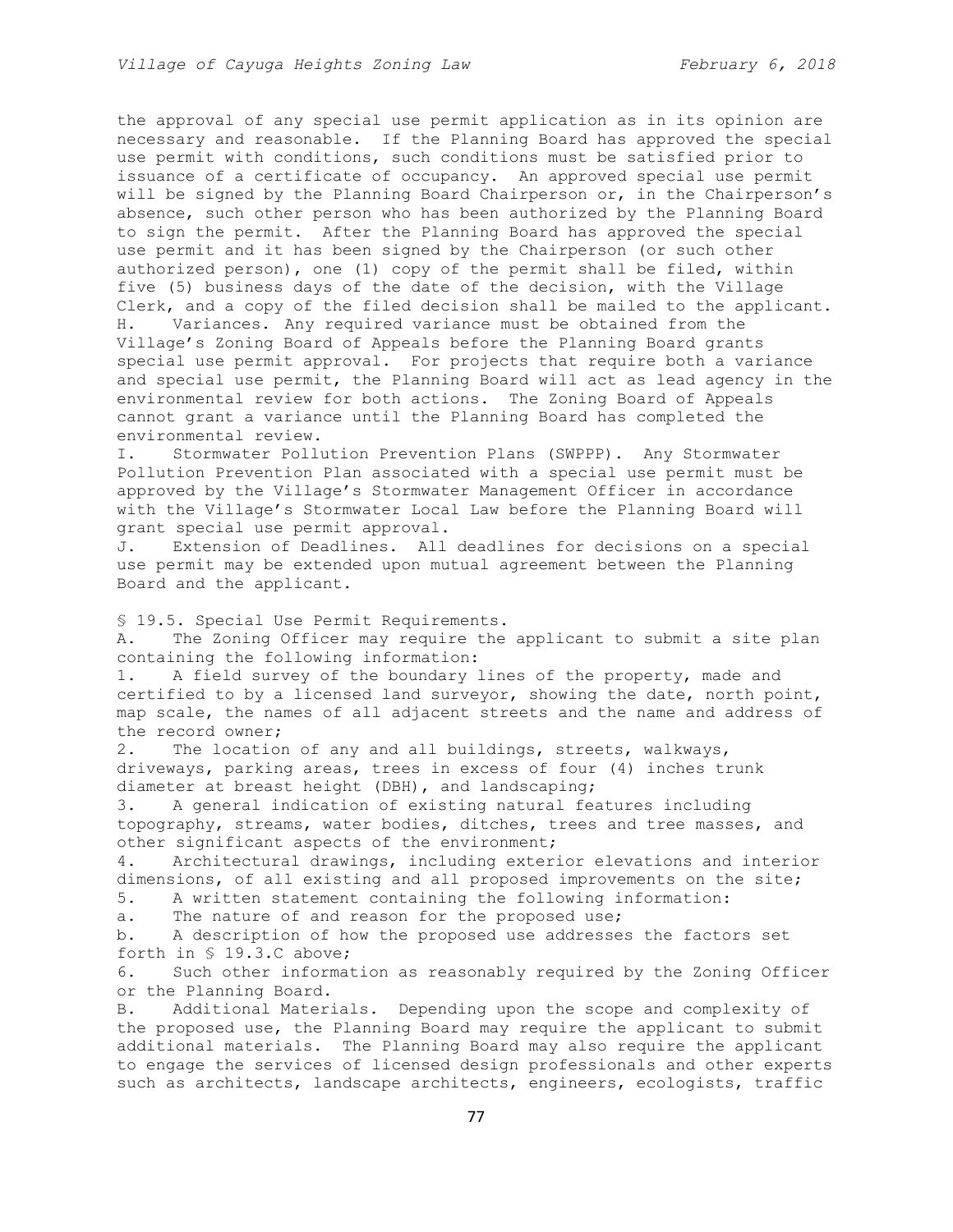the approval of any special use permit application as in its opinion are necessary and reasonable. If the Planning Board has approved the special use permit with conditions, such conditions must be satisfied prior to issuance of a certificate of occupancy. An approved special use permit will be signed by the Planning Board Chairperson or, in the Chairperson's absence, such other person who has been authorized by the Planning Board to sign the permit. After the Planning Board has approved the special use permit and it has been signed by the Chairperson (or such other authorized person), one (1) copy of the permit shall be filed, within five (5) business days of the date of the decision, with the Village Clerk, and a copy of the filed decision shall be mailed to the applicant.

H. Variances. Any required variance must be obtained from the Village's Zoning Board of Appeals before the Planning Board grants special use permit approval. For projects that require both a variance and special use permit, the Planning Board will act as lead agency in the environmental review for both actions. The Zoning Board of Appeals cannot grant a variance until the Planning Board has completed the environmental review.

I. Stormwater Pollution Prevention Plans (SWPPP). Any Stormwater Pollution Prevention Plan associated with a special use permit must be approved by the Village's Stormwater Management Officer in accordance with the Village's Stormwater Local Law before the Planning Board will grant special use permit approval.

J. Extension of Deadlines. All deadlines for decisions on a special use permit may be extended upon mutual agreement between the Planning Board and the applicant.

§ 19.5. Special Use Permit Requirements.

A. The Zoning Officer may require the applicant to submit a site plan containing the following information:

1. A field survey of the boundary lines of the property, made and certified to by a licensed land surveyor, showing the date, north point, map scale, the names of all adjacent streets and the name and address of the record owner;
2. The location of any and all buildings, streets, walkways, driveways, parking areas, trees in excess of four (4) inches trunk diameter at breast height (DBH), and landscaping;
3. A general indication of existing natural features including topography, streams, water bodies, ditches, trees and tree masses, and other significant aspects of the environment;
4. Architectural drawings, including exterior elevations and interior dimensions, of all existing and all proposed improvements on the site;
5. A written statement containing the following information:
   a. The nature of and reason for the proposed use;
   b. A description of how the proposed use addresses the factors set forth in § 19.3.C above;
6. Such other information as reasonably required by the Zoning Officer or the Planning Board.

B. Additional Materials. Depending upon the scope and complexity of the proposed use, the Planning Board may require the applicant to submit additional materials. The Planning Board may also require the applicant to engage the services of licensed design professionals and other experts such as architects, landscape architects, engineers, ecologists, traffic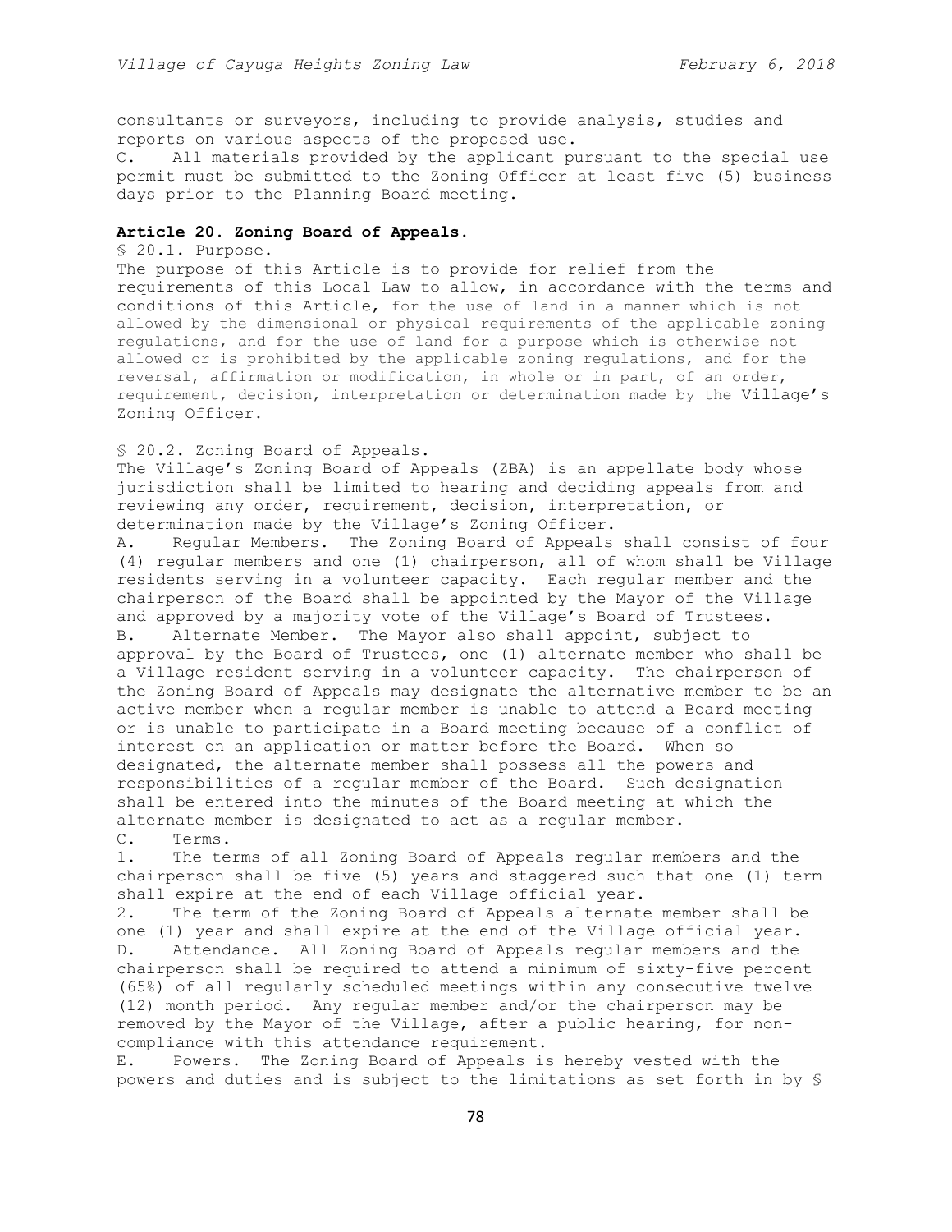consultants or surveyors, including to provide analysis, studies and reports on various aspects of the proposed use.

C. All materials provided by the applicant pursuant to the special use permit must be submitted to the Zoning Officer at least five (5) business days prior to the Planning Board meeting.

**Article 20. Zoning Board of Appeals.**

§ 20.1. Purpose.

The purpose of this Article is to provide for relief from the requirements of this Local Law to allow, in accordance with the terms and conditions of this Article, for the use of land in a manner which is not allowed by the dimensional or physical requirements of the applicable zoning regulations, and for the use of land for a purpose which is otherwise not allowed or is prohibited by the applicable zoning regulations, and for the reversal, affirmation or modification, in whole or in part, of an order, requirement, decision, interpretation or determination made by the Village's Zoning Officer.

§ 20.2. Zoning Board of Appeals.

The Village's Zoning Board of Appeals (ZBA) is an appellate body whose jurisdiction shall be limited to hearing and deciding appeals from and reviewing any order, requirement, decision, interpretation, or determination made by the Village's Zoning Officer.

A. Regular Members. The Zoning Board of Appeals shall consist of four (4) regular members and one (1) chairperson, all of whom shall be Village residents serving in a volunteer capacity. Each regular member and the chairperson of the Board shall be appointed by the Mayor of the Village and approved by a majority vote of the Village's Board of Trustees.

B. Alternate Member. The Mayor also shall appoint, subject to approval by the Board of Trustees, one (1) alternate member who shall be a Village resident serving in a volunteer capacity. The chairperson of the Zoning Board of Appeals may designate the alternative member to be an active member when a regular member is unable to attend a Board meeting or is unable to participate in a Board meeting because of a conflict of interest on an application or matter before the Board. When so designated, the alternate member shall possess all the powers and responsibilities of a regular member of the Board. Such designation shall be entered into the minutes of the Board meeting at which the alternate member is designated to act as a regular member.

C. Terms.

1. The terms of all Zoning Board of Appeals regular members and the chairperson shall be five (5) years and staggered such that one (1) term shall expire at the end of each Village official year.

2. The term of the Zoning Board of Appeals alternate member shall be one (1) year and shall expire at the end of the Village official year.

D. Attendance. All Zoning Board of Appeals regular members and the chairperson shall be required to attend a minimum of sixty-five percent (65%) of all regularly scheduled meetings within any consecutive twelve (12) month period. Any regular member and/or the chairperson may be removed by the Mayor of the Village, after a public hearing, for non-compliance with this attendance requirement.

E. Powers. The Zoning Board of Appeals is hereby vested with the powers and duties and is subject to the limitations as set forth in by §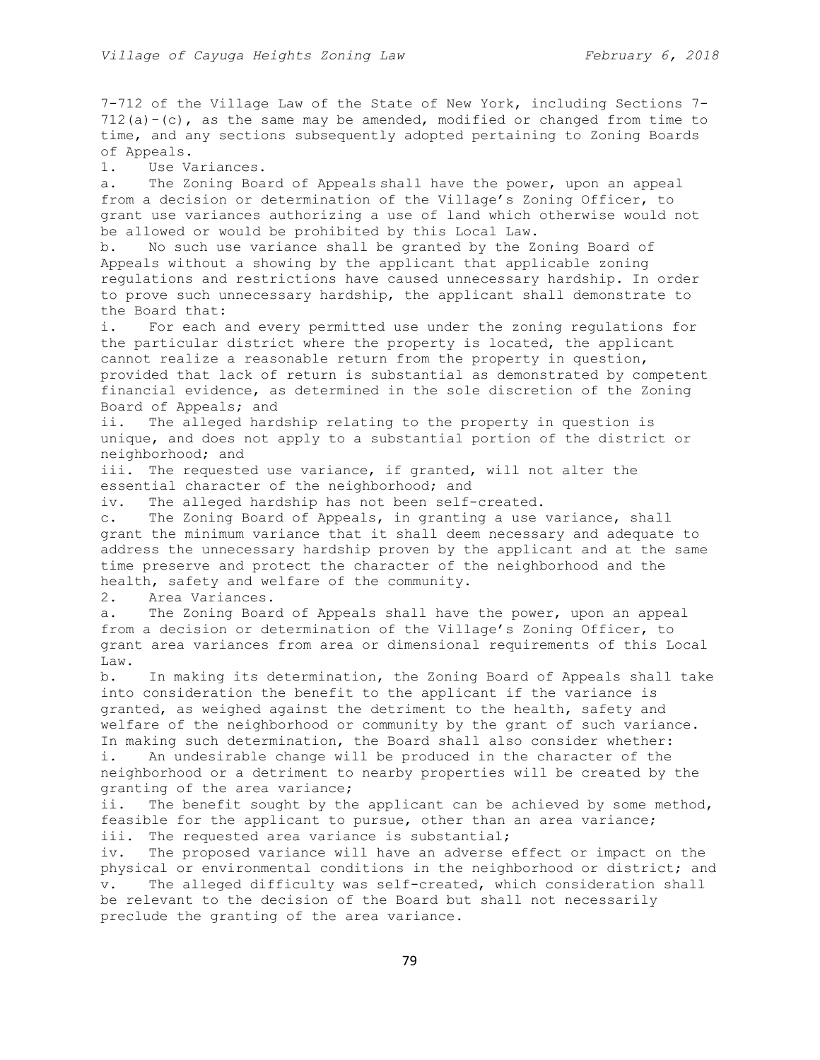7-712 of the Village Law of the State of New York, including Sections 7-712(a)-(c), as the same may be amended, modified or changed from time to time, and any sections subsequently adopted pertaining to Zoning Boards of Appeals.

1. Use Variances.

a. The Zoning Board of Appeals shall have the power, upon an appeal from a decision or determination of the Village's Zoning Officer, to grant use variances authorizing a use of land which otherwise would not be allowed or would be prohibited by this Local Law.

b. No such use variance shall be granted by the Zoning Board of Appeals without a showing by the applicant that applicable zoning regulations and restrictions have caused unnecessary hardship. In order to prove such unnecessary hardship, the applicant shall demonstrate to the Board that:

i. For each and every permitted use under the zoning regulations for the particular district where the property is located, the applicant cannot realize a reasonable return from the property in question, provided that lack of return is substantial as demonstrated by competent financial evidence, as determined in the sole discretion of the Zoning Board of Appeals; and

ii. The alleged hardship relating to the property in question is unique, and does not apply to a substantial portion of the district or neighborhood; and

iii. The requested use variance, if granted, will not alter the essential character of the neighborhood; and

iv. The alleged hardship has not been self-created.

c. The Zoning Board of Appeals, in granting a use variance, shall grant the minimum variance that it shall deem necessary and adequate to address the unnecessary hardship proven by the applicant and at the same time preserve and protect the character of the neighborhood and the health, safety and welfare of the community.

2. Area Variances.

a. The Zoning Board of Appeals shall have the power, upon an appeal from a decision or determination of the Village's Zoning Officer, to grant area variances from area or dimensional requirements of this Local Law.

b. In making its determination, the Zoning Board of Appeals shall take into consideration the benefit to the applicant if the variance is granted, as weighed against the detriment to the health, safety and welfare of the neighborhood or community by the grant of such variance. In making such determination, the Board shall also consider whether:

i. An undesirable change will be produced in the character of the neighborhood or a detriment to nearby properties will be created by the granting of the area variance;

ii. The benefit sought by the applicant can be achieved by some method, feasible for the applicant to pursue, other than an area variance;

iii. The requested area variance is substantial;

iv. The proposed variance will have an adverse effect or impact on the physical or environmental conditions in the neighborhood or district; and

v. The alleged difficulty was self-created, which consideration shall be relevant to the decision of the Board but shall not necessarily preclude the granting of the area variance.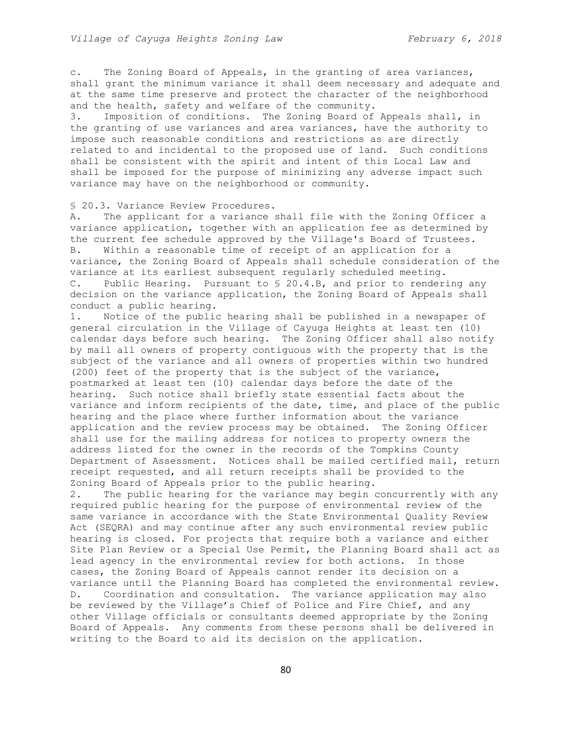c. The Zoning Board of Appeals, in the granting of area variances, shall grant the minimum variance it shall deem necessary and adequate and at the same time preserve and protect the character of the neighborhood and the health, safety and welfare of the community.

3. Imposition of conditions. The Zoning Board of Appeals shall, in the granting of use variances and area variances, have the authority to impose such reasonable conditions and restrictions as are directly related to and incidental to the proposed use of land. Such conditions shall be consistent with the spirit and intent of this Local Law and shall be imposed for the purpose of minimizing any adverse impact such variance may have on the neighborhood or community.

§ 20.3. Variance Review Procedures.

A. The applicant for a variance shall file with the Zoning Officer a variance application, together with an application fee as determined by the current fee schedule approved by the Village's Board of Trustees.

B. Within a reasonable time of receipt of an application for a variance, the Zoning Board of Appeals shall schedule consideration of the variance at its earliest subsequent regularly scheduled meeting.

C. Public Hearing. Pursuant to § 20.4.B, and prior to rendering any decision on the variance application, the Zoning Board of Appeals shall conduct a public hearing.

1. Notice of the public hearing shall be published in a newspaper of general circulation in the Village of Cayuga Heights at least ten (10) calendar days before such hearing. The Zoning Officer shall also notify by mail all owners of property contiguous with the property that is the subject of the variance and all owners of properties within two hundred (200) feet of the property that is the subject of the variance, postmarked at least ten (10) calendar days before the date of the hearing. Such notice shall briefly state essential facts about the variance and inform recipients of the date, time, and place of the public hearing and the place where further information about the variance application and the review process may be obtained. The Zoning Officer shall use for the mailing address for notices to property owners the address listed for the owner in the records of the Tompkins County Department of Assessment. Notices shall be mailed certified mail, return receipt requested, and all return receipts shall be provided to the Zoning Board of Appeals prior to the public hearing.

2. The public hearing for the variance may begin concurrently with any required public hearing for the purpose of environmental review of the same variance in accordance with the State Environmental Quality Review Act (SEQRA) and may continue after any such environmental review public hearing is closed. For projects that require both a variance and either Site Plan Review or a Special Use Permit, the Planning Board shall act as lead agency in the environmental review for both actions. In those cases, the Zoning Board of Appeals cannot render its decision on a variance until the Planning Board has completed the environmental review.

D. Coordination and consultation. The variance application may also be reviewed by the Village's Chief of Police and Fire Chief, and any other Village officials or consultants deemed appropriate by the Zoning Board of Appeals. Any comments from these persons shall be delivered in writing to the Board to aid its decision on the application.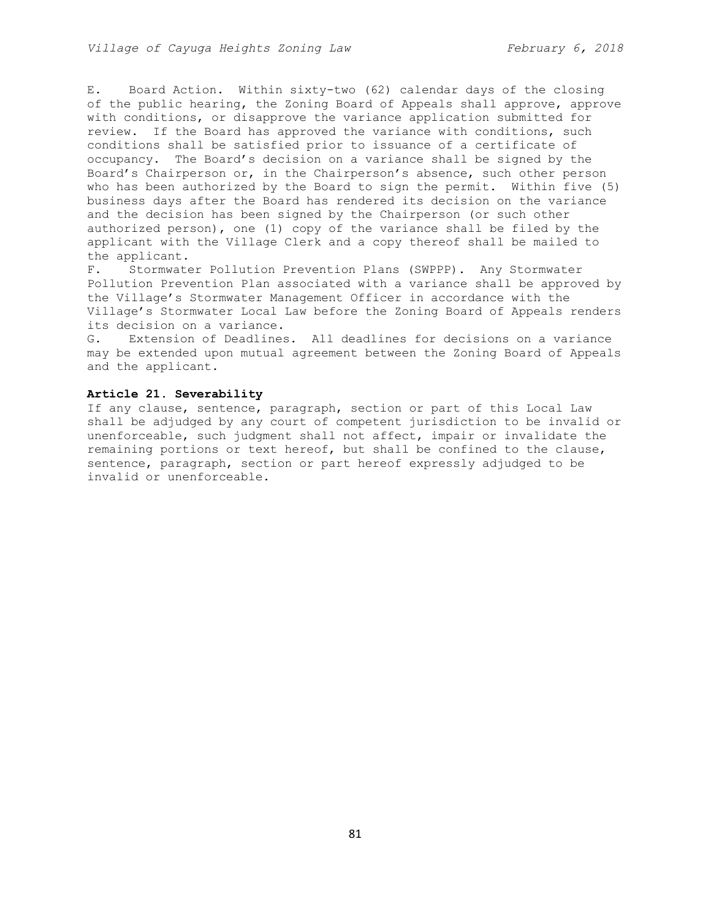E. Board Action. Within sixty-two (62) calendar days of the closing of the public hearing, the Zoning Board of Appeals shall approve, approve with conditions, or disapprove the variance application submitted for review. If the Board has approved the variance with conditions, such conditions shall be satisfied prior to issuance of a certificate of occupancy. The Board's decision on a variance shall be signed by the Board's Chairperson or, in the Chairperson's absence, such other person who has been authorized by the Board to sign the permit. Within five (5) business days after the Board has rendered its decision on the variance and the decision has been signed by the Chairperson (or such other authorized person), one (1) copy of the variance shall be filed by the applicant with the Village Clerk and a copy thereof shall be mailed to the applicant.

F. Stormwater Pollution Prevention Plans (SWPPP). Any Stormwater Pollution Prevention Plan associated with a variance shall be approved by the Village's Stormwater Management Officer in accordance with the Village's Stormwater Local Law before the Zoning Board of Appeals renders its decision on a variance.

G. Extension of Deadlines. All deadlines for decisions on a variance may be extended upon mutual agreement between the Zoning Board of Appeals and the applicant.

**Article 21. Severability**

If any clause, sentence, paragraph, section or part of this Local Law shall be adjudged by any court of competent jurisdiction to be invalid or unenforceable, such judgment shall not affect, impair or invalidate the remaining portions or text hereof, but shall be confined to the clause, sentence, paragraph, section or part hereof expressly adjudged to be invalid or unenforceable.